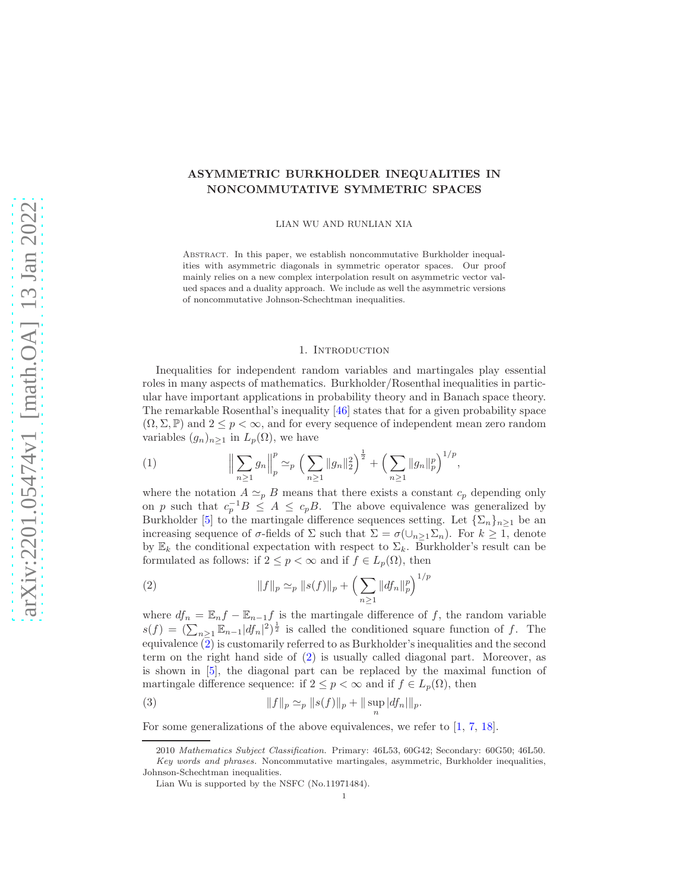# ASYMMETRIC BURKHOLDER INEQUALITIES IN NONCOMMUTATIVE SYMMETRIC SPACES

LIAN WU AND RUNLIAN XIA

Abstract. In this paper, we establish noncommutative Burkholder inequalities with asymmetric diagonals in symmetric operator spaces. Our proof mainly relies on a new complex interpolation result on asymmetric vector valued spaces and a duality approach. We include as well the asymmetric versions of noncommutative Johnson-Schechtman inequalities.

## 1. Introduction

Inequalities for independent random variables and martingales play essential roles in many aspects of mathematics. Burkholder/Rosenthal inequalities in particular have important applications in probability theory and in Banach space theory. The remarkable Rosenthal's inequality [46] states that for a given probability space $(\Omega, \Sigma, \mathbb{P})$ and $2 \leq p < \infty$, and for every sequence of independent mean zero random variables $(g_n)_{n\geq 1}$ in $L_p(\Omega)$, we have

$$\Big\| \sum_{n\geq 1} g_n \Big\|_p^p \simeq_p \Big( \sum_{n\geq 1} \|g_n\|_2^2 \Big)^{\frac{1}{2}} + \Big( \sum_{n\geq 1} \|g_n\|_p^p \Big)^{1/p}, \tag{1}$$

where the notation $A \simeq_p B$ means that there exists a constant $c_p$ depending only on $p$ such that $c_p^{-1} B \leq A \leq c_p B$. The above equivalence was generalized by Burkholder [5] to the martingale difference sequences setting. Let $\{\Sigma_n\}_{n\geq 1}$ be an increasing sequence of $\sigma$-fields of $\Sigma$ such that $\Sigma = \sigma(\cup_{n\geq 1} \Sigma_n)$. For $k \geq 1$, denote by $\mathbb{E}_k$ the conditional expectation with respect to $\Sigma_k$. Burkholder's result can be formulated as follows: if $2 \leq p < \infty$ and if $f \in L_p(\Omega)$, then

$$\|f\|_p \simeq_p \|s(f)\|_p + \Big( \sum_{n\geq 1} \|df_n\|_p^p \Big)^{1/p} \tag{2}$$

where $df_n = \mathbb{E}_n f - \mathbb{E}_{n-1} f$ is the martingale difference of $f$, the random variable $s(f) = (\sum_{n\geq 1} \mathbb{E}_{n-1} |df_n|^2)^{\frac{1}{2}}$ is called the conditioned square function of $f$. The equivalence (2) is customarily referred to as Burkholder's inequalities and the second term on the right hand side of (2) is usually called diagonal part. Moreover, as is shown in [5], the diagonal part can be replaced by the maximal function of martingale difference sequence: if $2 \leq p < \infty$ and if $f \in L_p(\Omega)$, then

$$\|f\|_p \simeq_p \|s(f)\|_p + \| \sup_n |df_n| \|_p. \tag{3}$$

For some generalizations of the above equivalences, we refer to [1, 7, 18].

2010 *Mathematics Subject Classification.* Primary: 46L53, 60G42; Secondary: 60G50; 46L50.

*Key words and phrases.* Noncommutative martingales, asymmetric, Burkholder inequalities, Johnson-Schechtman inequalities.

Lian Wu is supported by the NSFC (No.11971484).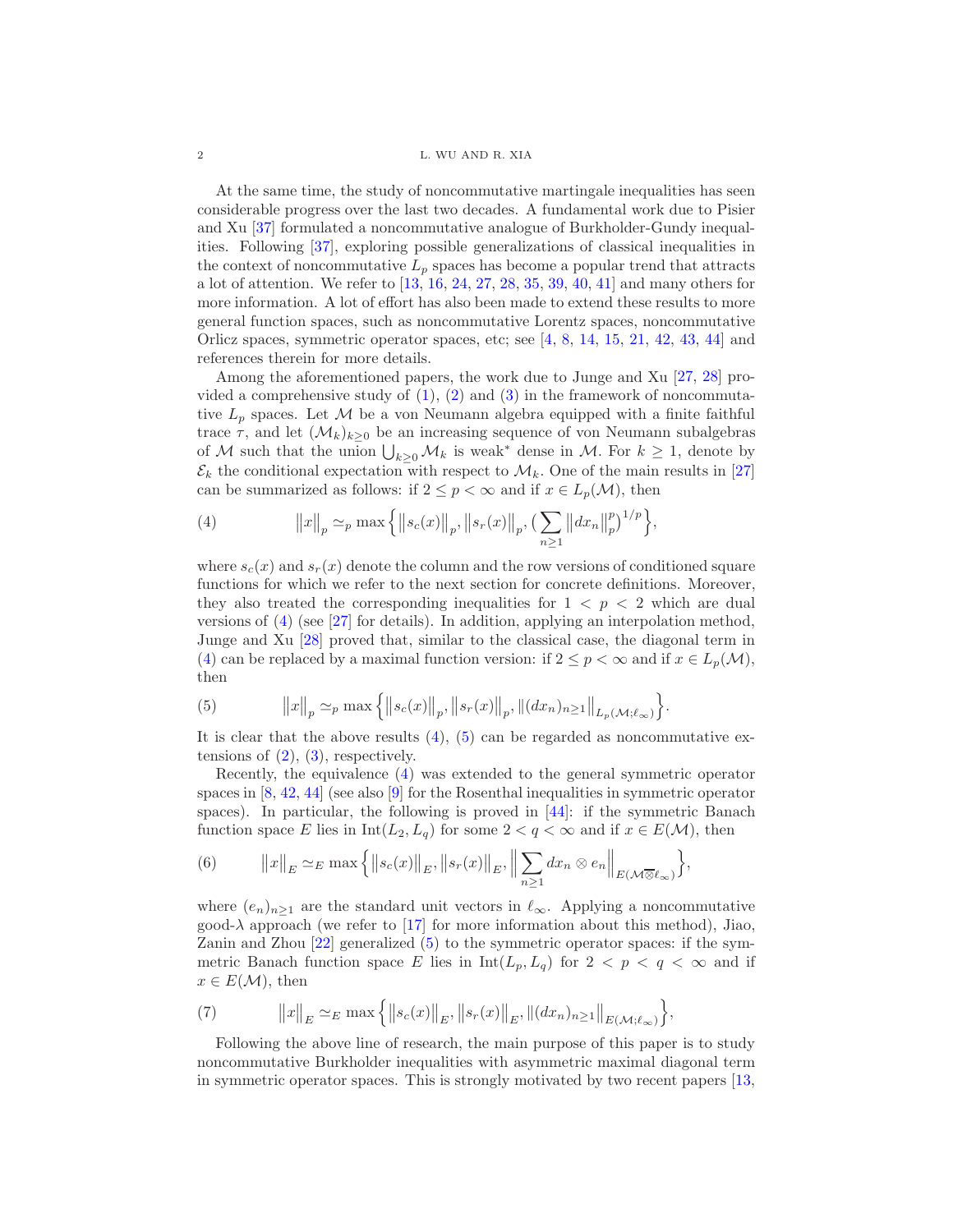At the same time, the study of noncommutative martingale inequalities has seen considerable progress over the last two decades. A fundamental work due to Pisier and Xu [37] formulated a noncommutative analogue of Burkholder-Gundy inequalities. Following [37], exploring possible generalizations of classical inequalities in the context of noncommutative $L_p$ spaces has become a popular trend that attracts a lot of attention. We refer to [13, 16, 24, 27, 28, 35, 39, 40, 41] and many others for more information. A lot of effort has also been made to extend these results to more general function spaces, such as noncommutative Lorentz spaces, noncommutative Orlicz spaces, symmetric operator spaces, etc; see [4, 8, 14, 15, 21, 42, 43, 44] and references therein for more details.

Among the aforementioned papers, the work due to Junge and Xu [27, 28] provided a comprehensive study of (1), (2) and (3) in the framework of noncommutative $L_p$ spaces. Let $\mathcal{M}$ be a von Neumann algebra equipped with a finite faithful trace $\tau$, and let $(\mathcal{M}_k)_{k\geq 0}$ be an increasing sequence of von Neumann subalgebras of $\mathcal{M}$ such that the union $\bigcup_{k\geq 0}\mathcal{M}_k$ is weak$^*$ dense in $\mathcal{M}$. For $k\geq 1$, denote by $\mathcal{E}_k$ the conditional expectation with respect to $\mathcal{M}_k$. One of the main results in [27] can be summarized as follows: if $2\leq p<\infty$ and if $x\in L_p(\mathcal{M})$, then

$$\|x\|_p \simeq_p \max\Big\{\|s_c(x)\|_p, \|s_r(x)\|_p, \big(\sum_{n\geq 1}\|dx_n\|_p^p\big)^{1/p}\Big\}, \tag{4}$$

where $s_c(x)$ and $s_r(x)$ denote the column and the row versions of conditioned square functions for which we refer to the next section for concrete definitions. Moreover, they also treated the corresponding inequalities for $1<p<2$ which are dual versions of (4) (see [27] for details). In addition, applying an interpolation method, Junge and Xu [28] proved that, similar to the classical case, the diagonal term in (4) can be replaced by a maximal function version: if $2\leq p<\infty$ and if $x\in L_p(\mathcal{M})$, then

$$\|x\|_p \simeq_p \max\Big\{\|s_c(x)\|_p, \|s_r(x)\|_p, \|(dx_n)_{n\geq 1}\|_{L_p(\mathcal{M};\ell_\infty)}\Big\}. \tag{5}$$

It is clear that the above results (4), (5) can be regarded as noncommutative extensions of (2), (3), respectively.

Recently, the equivalence (4) was extended to the general symmetric operator spaces in [8, 42, 44] (see also [9] for the Rosenthal inequalities in symmetric operator spaces). In particular, the following is proved in [44]: if the symmetric Banach function space $E$ lies in $\mathrm{Int}(L_2, L_q)$ for some $2<q<\infty$ and if $x\in E(\mathcal{M})$, then

$$\|x\|_E \simeq_E \max\Big\{\|s_c(x)\|_E, \|s_r(x)\|_E, \Big\|\sum_{n\geq 1} dx_n\otimes e_n\Big\|_{E(\mathcal{M}\overline{\otimes}\ell_\infty)}\Big\}, \tag{6}$$

where $(e_n)_{n\geq 1}$ are the standard unit vectors in $\ell_\infty$. Applying a noncommutative good-$\lambda$ approach (we refer to [17] for more information about this method), Jiao, Zanin and Zhou [22] generalized (5) to the symmetric operator spaces: if the symmetric Banach function space $E$ lies in $\mathrm{Int}(L_p, L_q)$ for $2<p<q<\infty$ and if $x\in E(\mathcal{M})$, then

$$\|x\|_E \simeq_E \max\Big\{\|s_c(x)\|_E, \|s_r(x)\|_E, \|(dx_n)_{n\geq 1}\|_{E(\mathcal{M};\ell_\infty)}\Big\}, \tag{7}$$

Following the above line of research, the main purpose of this paper is to study noncommutative Burkholder inequalities with asymmetric maximal diagonal term in symmetric operator spaces. This is strongly motivated by two recent papers [13,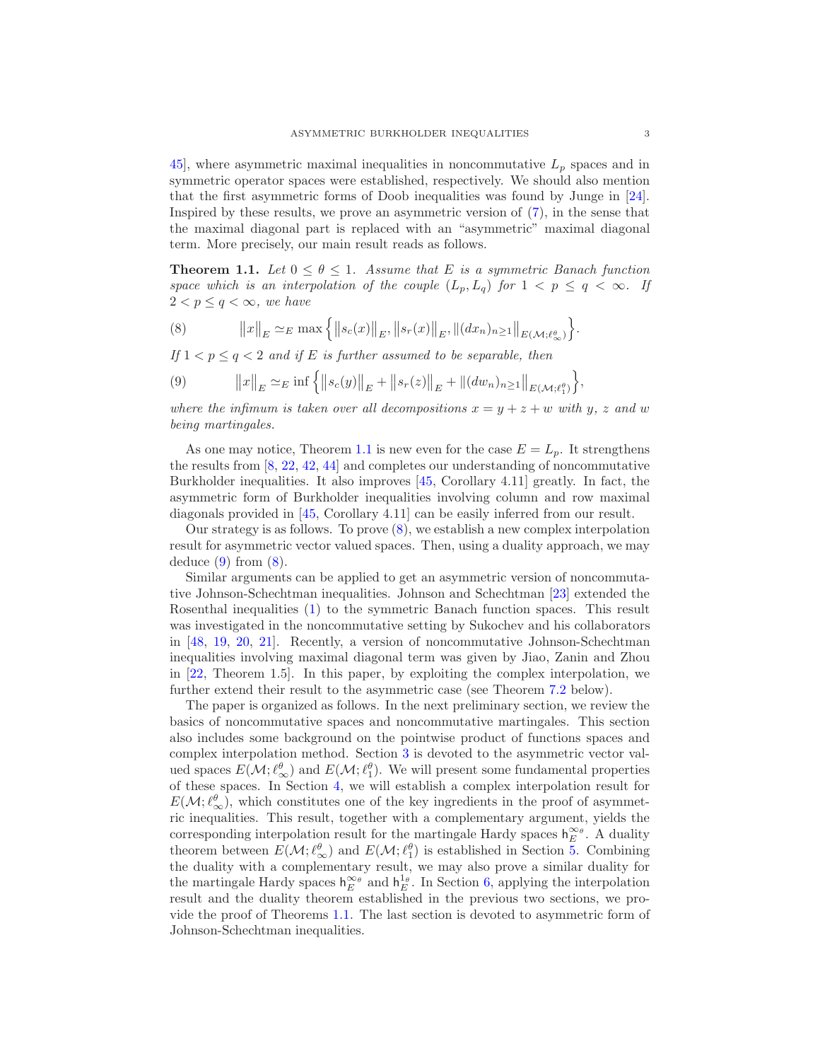45], where asymmetric maximal inequalities in noncommutative $L_p$ spaces and in symmetric operator spaces were established, respectively. We should also mention that the first asymmetric forms of Doob inequalities was found by Junge in [24]. Inspired by these results, we prove an asymmetric version of (7), in the sense that the maximal diagonal part is replaced with an "asymmetric" maximal diagonal term. More precisely, our main result reads as follows.

**Theorem 1.1.** *Let $0 \le \theta \le 1$. Assume that $E$ is a symmetric Banach function space which is an interpolation of the couple $(L_p, L_q)$ for $1 < p \le q < \infty$. If $2 < p \le q < \infty$, we have*

$$\|x\|_E \simeq_E \max\Big\{\|s_c(x)\|_E, \|s_r(x)\|_E, \|(dx_n)_{n\ge1}\|_{E(\mathcal{M};\ell_\infty^\theta)}\Big\}. \tag{8}$$

*If $1 < p \le q < 2$ and if $E$ is further assumed to be separable, then*

$$\|x\|_E \simeq_E \inf\Big\{\|s_c(y)\|_E + \|s_r(z)\|_E + \|(dw_n)_{n\ge1}\|_{E(\mathcal{M};\ell_1^\theta)}\Big\}, \tag{9}$$

*where the infimum is taken over all decompositions $x = y + z + w$ with $y$, $z$ and $w$ being martingales.*

As one may notice, Theorem 1.1 is new even for the case $E = L_p$. It strengthens the results from [8, 22, 42, 44] and completes our understanding of noncommutative Burkholder inequalities. It also improves [45, Corollary 4.11] greatly. In fact, the asymmetric form of Burkholder inequalities involving column and row maximal diagonals provided in [45, Corollary 4.11] can be easily inferred from our result.

Our strategy is as follows. To prove (8), we establish a new complex interpolation result for asymmetric vector valued spaces. Then, using a duality approach, we may deduce (9) from (8).

Similar arguments can be applied to get an asymmetric version of noncommutative Johnson-Schechtman inequalities. Johnson and Schechtman [23] extended the Rosenthal inequalities (1) to the symmetric Banach function spaces. This result was investigated in the noncommutative setting by Sukochev and his collaborators in [48, 19, 20, 21]. Recently, a version of noncommutative Johnson-Schechtman inequalities involving maximal diagonal term was given by Jiao, Zanin and Zhou in [22, Theorem 1.5]. In this paper, by exploiting the complex interpolation, we further extend their result to the asymmetric case (see Theorem 7.2 below).

The paper is organized as follows. In the next preliminary section, we review the basics of noncommutative spaces and noncommutative martingales. This section also includes some background on the pointwise product of functions spaces and complex interpolation method. Section 3 is devoted to the asymmetric vector valued spaces $E(\mathcal{M};\ell_\infty^\theta)$ and $E(\mathcal{M};\ell_1^\theta)$. We will present some fundamental properties of these spaces. In Section 4, we will establish a complex interpolation result for $E(\mathcal{M};\ell_\infty^\theta)$, which constitutes one of the key ingredients in the proof of asymmetric inequalities. This result, together with a complementary argument, yields the corresponding interpolation result for the martingale Hardy spaces $\mathsf{h}_E^{\infty_\theta}$. A duality theorem between $E(\mathcal{M};\ell_\infty^\theta)$ and $E(\mathcal{M};\ell_1^\theta)$ is established in Section 5. Combining the duality with a complementary result, we may also prove a similar duality for the martingale Hardy spaces $\mathsf{h}_E^{\infty_\theta}$ and $\mathsf{h}_E^{1_\theta}$. In Section 6, applying the interpolation result and the duality theorem established in the previous two sections, we provide the proof of Theorems 1.1. The last section is devoted to asymmetric form of Johnson-Schechtman inequalities.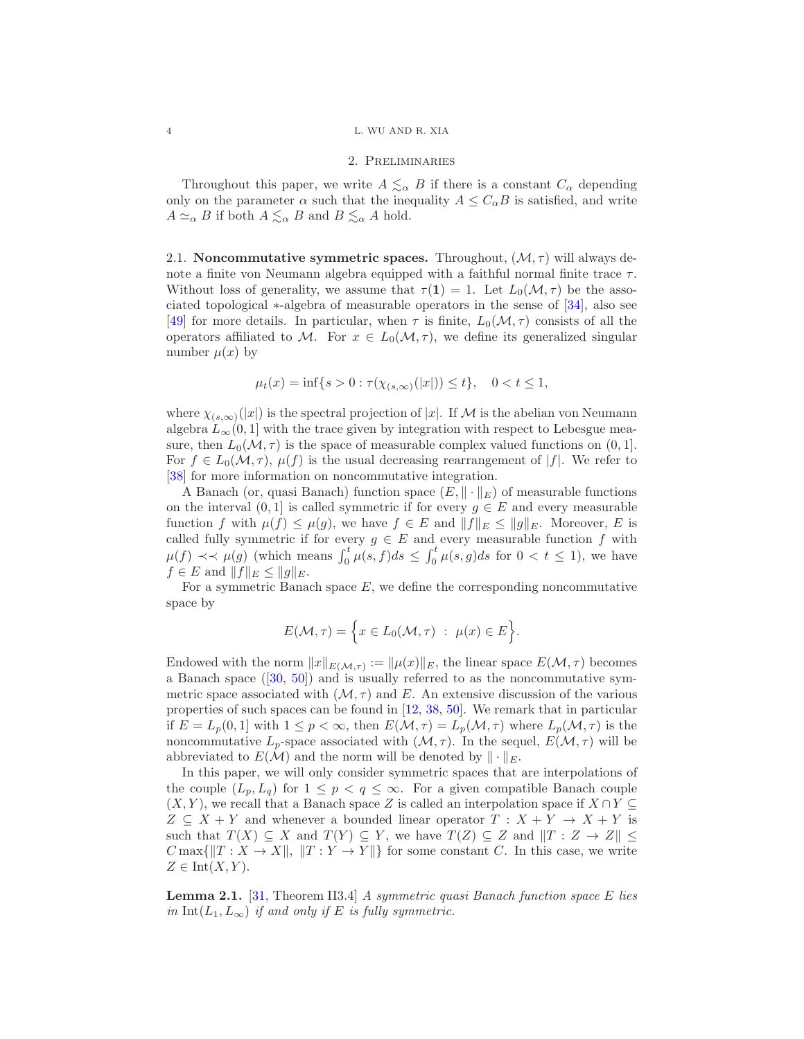## 2. Preliminaries

Throughout this paper, we write $A \lesssim_\alpha B$ if there is a constant $C_\alpha$ depending only on the parameter $\alpha$ such that the inequality $A \le C_\alpha B$ is satisfied, and write $A \simeq_\alpha B$ if both $A \lesssim_\alpha B$ and $B \lesssim_\alpha A$ hold.

### 2.1. Noncommutative symmetric spaces.

Throughout, $(\mathcal{M}, \tau)$ will always denote a finite von Neumann algebra equipped with a faithful normal finite trace $\tau$. Without loss of generality, we assume that $\tau(\mathbf{1}) = 1$. Let $L_0(\mathcal{M}, \tau)$ be the associated topological $*$-algebra of measurable operators in the sense of [34], also see [49] for more details. In particular, when $\tau$ is finite, $L_0(\mathcal{M}, \tau)$ consists of all the operators affiliated to $\mathcal{M}$. For $x \in L_0(\mathcal{M}, \tau)$, we define its generalized singular number $\mu(x)$ by

$$\mu_t(x) = \inf\{s > 0 : \tau(\chi_{(s,\infty)}(|x|)) \le t\}, \quad 0 < t \le 1,$$

where $\chi_{(s,\infty)}(|x|)$ is the spectral projection of $|x|$. If $\mathcal{M}$ is the abelian von Neumann algebra $L_\infty(0,1]$ with the trace given by integration with respect to Lebesgue measure, then $L_0(\mathcal{M}, \tau)$ is the space of measurable complex valued functions on $(0,1]$. For $f \in L_0(\mathcal{M}, \tau)$, $\mu(f)$ is the usual decreasing rearrangement of $|f|$. We refer to [38] for more information on noncommutative integration.

A Banach (or, quasi Banach) function space $(E, \|\cdot\|_E)$ of measurable functions on the interval $(0,1]$ is called symmetric if for every $g \in E$ and every measurable function $f$ with $\mu(f) \le \mu(g)$, we have $f \in E$ and $\|f\|_E \le \|g\|_E$. Moreover, $E$ is called fully symmetric if for every $g \in E$ and every measurable function $f$ with $\mu(f) \prec\prec \mu(g)$ (which means $\int_0^t \mu(s,f)ds \le \int_0^t \mu(s,g)ds$ for $0 < t \le 1$), we have $f \in E$ and $\|f\|_E \le \|g\|_E$.

For a symmetric Banach space $E$, we define the corresponding noncommutative space by

$$E(\mathcal{M}, \tau) = \Big\{ x \in L_0(\mathcal{M}, \tau) \ : \ \mu(x) \in E \Big\}.$$

Endowed with the norm $\|x\|_{E(\mathcal{M},\tau)} := \|\mu(x)\|_E$, the linear space $E(\mathcal{M}, \tau)$ becomes a Banach space ([30, 50]) and is usually referred to as the noncommutative symmetric space associated with $(\mathcal{M}, \tau)$ and $E$. An extensive discussion of the various properties of such spaces can be found in [12, 38, 50]. We remark that in particular if $E = L_p(0,1]$ with $1 \le p < \infty$, then $E(\mathcal{M}, \tau) = L_p(\mathcal{M}, \tau)$ where $L_p(\mathcal{M}, \tau)$ is the noncommutative $L_p$-space associated with $(\mathcal{M}, \tau)$. In the sequel, $E(\mathcal{M}, \tau)$ will be abbreviated to $E(\mathcal{M})$ and the norm will be denoted by $\|\cdot\|_E$.

In this paper, we will only consider symmetric spaces that are interpolations of the couple $(L_p, L_q)$ for $1 \le p < q \le \infty$. For a given compatible Banach couple $(X, Y)$, we recall that a Banach space $Z$ is called an interpolation space if $X \cap Y \subseteq Z \subseteq X + Y$ and whenever a bounded linear operator $T : X + Y \to X + Y$ is such that $T(X) \subseteq X$ and $T(Y) \subseteq Y$, we have $T(Z) \subseteq Z$ and $\|T : Z \to Z\| \le C \max\{\|T : X \to X\|, \ \|T : Y \to Y\|\}$ for some constant $C$. In this case, we write $Z \in \mathrm{Int}(X, Y)$.

**Lemma 2.1.** [31, Theorem II3.4] *A symmetric quasi Banach function space $E$ lies in $\mathrm{Int}(L_1, L_\infty)$ if and only if $E$ is fully symmetric.*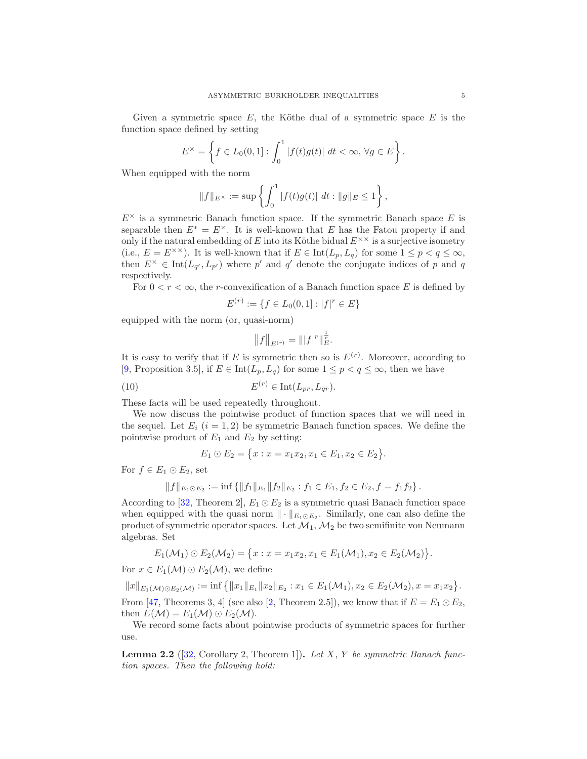Given a symmetric space $E$, the Köthe dual of a symmetric space $E$ is the function space defined by setting

$$E^{\times} = \left\{ f \in L_0(0,1] : \int_0^1 |f(t)g(t)| \, dt < \infty, \, \forall g \in E \right\}.$$

When equipped with the norm

$$\|f\|_{E^{\times}} := \sup \left\{ \int_0^1 |f(t)g(t)| \, dt : \|g\|_E \leq 1 \right\},$$

$E^{\times}$ is a symmetric Banach function space. If the symmetric Banach space $E$ is separable then $E^* = E^{\times}$. It is well-known that $E$ has the Fatou property if and only if the natural embedding of $E$ into its Köthe bidual $E^{\times\times}$ is a surjective isometry (i.e., $E = E^{\times\times}$). It is well-known that if $E \in \mathrm{Int}(L_p, L_q)$ for some $1 \leq p < q \leq \infty$, then $E^{\times} \in \mathrm{Int}(L_{q'}, L_{p'})$ where $p'$ and $q'$ denote the conjugate indices of $p$ and $q$ respectively.

For $0 < r < \infty$, the $r$-convexification of a Banach function space $E$ is defined by

$$E^{(r)} := \{ f \in L_0(0,1] : |f|^r \in E \}$$

equipped with the norm (or, quasi-norm)

$$\|f\|_{E^{(r)}} = \||f|^r\|_E^{\frac{1}{r}}.$$

It is easy to verify that if $E$ is symmetric then so is $E^{(r)}$. Moreover, according to [9, Proposition 3.5], if $E \in \mathrm{Int}(L_p, L_q)$ for some $1 \leq p < q \leq \infty$, then we have

$$E^{(r)} \in \mathrm{Int}(L_{pr}, L_{qr}). \tag{10}$$

These facts will be used repeatedly throughout.

We now discuss the pointwise product of function spaces that we will need in the sequel. Let $E_i$ $(i = 1, 2)$ be symmetric Banach function spaces. We define the pointwise product of $E_1$ and $E_2$ by setting:

$$E_1 \odot E_2 = \{ x : x = x_1 x_2, x_1 \in E_1, x_2 \in E_2 \}.$$

For $f \in E_1 \odot E_2$, set

$$\|f\|_{E_1 \odot E_2} := \inf \{ \|f_1\|_{E_1} \|f_2\|_{E_2} : f_1 \in E_1, f_2 \in E_2, f = f_1 f_2 \}.$$

According to [32, Theorem 2], $E_1 \odot E_2$ is a symmetric quasi Banach function space when equipped with the quasi norm $\|\cdot\|_{E_1 \odot E_2}$. Similarly, one can also define the product of symmetric operator spaces. Let $\mathcal{M}_1, \mathcal{M}_2$ be two semifinite von Neumann algebras. Set

$$E_1(\mathcal{M}_1) \odot E_2(\mathcal{M}_2) = \{ x : x = x_1 x_2, x_1 \in E_1(\mathcal{M}_1), x_2 \in E_2(\mathcal{M}_2) \}.$$

For $x \in E_1(\mathcal{M}) \odot E_2(\mathcal{M})$, we define

$$\|x\|_{E_1(\mathcal{M}) \odot E_2(\mathcal{M})} := \inf \{ \|x_1\|_{E_1} \|x_2\|_{E_2} : x_1 \in E_1(\mathcal{M}_1), x_2 \in E_2(\mathcal{M}_2), x = x_1 x_2 \}.$$

From [47, Theorems 3, 4] (see also [2, Theorem 2.5]), we know that if $E = E_1 \odot E_2$, then $E(\mathcal{M}) = E_1(\mathcal{M}) \odot E_2(\mathcal{M})$.

We record some facts about pointwise products of symmetric spaces for further use.

**Lemma 2.2** ([32, Corollary 2, Theorem 1])**.** *Let $X$, $Y$ be symmetric Banach function spaces. Then the following hold:*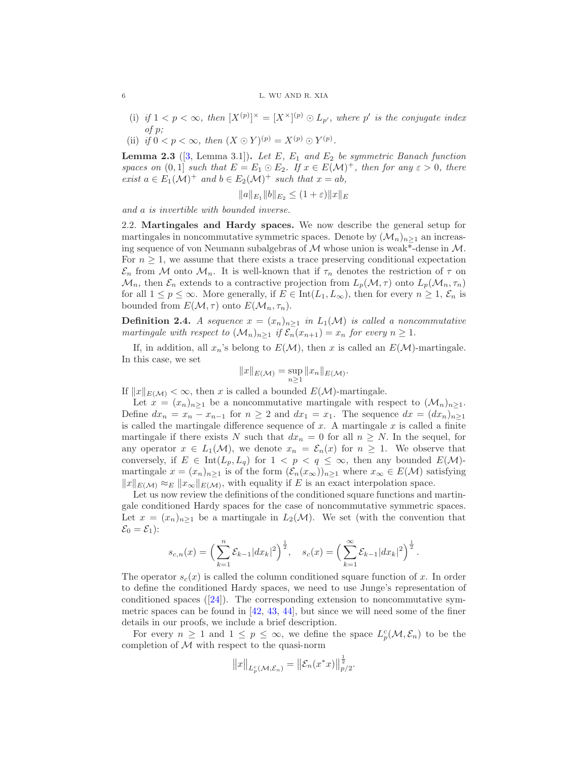(i) *if $1 < p < \infty$, then $[X^{(p)}]^\times = [X^\times]^{(p)} \odot L_{p'}$, where $p'$ is the conjugate index of $p$;*

(ii) *if $0 < p < \infty$, then $(X \odot Y)^{(p)} = X^{(p)} \odot Y^{(p)}$.*

**Lemma 2.3** ([3, Lemma 3.1])**.** *Let $E$, $E_1$ and $E_2$ be symmetric Banach function spaces on $(0, 1]$ such that $E = E_1 \odot E_2$. If $x \in E(\mathcal{M})^+$, then for any $\varepsilon > 0$, there exist $a \in E_1(\mathcal{M})^+$ and $b \in E_2(\mathcal{M})^+$ such that $x = ab$,*

$$\|a\|_{E_1}\|b\|_{E_2} \leq (1 + \varepsilon)\|x\|_E$$

*and $a$ is invertible with bounded inverse.*

2.2. **Martingales and Hardy spaces.** We now describe the general setup for martingales in noncommutative symmetric spaces. Denote by $(\mathcal{M}_n)_{n\geq 1}$ an increasing sequence of von Neumann subalgebras of $\mathcal{M}$ whose union is weak*-dense in $\mathcal{M}$. For $n \geq 1$, we assume that there exists a trace preserving conditional expectation $\mathcal{E}_n$ from $\mathcal{M}$ onto $\mathcal{M}_n$. It is well-known that if $\tau_n$ denotes the restriction of $\tau$ on $\mathcal{M}_n$, then $\mathcal{E}_n$ extends to a contractive projection from $L_p(\mathcal{M}, \tau)$ onto $L_p(\mathcal{M}_n, \tau_n)$ for all $1 \leq p \leq \infty$. More generally, if $E \in \mathrm{Int}(L_1, L_\infty)$, then for every $n \geq 1$, $\mathcal{E}_n$ is bounded from $E(\mathcal{M}, \tau)$ onto $E(\mathcal{M}_n, \tau_n)$.

**Definition 2.4.** *A sequence $x = (x_n)_{n\geq 1}$ in $L_1(\mathcal{M})$ is called a noncommutative martingale with respect to $(\mathcal{M}_n)_{n\geq 1}$ if $\mathcal{E}_n(x_{n+1}) = x_n$ for every $n \geq 1$.*

If, in addition, all $x_n$'s belong to $E(\mathcal{M})$, then $x$ is called an $E(\mathcal{M})$-martingale. In this case, we set

$$\|x\|_{E(\mathcal{M})} = \sup_{n\geq 1} \|x_n\|_{E(\mathcal{M})}.$$

If $\|x\|_{E(\mathcal{M})} < \infty$, then $x$ is called a bounded $E(\mathcal{M})$-martingale.

Let $x = (x_n)_{n\geq 1}$ be a noncommutative martingale with respect to $(\mathcal{M}_n)_{n\geq 1}$. Define $dx_n = x_n - x_{n-1}$ for $n \geq 2$ and $dx_1 = x_1$. The sequence $dx = (dx_n)_{n\geq 1}$ is called the martingale difference sequence of $x$. A martingale $x$ is called a finite martingale if there exists $N$ such that $dx_n = 0$ for all $n \geq N$. In the sequel, for any operator $x \in L_1(\mathcal{M})$, we denote $x_n = \mathcal{E}_n(x)$ for $n \geq 1$. We observe that conversely, if $E \in \mathrm{Int}(L_p, L_q)$ for $1 < p < q \leq \infty$, then any bounded $E(\mathcal{M})$-martingale $x = (x_n)_{n\geq 1}$ is of the form $(\mathcal{E}_n(x_\infty))_{n\geq 1}$ where $x_\infty \in E(\mathcal{M})$ satisfying $\|x\|_{E(\mathcal{M})} \approx_E \|x_\infty\|_{E(\mathcal{M})}$, with equality if $E$ is an exact interpolation space.

Let us now review the definitions of the conditioned square functions and martingale conditioned Hardy spaces for the case of noncommutative symmetric spaces. Let $x = (x_n)_{n\geq 1}$ be a martingale in $L_2(\mathcal{M})$. We set (with the convention that $\mathcal{E}_0 = \mathcal{E}_1$):

$$s_{c,n}(x) = \Big(\sum_{k=1}^{n} \mathcal{E}_{k-1}|dx_k|^2\Big)^{\frac{1}{2}}, \quad s_c(x) = \Big(\sum_{k=1}^{\infty} \mathcal{E}_{k-1}|dx_k|^2\Big)^{\frac{1}{2}}.$$

The operator $s_c(x)$ is called the column conditioned square function of $x$. In order to define the conditioned Hardy spaces, we need to use Junge's representation of conditioned spaces ([24]). The corresponding extension to noncommutative symmetric spaces can be found in [42, 43, 44], but since we will need some of the finer details in our proofs, we include a brief description.

For every $n \geq 1$ and $1 \leq p \leq \infty$, we define the space $L_p^c(\mathcal{M}, \mathcal{E}_n)$ to be the completion of $\mathcal{M}$ with respect to the quasi-norm

$$\|x\|_{L_p^c(\mathcal{M},\mathcal{E}_n)} = \|\mathcal{E}_n(x^*x)\|_{p/2}^{\frac{1}{2}}.$$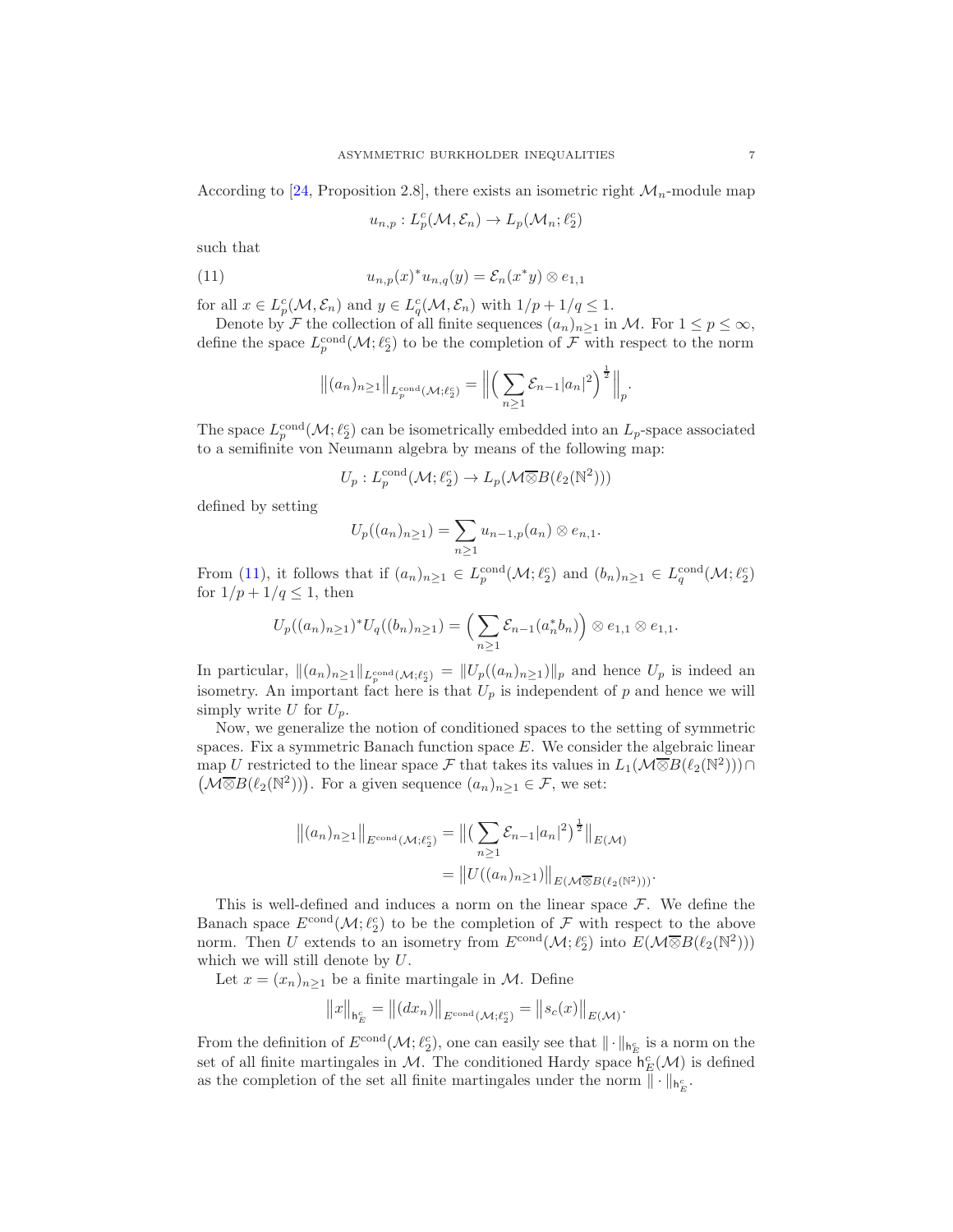According to [24, Proposition 2.8], there exists an isometric right $\mathcal{M}_n$-module map

$$u_{n,p} : L_p^c(\mathcal{M}, \mathcal{E}_n) \to L_p(\mathcal{M}_n; \ell_2^c)$$

such that

$$u_{n,p}(x)^* u_{n,q}(y) = \mathcal{E}_n(x^* y) \otimes e_{1,1} \tag{11}$$

for all $x \in L_p^c(\mathcal{M}, \mathcal{E}_n)$ and $y \in L_q^c(\mathcal{M}, \mathcal{E}_n)$ with $1/p + 1/q \leq 1$.

Denote by $\mathcal{F}$ the collection of all finite sequences $(a_n)_{n\geq 1}$ in $\mathcal{M}$. For $1 \leq p \leq \infty$, define the space $L_p^{\mathrm{cond}}(\mathcal{M}; \ell_2^c)$ to be the completion of $\mathcal{F}$ with respect to the norm

$$\big\|(a_n)_{n\geq 1}\big\|_{L_p^{\mathrm{cond}}(\mathcal{M};\ell_2^c)} = \Big\| \Big( \sum_{n\geq 1} \mathcal{E}_{n-1}|a_n|^2 \Big)^{\frac{1}{2}} \Big\|_p.$$

The space $L_p^{\mathrm{cond}}(\mathcal{M}; \ell_2^c)$ can be isometrically embedded into an $L_p$-space associated to a semifinite von Neumann algebra by means of the following map:

$$U_p : L_p^{\mathrm{cond}}(\mathcal{M}; \ell_2^c) \to L_p(\mathcal{M}\overline{\otimes} B(\ell_2(\mathbb{N}^2)))$$

defined by setting

$$U_p((a_n)_{n\geq 1}) = \sum_{n\geq 1} u_{n-1,p}(a_n) \otimes e_{n,1}.$$

From (11), it follows that if $(a_n)_{n\geq 1} \in L_p^{\mathrm{cond}}(\mathcal{M}; \ell_2^c)$ and $(b_n)_{n\geq 1} \in L_q^{\mathrm{cond}}(\mathcal{M}; \ell_2^c)$ for $1/p + 1/q \leq 1$, then

$$U_p((a_n)_{n\geq 1})^* U_q((b_n)_{n\geq 1}) = \Big( \sum_{n\geq 1} \mathcal{E}_{n-1}(a_n^* b_n) \Big) \otimes e_{1,1} \otimes e_{1,1}.$$

In particular, $\|(a_n)_{n\geq 1}\|_{L_p^{\mathrm{cond}}(\mathcal{M};\ell_2^c)} = \|U_p((a_n)_{n\geq 1})\|_p$ and hence $U_p$ is indeed an isometry. An important fact here is that $U_p$ is independent of $p$ and hence we will simply write $U$ for $U_p$.

Now, we generalize the notion of conditioned spaces to the setting of symmetric spaces. Fix a symmetric Banach function space $E$. We consider the algebraic linear map $U$ restricted to the linear space $\mathcal{F}$ that takes its values in $L_1(\mathcal{M}\overline{\otimes} B(\ell_2(\mathbb{N}^2))) \cap \big(\mathcal{M}\overline{\otimes} B(\ell_2(\mathbb{N}^2))\big)$. For a given sequence $(a_n)_{n\geq 1} \in \mathcal{F}$, we set:

$$\begin{aligned}
\big\|(a_n)_{n\geq 1}\big\|_{E^{\mathrm{cond}}(\mathcal{M};\ell_2^c)} &= \big\| \big( \sum_{n\geq 1} \mathcal{E}_{n-1}|a_n|^2 \big)^{\frac{1}{2}} \big\|_{E(\mathcal{M})} \\
&= \big\| U((a_n)_{n\geq 1}) \big\|_{E(\mathcal{M}\overline{\otimes} B(\ell_2(\mathbb{N}^2)))}.
\end{aligned}$$

This is well-defined and induces a norm on the linear space $\mathcal{F}$. We define the Banach space $E^{\mathrm{cond}}(\mathcal{M}; \ell_2^c)$ to be the completion of $\mathcal{F}$ with respect to the above norm. Then $U$ extends to an isometry from $E^{\mathrm{cond}}(\mathcal{M}; \ell_2^c)$ into $E(\mathcal{M}\overline{\otimes} B(\ell_2(\mathbb{N}^2)))$ which we will still denote by $U$.

Let $x = (x_n)_{n\geq 1}$ be a finite martingale in $\mathcal{M}$. Define

$$\|x\|_{\mathsf{h}_E^c} = \big\|(dx_n)\big\|_{E^{\mathrm{cond}}(\mathcal{M};\ell_2^c)} = \big\|s_c(x)\big\|_{E(\mathcal{M})}.$$

From the definition of $E^{\mathrm{cond}}(\mathcal{M}; \ell_2^c)$, one can easily see that $\|\cdot\|_{\mathsf{h}_E^c}$ is a norm on the set of all finite martingales in $\mathcal{M}$. The conditioned Hardy space $\mathsf{h}_E^c(\mathcal{M})$ is defined as the completion of the set all finite martingales under the norm $\|\cdot\|_{\mathsf{h}_E^c}$.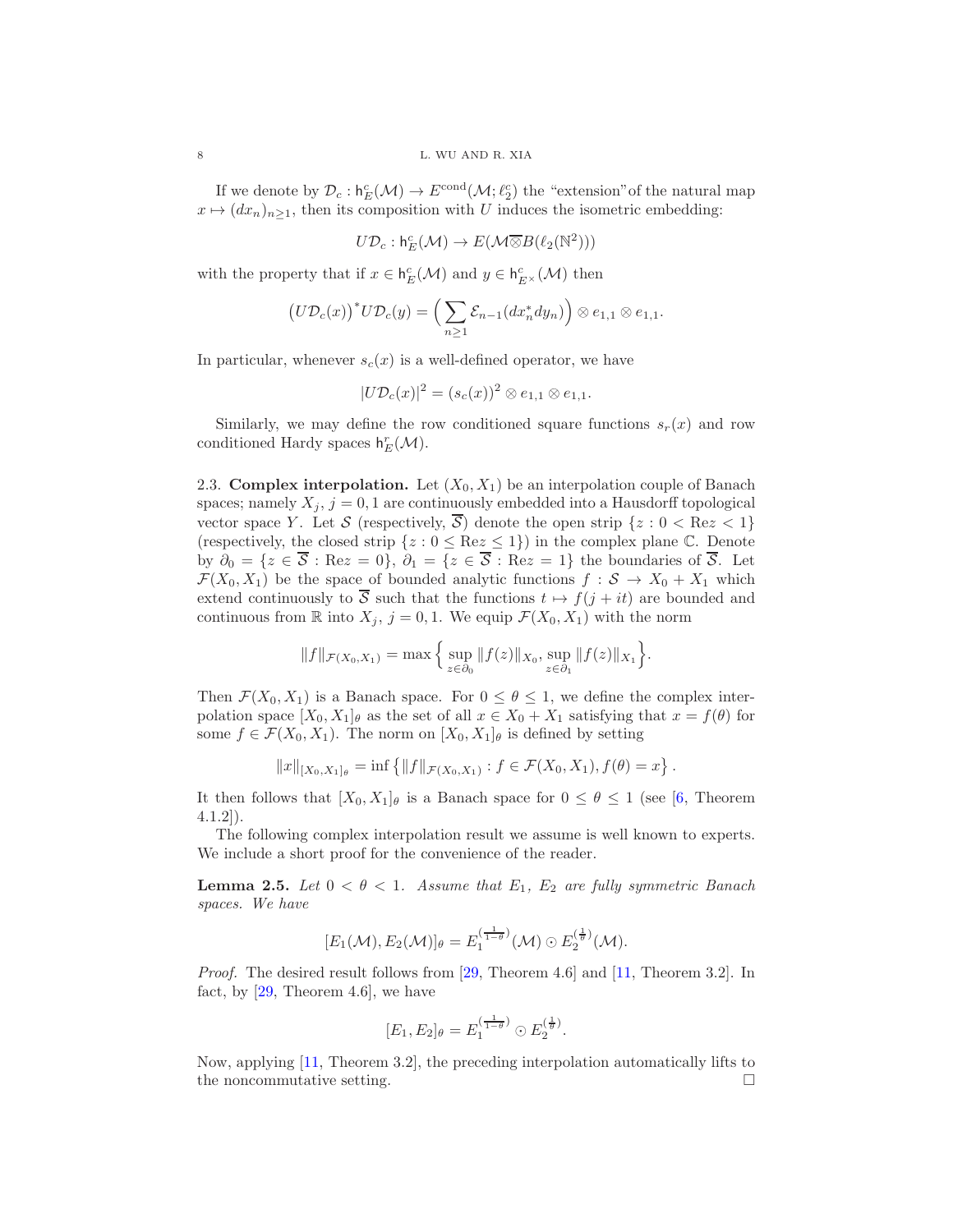If we denote by $\mathcal{D}_c : \mathsf{h}_E^c(\mathcal{M}) \to E^{\text{cond}}(\mathcal{M}; \ell_2^c)$ the "extension"of the natural map $x \mapsto (dx_n)_{n\geq 1}$, then its composition with $U$ induces the isometric embedding:

$$U\mathcal{D}_c : \mathsf{h}_E^c(\mathcal{M}) \to E(\mathcal{M}\overline{\otimes}B(\ell_2(\mathbb{N}^2)))$$

with the property that if $x \in \mathsf{h}_E^c(\mathcal{M})$ and $y \in \mathsf{h}_{E^\times}^c(\mathcal{M})$ then

$$\big(U\mathcal{D}_c(x)\big)^* U\mathcal{D}_c(y) = \Big(\sum_{n\geq 1} \mathcal{E}_{n-1}(dx_n^* dy_n)\Big) \otimes e_{1,1} \otimes e_{1,1}.$$

In particular, whenever $s_c(x)$ is a well-defined operator, we have

$$|U\mathcal{D}_c(x)|^2 = (s_c(x))^2 \otimes e_{1,1} \otimes e_{1,1}.$$

Similarly, we may define the row conditioned square functions $s_r(x)$ and row conditioned Hardy spaces $\mathsf{h}_E^r(\mathcal{M})$.

**2.3. Complex interpolation.** Let $(X_0, X_1)$ be an interpolation couple of Banach spaces; namely $X_j$, $j = 0, 1$ are continuously embedded into a Hausdorff topological vector space $Y$. Let $\mathcal{S}$ (respectively, $\overline{\mathcal{S}}$) denote the open strip $\{z : 0 < \text{Re}z < 1\}$ (respectively, the closed strip $\{z : 0 \leq \text{Re}z \leq 1\}$) in the complex plane $\mathbb{C}$. Denote by $\partial_0 = \{z \in \overline{\mathcal{S}} : \text{Re}z = 0\}$, $\partial_1 = \{z \in \overline{\mathcal{S}} : \text{Re}z = 1\}$ the boundaries of $\overline{\mathcal{S}}$. Let $\mathcal{F}(X_0, X_1)$ be the space of bounded analytic functions $f : \mathcal{S} \to X_0 + X_1$ which extend continuously to $\overline{\mathcal{S}}$ such that the functions $t \mapsto f(j + it)$ are bounded and continuous from $\mathbb{R}$ into $X_j$, $j = 0, 1$. We equip $\mathcal{F}(X_0, X_1)$ with the norm

$$\|f\|_{\mathcal{F}(X_0,X_1)} = \max\Big\{\sup_{z\in\partial_0} \|f(z)\|_{X_0}, \sup_{z\in\partial_1} \|f(z)\|_{X_1}\Big\}.$$

Then $\mathcal{F}(X_0, X_1)$ is a Banach space. For $0 \leq \theta \leq 1$, we define the complex interpolation space $[X_0, X_1]_\theta$ as the set of all $x \in X_0 + X_1$ satisfying that $x = f(\theta)$ for some $f \in \mathcal{F}(X_0, X_1)$. The norm on $[X_0, X_1]_\theta$ is defined by setting

$$\|x\|_{[X_0,X_1]_\theta} = \inf\left\{\|f\|_{\mathcal{F}(X_0,X_1)} : f \in \mathcal{F}(X_0, X_1), f(\theta) = x\right\}.$$

It then follows that $[X_0, X_1]_\theta$ is a Banach space for $0 \leq \theta \leq 1$ (see [6, Theorem 4.1.2]).

The following complex interpolation result we assume is well known to experts. We include a short proof for the convenience of the reader.

**Lemma 2.5.** *Let $0 < \theta < 1$. Assume that $E_1$, $E_2$ are fully symmetric Banach spaces. We have*

$$[E_1(\mathcal{M}), E_2(\mathcal{M})]_\theta = E_1^{(\frac{1}{1-\theta})}(\mathcal{M}) \odot E_2^{(\frac{1}{\theta})}(\mathcal{M}).$$

*Proof.* The desired result follows from [29, Theorem 4.6] and [11, Theorem 3.2]. In fact, by [29, Theorem 4.6], we have

$$[E_1, E_2]_\theta = E_1^{(\frac{1}{1-\theta})} \odot E_2^{(\frac{1}{\theta})}.$$

Now, applying [11, Theorem 3.2], the preceding interpolation automatically lifts to the noncommutative setting. $\square$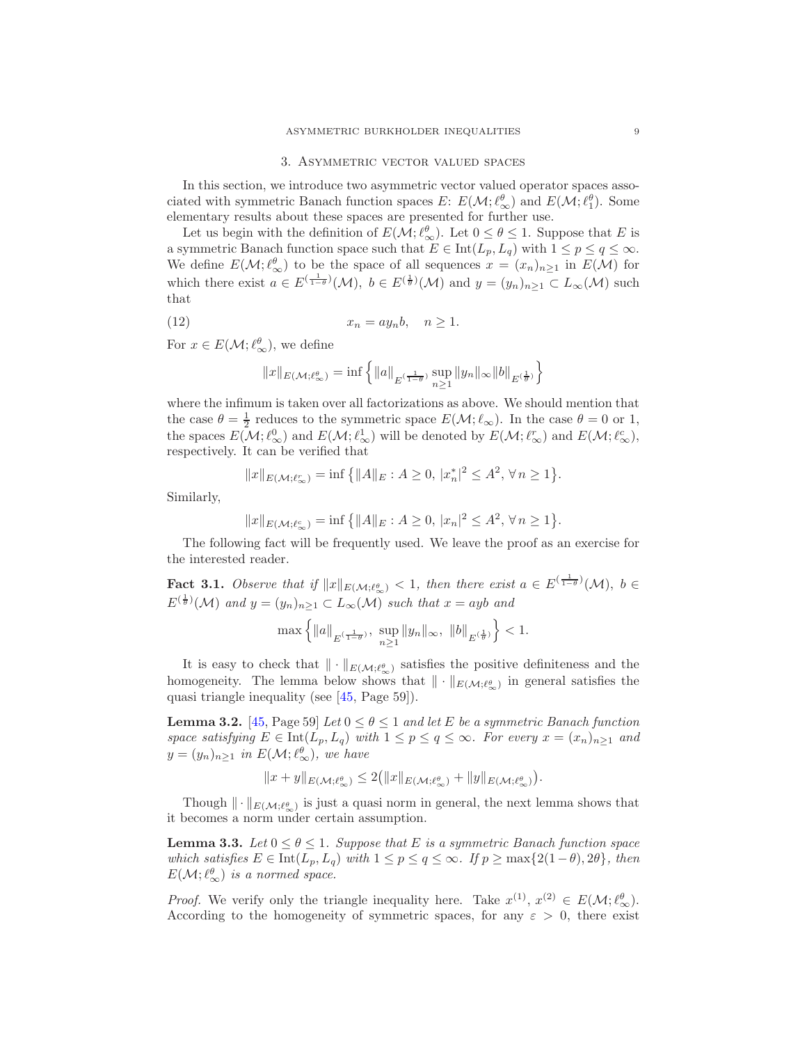## 3. Asymmetric vector valued spaces

In this section, we introduce two asymmetric vector valued operator spaces associated with symmetric Banach function spaces $E$: $E(\mathcal{M};\ell_\infty^\theta)$ and $E(\mathcal{M};\ell_1^\theta)$. Some elementary results about these spaces are presented for further use.

Let us begin with the definition of $E(\mathcal{M};\ell_\infty^\theta)$. Let $0\le\theta\le 1$. Suppose that $E$ is a symmetric Banach function space such that $E\in \mathrm{Int}(L_p,L_q)$ with $1\le p\le q\le\infty$. We define $E(\mathcal{M};\ell_\infty^\theta)$ to be the space of all sequences $x=(x_n)_{n\ge1}$ in $E(\mathcal{M})$ for which there exist $a\in E^{(\frac{1}{1-\theta})}(\mathcal{M})$, $b\in E^{(\frac{1}{\theta})}(\mathcal{M})$ and $y=(y_n)_{n\ge1}\subset L_\infty(\mathcal{M})$ such that

$$x_n = a y_n b,\quad n\ge 1. \tag{12}$$

For $x\in E(\mathcal{M};\ell_\infty^\theta)$, we define

$$\|x\|_{E(\mathcal{M};\ell_\infty^\theta)} = \inf\Big\{\|a\|_{E^{(\frac{1}{1-\theta})}}\sup_{n\ge1}\|y_n\|_\infty\|b\|_{E^{(\frac{1}{\theta})}}\Big\}$$

where the infimum is taken over all factorizations as above. We should mention that the case $\theta=\frac12$ reduces to the symmetric space $E(\mathcal{M};\ell_\infty)$. In the case $\theta=0$ or $1$, the spaces $E(\mathcal{M};\ell_\infty^0)$ and $E(\mathcal{M};\ell_\infty^1)$ will be denoted by $E(\mathcal{M};\ell_\infty^r)$ and $E(\mathcal{M};\ell_\infty^c)$, respectively. It can be verified that

$$\|x\|_{E(\mathcal{M};\ell_\infty^r)} = \inf\big\{\|A\|_E : A\ge0,\ |x_n^*|^2\le A^2,\ \forall\, n\ge1\big\}.$$

Similarly,

$$\|x\|_{E(\mathcal{M};\ell_\infty^c)} = \inf\big\{\|A\|_E : A\ge0,\ |x_n|^2\le A^2,\ \forall\, n\ge1\big\}.$$

The following fact will be frequently used. We leave the proof as an exercise for the interested reader.

**Fact 3.1.** *Observe that if $\|x\|_{E(\mathcal{M};\ell_\infty^\theta)}<1$, then there exist $a\in E^{(\frac{1}{1-\theta})}(\mathcal{M})$, $b\in E^{(\frac{1}{\theta})}(\mathcal{M})$ and $y=(y_n)_{n\ge1}\subset L_\infty(\mathcal{M})$ such that $x=ayb$ and*

$$\max\Big\{\|a\|_{E^{(\frac{1}{1-\theta})}},\ \sup_{n\ge1}\|y_n\|_\infty,\ \|b\|_{E^{(\frac{1}{\theta})}}\Big\}<1.$$

It is easy to check that $\|\cdot\|_{E(\mathcal{M};\ell_\infty^\theta)}$ satisfies the positive definiteness and the homogeneity. The lemma below shows that $\|\cdot\|_{E(\mathcal{M};\ell_\infty^\theta)}$ in general satisfies the quasi triangle inequality (see [45, Page 59]).

**Lemma 3.2.** [45, Page 59] *Let $0\le\theta\le1$ and let $E$ be a symmetric Banach function space satisfying $E\in\mathrm{Int}(L_p,L_q)$ with $1\le p\le q\le\infty$. For every $x=(x_n)_{n\ge1}$ and $y=(y_n)_{n\ge1}$ in $E(\mathcal{M};\ell_\infty^\theta)$, we have*

$$\|x+y\|_{E(\mathcal{M};\ell_\infty^\theta)}\le 2\big(\|x\|_{E(\mathcal{M};\ell_\infty^\theta)}+\|y\|_{E(\mathcal{M};\ell_\infty^\theta)}\big).$$

Though $\|\cdot\|_{E(\mathcal{M};\ell_\infty^\theta)}$ is just a quasi norm in general, the next lemma shows that it becomes a norm under certain assumption.

**Lemma 3.3.** *Let $0\le\theta\le1$. Suppose that $E$ is a symmetric Banach function space which satisfies $E\in\mathrm{Int}(L_p,L_q)$ with $1\le p\le q\le\infty$. If $p\ge\max\{2(1-\theta),2\theta\}$, then $E(\mathcal{M};\ell_\infty^\theta)$ is a normed space.*

*Proof.* We verify only the triangle inequality here. Take $x^{(1)},\ x^{(2)}\in E(\mathcal{M};\ell_\infty^\theta)$. According to the homogeneity of symmetric spaces, for any $\varepsilon>0$, there exist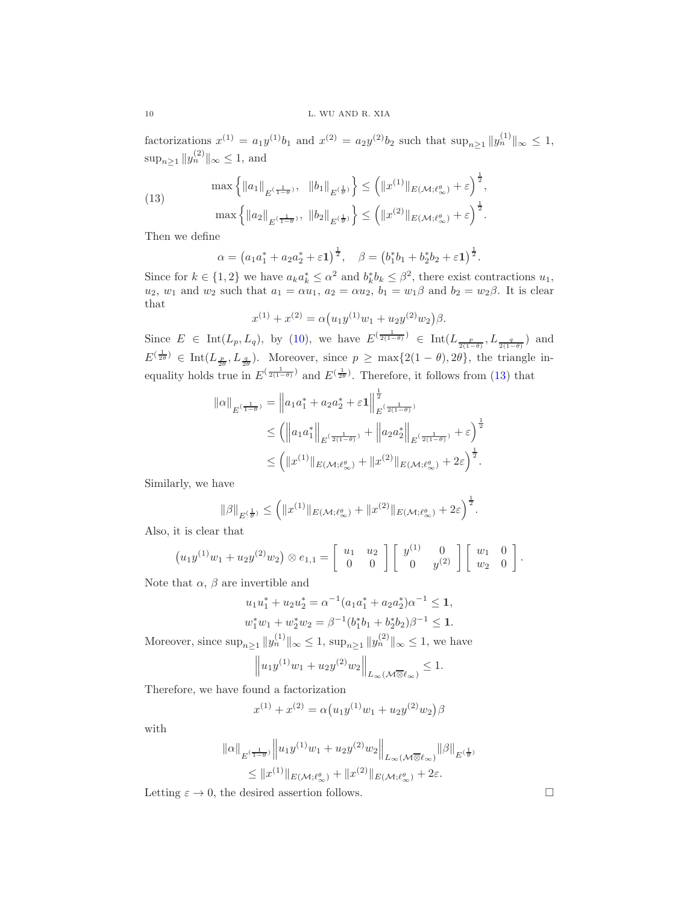factorizations $x^{(1)} = a_1 y^{(1)} b_1$ and $x^{(2)} = a_2 y^{(2)} b_2$ such that $\sup_{n\geq 1} \|y_n^{(1)}\|_\infty \leq 1$, $\sup_{n\geq 1} \|y_n^{(2)}\|_\infty \leq 1$, and

$$
\begin{aligned}
\max\Big\{\|a_1\|_{E^{(\frac{1}{1-\theta})}},\ \ \|b_1\|_{E^{(\frac{1}{\theta})}}\Big\} &\leq \Big(\|x^{(1)}\|_{E(\mathcal{M};\ell_\infty^\theta)} + \varepsilon\Big)^{\frac{1}{2}},\\
\max\Big\{\|a_2\|_{E^{(\frac{1}{1-\theta})}},\ \|b_2\|_{E^{(\frac{1}{\theta})}}\Big\} &\leq \Big(\|x^{(2)}\|_{E(\mathcal{M};\ell_\infty^\theta)} + \varepsilon\Big)^{\frac{1}{2}}.
\end{aligned}
\tag{13}
$$

Then we define

$$
\alpha = \big(a_1a_1^* + a_2a_2^* + \varepsilon \mathbf{1}\big)^{\frac{1}{2}}, \quad \beta = \big(b_1^*b_1 + b_2^*b_2 + \varepsilon\mathbf{1}\big)^{\frac{1}{2}}.
$$

Since for $k \in \{1, 2\}$ we have $a_ka_k^* \leq \alpha^2$ and $b_k^*b_k \leq \beta^2$, there exist contractions $u_1$, $u_2$, $w_1$ and $w_2$ such that $a_1 = \alpha u_1$, $a_2 = \alpha u_2$, $b_1 = w_1\beta$ and $b_2 = w_2\beta$. It is clear that

$$
x^{(1)} + x^{(2)} = \alpha\big(u_1y^{(1)}w_1 + u_2y^{(2)}w_2\big)\beta.
$$

Since $E \in \mathrm{Int}(L_p, L_q)$, by (10), we have $E^{(\frac{1}{2(1-\theta)})} \in \mathrm{Int}(L_{\frac{p}{2(1-\theta)}}, L_{\frac{q}{2(1-\theta)}})$ and $E^{(\frac{1}{2\theta})} \in \mathrm{Int}(L_{\frac{p}{2\theta}}, L_{\frac{q}{2\theta}})$. Moreover, since $p \geq \max\{2(1-\theta), 2\theta\}$, the triangle inequality holds true in $E^{(\frac{1}{2(1-\theta)})}$ and $E^{(\frac{1}{2\theta})}$. Therefore, it follows from (13) that

$$
\begin{aligned}
\|\alpha\|_{E^{(\frac{1}{1-\theta})}} &= \Big\|a_1a_1^* + a_2a_2^* + \varepsilon\mathbf{1}\Big\|^{\frac{1}{2}}_{E^{(\frac{1}{2(1-\theta)})}}\\
&\leq \Big(\Big\|a_1a_1^*\Big\|_{E^{(\frac{1}{2(1-\theta)})}} + \Big\|a_2a_2^*\Big\|_{E^{(\frac{1}{2(1-\theta)})}} + \varepsilon\Big)^{\frac{1}{2}}\\
&\leq \Big(\|x^{(1)}\|_{E(\mathcal{M};\ell_\infty^\theta)} + \|x^{(2)}\|_{E(\mathcal{M};\ell_\infty^\theta)} + 2\varepsilon\Big)^{\frac{1}{2}}.
\end{aligned}
$$

Similarly, we have

$$
\|\beta\|_{E^{(\frac{1}{\theta})}} \leq \Big(\|x^{(1)}\|_{E(\mathcal{M};\ell_\infty^\theta)} + \|x^{(2)}\|_{E(\mathcal{M};\ell_\infty^\theta)} + 2\varepsilon\Big)^{\frac{1}{2}}.
$$

Also, it is clear that

$$
\big(u_1y^{(1)}w_1 + u_2y^{(2)}w_2\big) \otimes e_{1,1} = \begin{bmatrix} u_1 & u_2\\ 0 & 0\end{bmatrix}\begin{bmatrix} y^{(1)} & 0\\ 0 & y^{(2)}\end{bmatrix}\begin{bmatrix} w_1 & 0\\ w_2 & 0\end{bmatrix}.
$$

Note that $\alpha$, $\beta$ are invertible and

$$
\begin{aligned}
u_1u_1^* + u_2u_2^* &= \alpha^{-1}(a_1a_1^* + a_2a_2^*)\alpha^{-1} \leq \mathbf{1},\\
w_1^*w_1 + w_2^*w_2 &= \beta^{-1}(b_1^*b_1 + b_2^*b_2)\beta^{-1} \leq \mathbf{1}.
\end{aligned}
$$

Moreover, since $\sup_{n\geq 1}\|y_n^{(1)}\|_\infty \leq 1$, $\sup_{n\geq 1}\|y_n^{(2)}\|_\infty \leq 1$, we have

$$
\Big\|u_1y^{(1)}w_1 + u_2y^{(2)}w_2\Big\|_{L_\infty(\mathcal{M}\overline{\otimes}\ell_\infty)} \leq 1.
$$

Therefore, we have found a factorization

$$
x^{(1)} + x^{(2)} = \alpha\big(u_1y^{(1)}w_1 + u_2y^{(2)}w_2\big)\beta
$$

with

$$
\begin{aligned}
&\|\alpha\|_{E^{(\frac{1}{1-\theta})}}\Big\|u_1y^{(1)}w_1 + u_2y^{(2)}w_2\Big\|_{L_\infty(\mathcal{M}\overline{\otimes}\ell_\infty)}\|\beta\|_{E^{(\frac{1}{\theta})}}\\
&\qquad \leq \|x^{(1)}\|_{E(\mathcal{M};\ell_\infty^\theta)} + \|x^{(2)}\|_{E(\mathcal{M};\ell_\infty^\theta)} + 2\varepsilon.
\end{aligned}
$$

Letting $\varepsilon \to 0$, the desired assertion follows. $\square$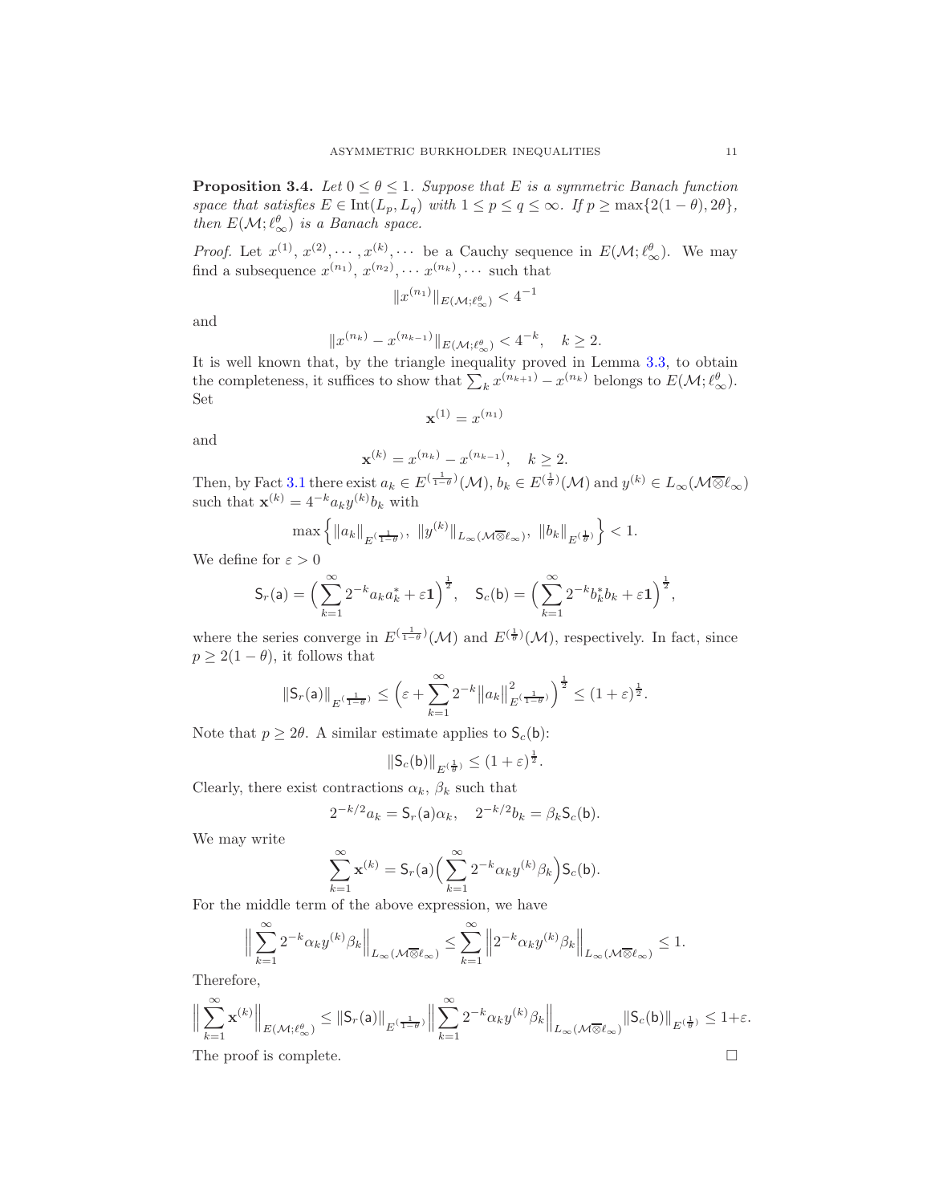**Proposition 3.4.** *Let $0 \le \theta \le 1$. Suppose that $E$ is a symmetric Banach function space that satisfies $E \in \mathrm{Int}(L_p, L_q)$ with $1 \le p \le q \le \infty$. If $p \ge \max\{2(1-\theta), 2\theta\}$, then $E(\mathcal{M}; \ell_\infty^\theta)$ is a Banach space.*

*Proof.* Let $x^{(1)}, x^{(2)}, \cdots, x^{(k)}, \cdots$ be a Cauchy sequence in $E(\mathcal{M}; \ell_\infty^\theta)$. We may find a subsequence $x^{(n_1)}, x^{(n_2)}, \cdots x^{(n_k)}, \cdots$ such that

$$\|x^{(n_1)}\|_{E(\mathcal{M};\ell_\infty^\theta)} < 4^{-1}$$

and

$$\|x^{(n_k)} - x^{(n_{k-1})}\|_{E(\mathcal{M};\ell_\infty^\theta)} < 4^{-k}, \quad k \ge 2.$$

It is well known that, by the triangle inequality proved in Lemma 3.3, to obtain the completeness, it suffices to show that $\sum_k x^{(n_{k+1})} - x^{(n_k)}$ belongs to $E(\mathcal{M}; \ell_\infty^\theta)$. Set

$$\mathbf{x}^{(1)} = x^{(n_1)}$$

and

$$\mathbf{x}^{(k)} = x^{(n_k)} - x^{(n_{k-1})}, \quad k \ge 2.$$

Then, by Fact 3.1 there exist $a_k \in E^{(\frac{1}{1-\theta})}(\mathcal{M})$, $b_k \in E^{(\frac{1}{\theta})}(\mathcal{M})$ and $y^{(k)} \in L_\infty(\mathcal{M}\overline{\otimes}\ell_\infty)$ such that $\mathbf{x}^{(k)} = 4^{-k} a_k y^{(k)} b_k$ with

$$\max\Big\{\|a_k\|_{E^{(\frac{1}{1-\theta})}},\ \|y^{(k)}\|_{L_\infty(\mathcal{M}\overline{\otimes}\ell_\infty)},\ \|b_k\|_{E^{(\frac{1}{\theta})}}\Big\} < 1.$$

We define for $\varepsilon > 0$

$$\mathsf{S}_r(\mathsf{a}) = \Big(\sum_{k=1}^\infty 2^{-k} a_k a_k^* + \varepsilon \mathbf{1}\Big)^{\frac{1}{2}}, \quad \mathsf{S}_c(\mathsf{b}) = \Big(\sum_{k=1}^\infty 2^{-k} b_k^* b_k + \varepsilon \mathbf{1}\Big)^{\frac{1}{2}},$$

where the series converge in $E^{(\frac{1}{1-\theta})}(\mathcal{M})$ and $E^{(\frac{1}{\theta})}(\mathcal{M})$, respectively. In fact, since $p \ge 2(1-\theta)$, it follows that

$$\|\mathsf{S}_r(\mathsf{a})\|_{E^{(\frac{1}{1-\theta})}} \le \Big(\varepsilon + \sum_{k=1}^\infty 2^{-k}\|a_k\|^2_{E^{(\frac{1}{1-\theta})}}\Big)^{\frac{1}{2}} \le (1+\varepsilon)^{\frac{1}{2}}.$$

Note that $p \ge 2\theta$. A similar estimate applies to $\mathsf{S}_c(\mathsf{b})$:

$$\|\mathsf{S}_c(\mathsf{b})\|_{E^{(\frac{1}{\theta})}} \le (1+\varepsilon)^{\frac{1}{2}}.$$

Clearly, there exist contractions $\alpha_k$, $\beta_k$ such that

$$2^{-k/2} a_k = \mathsf{S}_r(\mathsf{a})\alpha_k, \quad 2^{-k/2} b_k = \beta_k \mathsf{S}_c(\mathsf{b}).$$

We may write

$$\sum_{k=1}^\infty \mathbf{x}^{(k)} = \mathsf{S}_r(\mathsf{a})\Big(\sum_{k=1}^\infty 2^{-k}\alpha_k y^{(k)}\beta_k\Big)\mathsf{S}_c(\mathsf{b}).$$

For the middle term of the above expression, we have

$$\Big\|\sum_{k=1}^\infty 2^{-k}\alpha_k y^{(k)}\beta_k\Big\|_{L_\infty(\mathcal{M}\overline{\otimes}\ell_\infty)} \le \sum_{k=1}^\infty \Big\|2^{-k}\alpha_k y^{(k)}\beta_k\Big\|_{L_\infty(\mathcal{M}\overline{\otimes}\ell_\infty)} \le 1.$$

Therefore,

$$\Big\|\sum_{k=1}^\infty \mathbf{x}^{(k)}\Big\|_{E(\mathcal{M};\ell_\infty^\theta)} \le \|\mathsf{S}_r(\mathsf{a})\|_{E^{(\frac{1}{1-\theta})}}\Big\|\sum_{k=1}^\infty 2^{-k}\alpha_k y^{(k)}\beta_k\Big\|_{L_\infty(\mathcal{M}\overline{\otimes}\ell_\infty)}\|\mathsf{S}_c(\mathsf{b})\|_{E^{(\frac{1}{\theta})}} \le 1+\varepsilon.$$

The proof is complete. $\square$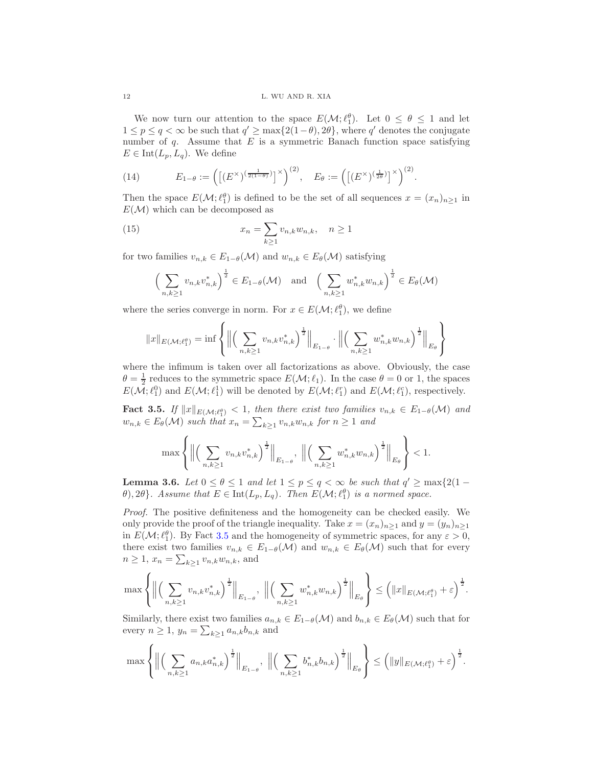We now turn our attention to the space $E(\mathcal{M};\ell_1^\theta)$. Let $0 \le \theta \le 1$ and let $1 \le p \le q < \infty$ be such that $q' \ge \max\{2(1-\theta), 2\theta\}$, where $q'$ denotes the conjugate number of $q$. Assume that $E$ is a symmetric Banach function space satisfying $E \in \mathrm{Int}(L_p, L_q)$. We define

$$
E_{1-\theta} := \Big(\big[(E^\times)^{(\frac{1}{2(1-\theta)})}\big]^\times\Big)^{(2)}, \quad E_\theta := \Big(\big[(E^\times)^{(\frac{1}{2\theta})}\big]^\times\Big)^{(2)}. \tag{14}
$$

Then the space $E(\mathcal{M};\ell_1^\theta)$ is defined to be the set of all sequences $x = (x_n)_{n\ge1}$ in $E(\mathcal{M})$ which can be decomposed as

$$
x_n = \sum_{k\ge1} v_{n,k} w_{n,k}, \quad n \ge 1 \tag{15}
$$

for two families $v_{n,k} \in E_{1-\theta}(\mathcal{M})$ and $w_{n,k} \in E_\theta(\mathcal{M})$ satisfying

$$
\Big(\sum_{n,k\ge1} v_{n,k}v_{n,k}^*\Big)^{\frac12} \in E_{1-\theta}(\mathcal{M}) \quad \text{and} \quad \Big(\sum_{n,k\ge1} w_{n,k}^*w_{n,k}\Big)^{\frac12} \in E_\theta(\mathcal{M})
$$

where the series converge in norm. For $x \in E(\mathcal{M};\ell_1^\theta)$, we define

$$
\|x\|_{E(\mathcal{M};\ell_1^\theta)} = \inf\left\{ \Big\|\Big(\sum_{n,k\ge1} v_{n,k}v_{n,k}^*\Big)^{\frac12}\Big\|_{E_{1-\theta}} \cdot \Big\|\Big(\sum_{n,k\ge1} w_{n,k}^*w_{n,k}\Big)^{\frac12}\Big\|_{E_\theta} \right\}
$$

where the infimum is taken over all factorizations as above. Obviously, the case $\theta = \frac12$ reduces to the symmetric space $E(\mathcal{M};\ell_1)$. In the case $\theta = 0$ or $1$, the spaces $E(\mathcal{M};\ell_1^0)$ and $E(\mathcal{M};\ell_1^1)$ will be denoted by $E(\mathcal{M};\ell_1^r)$ and $E(\mathcal{M};\ell_1^c)$, respectively.

**Fact 3.5.** *If $\|x\|_{E(\mathcal{M};\ell_1^\theta)} < 1$, then there exist two families $v_{n,k} \in E_{1-\theta}(\mathcal{M})$ and $w_{n,k} \in E_\theta(\mathcal{M})$ such that $x_n = \sum_{k\ge1} v_{n,k}w_{n,k}$ for $n \ge 1$ and*

$$
\max\left\{ \Big\|\Big(\sum_{n,k\ge1} v_{n,k}v_{n,k}^*\Big)^{\frac12}\Big\|_{E_{1-\theta}},\ \Big\|\Big(\sum_{n,k\ge1} w_{n,k}^*w_{n,k}\Big)^{\frac12}\Big\|_{E_\theta} \right\} < 1.
$$

**Lemma 3.6.** *Let $0 \le \theta \le 1$ and let $1 \le p \le q < \infty$ be such that $q' \ge \max\{2(1-\theta), 2\theta\}$. Assume that $E \in \mathrm{Int}(L_p, L_q)$. Then $E(\mathcal{M};\ell_1^\theta)$ is a normed space.*

*Proof.* The positive definiteness and the homogeneity can be checked easily. We only provide the proof of the triangle inequality. Take $x = (x_n)_{n\ge1}$ and $y = (y_n)_{n\ge1}$ in $E(\mathcal{M};\ell_1^\theta)$. By Fact 3.5 and the homogeneity of symmetric spaces, for any $\varepsilon > 0$, there exist two families $v_{n,k} \in E_{1-\theta}(\mathcal{M})$ and $w_{n,k} \in E_\theta(\mathcal{M})$ such that for every $n \ge 1$, $x_n = \sum_{k\ge1} v_{n,k}w_{n,k}$, and

$$
\max\left\{ \Big\|\Big(\sum_{n,k\ge1} v_{n,k}v_{n,k}^*\Big)^{\frac12}\Big\|_{E_{1-\theta}},\ \Big\|\Big(\sum_{n,k\ge1} w_{n,k}^*w_{n,k}\Big)^{\frac12}\Big\|_{E_\theta} \right\} \le \Big(\|x\|_{E(\mathcal{M};\ell_1^\theta)} + \varepsilon\Big)^{\frac12}.
$$

Similarly, there exist two families $a_{n,k} \in E_{1-\theta}(\mathcal{M})$ and $b_{n,k} \in E_\theta(\mathcal{M})$ such that for every $n \ge 1$, $y_n = \sum_{k\ge1} a_{n,k}b_{n,k}$ and

$$
\max\left\{ \Big\|\Big(\sum_{n,k\ge1} a_{n,k}a_{n,k}^*\Big)^{\frac12}\Big\|_{E_{1-\theta}},\ \Big\|\Big(\sum_{n,k\ge1} b_{n,k}^*b_{n,k}\Big)^{\frac12}\Big\|_{E_\theta} \right\} \le \Big(\|y\|_{E(\mathcal{M};\ell_1^\theta)} + \varepsilon\Big)^{\frac12}.
$$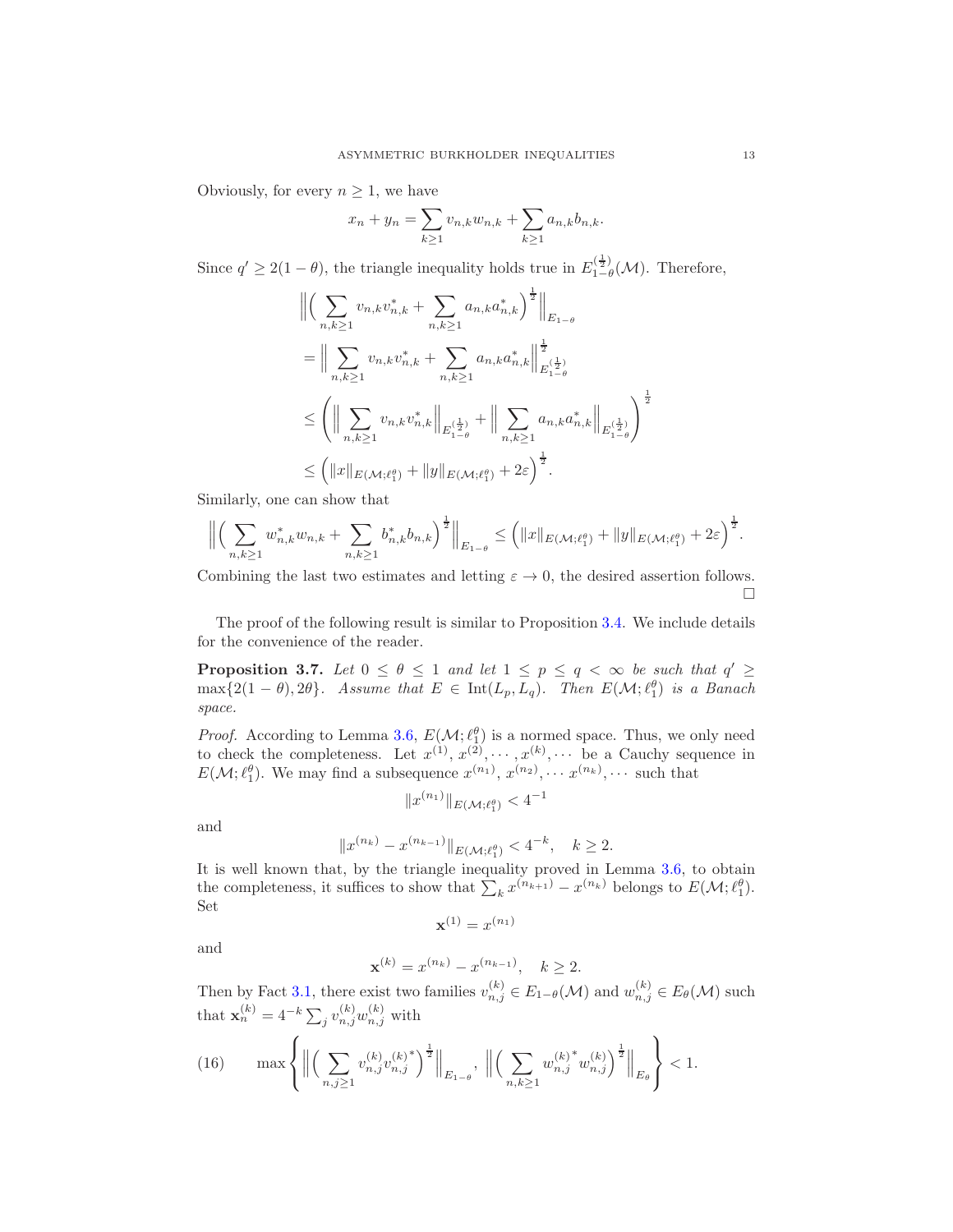Obviously, for every $n \geq 1$, we have

$$x_n + y_n = \sum_{k\geq 1} v_{n,k} w_{n,k} + \sum_{k \geq 1} a_{n,k} b_{n,k}.$$

Since $q' \geq 2(1-\theta)$, the triangle inequality holds true in $E_{1-\theta}^{(\frac{1}{2})}(\mathcal{M})$. Therefore,

$$\begin{aligned}
&\Big\| \Big( \sum_{n,k\geq 1} v_{n,k} v_{n,k}^* + \sum_{n,k\geq 1} a_{n,k} a_{n,k}^* \Big)^{\frac{1}{2}} \Big\|_{E_{1-\theta}} \\
&= \Big\| \sum_{n,k\geq 1} v_{n,k} v_{n,k}^* + \sum_{n,k\geq 1} a_{n,k} a_{n,k}^* \Big\|_{E_{1-\theta}^{(\frac{1}{2})}}^{\frac{1}{2}} \\
&\leq \left( \Big\| \sum_{n,k\geq 1} v_{n,k} v_{n,k}^* \Big\|_{E_{1-\theta}^{(\frac{1}{2})}} + \Big\| \sum_{n,k\geq 1} a_{n,k} a_{n,k}^* \Big\|_{E_{1-\theta}^{(\frac{1}{2})}} \right)^{\frac{1}{2}} \\
&\leq \Big( \|x\|_{E(\mathcal{M};\ell_1^\theta)} + \|y\|_{E(\mathcal{M};\ell_1^\theta)} + 2\varepsilon \Big)^{\frac{1}{2}}.
\end{aligned}$$

Similarly, one can show that

$$\Big\| \Big( \sum_{n,k\geq 1} w_{n,k}^* w_{n,k} + \sum_{n,k\geq 1} b_{n,k}^* b_{n,k} \Big)^{\frac{1}{2}} \Big\|_{E_{1-\theta}} \leq \Big( \|x\|_{E(\mathcal{M};\ell_1^\theta)} + \|y\|_{E(\mathcal{M};\ell_1^\theta)} + 2\varepsilon \Big)^{\frac{1}{2}}.$$

Combining the last two estimates and letting $\varepsilon \to 0$, the desired assertion follows. □

The proof of the following result is similar to Proposition 3.4. We include details for the convenience of the reader.

**Proposition 3.7.** *Let $0 \leq \theta \leq 1$ and let $1 \leq p \leq q < \infty$ be such that $q' \geq \max\{2(1-\theta), 2\theta\}$. Assume that $E \in \mathrm{Int}(L_p, L_q)$. Then $E(\mathcal{M}; \ell_1^\theta)$ is a Banach space.*

*Proof.* According to Lemma 3.6, $E(\mathcal{M}; \ell_1^\theta)$ is a normed space. Thus, we only need to check the completeness. Let $x^{(1)}, x^{(2)}, \cdots, x^{(k)}, \cdots$ be a Cauchy sequence in $E(\mathcal{M}; \ell_1^\theta)$. We may find a subsequence $x^{(n_1)}, x^{(n_2)}, \cdots x^{(n_k)}, \cdots$ such that

$$\|x^{(n_1)}\|_{E(\mathcal{M};\ell_1^\theta)} < 4^{-1}$$

and

$$\|x^{(n_k)} - x^{(n_{k-1})}\|_{E(\mathcal{M};\ell_1^\theta)} < 4^{-k}, \quad k \geq 2.$$

It is well known that, by the triangle inequality proved in Lemma 3.6, to obtain the completeness, it suffices to show that $\sum_k x^{(n_{k+1})} - x^{(n_k)}$ belongs to $E(\mathcal{M}; \ell_1^\theta)$. Set

$$\mathbf{x}^{(1)} = x^{(n_1)}$$

and

$$\mathbf{x}^{(k)} = x^{(n_k)} - x^{(n_{k-1})}, \quad k \geq 2.$$

Then by Fact 3.1, there exist two families $v_{n,j}^{(k)} \in E_{1-\theta}(\mathcal{M})$ and $w_{n,j}^{(k)} \in E_\theta(\mathcal{M})$ such that $\mathbf{x}_n^{(k)} = 4^{-k} \sum_j v_{n,j}^{(k)} w_{n,j}^{(k)}$ with

$$\max\left\{ \Big\| \Big( \sum_{n,j\geq 1} v_{n,j}^{(k)} {v_{n,j}^{(k)}}^* \Big)^{\frac{1}{2}} \Big\|_{E_{1-\theta}}, \ \Big\| \Big( \sum_{n,k\geq 1} {w_{n,j}^{(k)}}^* w_{n,j}^{(k)} \Big)^{\frac{1}{2}} \Big\|_{E_\theta} \right\} < 1. \tag{16}$$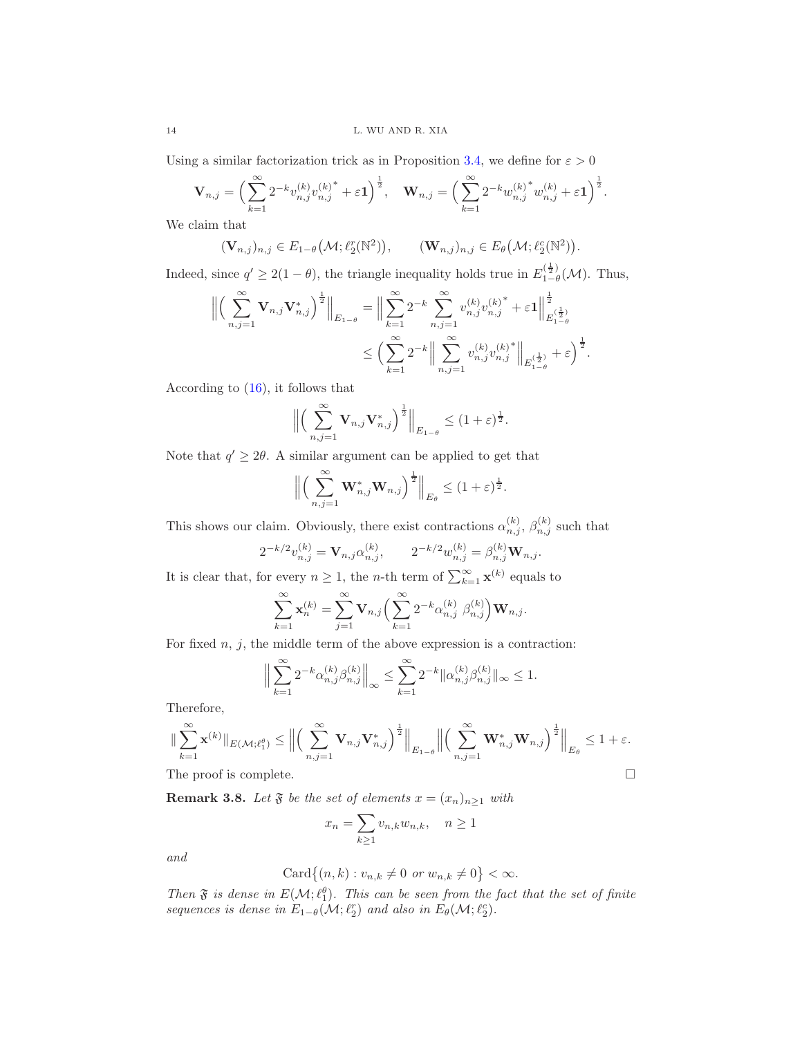Using a similar factorization trick as in Proposition 3.4, we define for $\varepsilon > 0$

$$\mathbf{V}_{n,j} = \Big( \sum_{k=1}^{\infty} 2^{-k} v_{n,j}^{(k)} {v_{n,j}^{(k)}}^* + \varepsilon \mathbf{1} \Big)^{\frac{1}{2}}, \quad \mathbf{W}_{n,j} = \Big( \sum_{k=1}^{\infty} 2^{-k} {w_{n,j}^{(k)}}^* w_{n,j}^{(k)} + \varepsilon \mathbf{1} \Big)^{\frac{1}{2}}.$$

We claim that

$$(\mathbf{V}_{n,j})_{n,j} \in E_{1-\theta}\big(\mathcal{M}; \ell_2^r(\mathbb{N}^2)\big), \qquad (\mathbf{W}_{n,j})_{n,j} \in E_{\theta}\big(\mathcal{M}; \ell_2^c(\mathbb{N}^2)\big).$$

Indeed, since $q' \geq 2(1-\theta)$, the triangle inequality holds true in $E_{1-\theta}^{(\frac{1}{2})}(\mathcal{M})$. Thus,

$$\begin{aligned} \Big\| \Big( \sum_{n,j=1}^{\infty} \mathbf{V}_{n,j} \mathbf{V}_{n,j}^* \Big)^{\frac{1}{2}} \Big\|_{E_{1-\theta}} &= \Big\| \sum_{k=1}^{\infty} 2^{-k} \sum_{n,j=1}^{\infty} v_{n,j}^{(k)} {v_{n,j}^{(k)}}^* + \varepsilon \mathbf{1} \Big\|_{E_{1-\theta}^{(\frac{1}{2})}}^{\frac{1}{2}} \\ &\leq \Big( \sum_{k=1}^{\infty} 2^{-k} \Big\| \sum_{n,j=1}^{\infty} v_{n,j}^{(k)} {v_{n,j}^{(k)}}^* \Big\|_{E_{1-\theta}^{(\frac{1}{2})}} + \varepsilon \Big)^{\frac{1}{2}}. \end{aligned}$$

According to (16), it follows that

$$\Big\| \Big( \sum_{n,j=1}^{\infty} \mathbf{V}_{n,j} \mathbf{V}_{n,j}^* \Big)^{\frac{1}{2}} \Big\|_{E_{1-\theta}} \leq (1+\varepsilon)^{\frac{1}{2}}.$$

Note that $q' \geq 2\theta$. A similar argument can be applied to get that

$$\Big\| \Big( \sum_{n,j=1}^{\infty} \mathbf{W}_{n,j}^* \mathbf{W}_{n,j} \Big)^{\frac{1}{2}} \Big\|_{E_{\theta}} \leq (1+\varepsilon)^{\frac{1}{2}}.$$

This shows our claim. Obviously, there exist contractions $\alpha_{n,j}^{(k)}$, $\beta_{n,j}^{(k)}$ such that

$$2^{-k/2} v_{n,j}^{(k)} = \mathbf{V}_{n,j} \alpha_{n,j}^{(k)}, \qquad 2^{-k/2} w_{n,j}^{(k)} = \beta_{n,j}^{(k)} \mathbf{W}_{n,j}.$$

It is clear that, for every $n \geq 1$, the $n$-th term of $\sum_{k=1}^{\infty} \mathbf{x}^{(k)}$ equals to

$$\sum_{k=1}^{\infty} \mathbf{x}_n^{(k)} = \sum_{j=1}^{\infty} \mathbf{V}_{n,j} \Big( \sum_{k=1}^{\infty} 2^{-k} \alpha_{n,j}^{(k)} \beta_{n,j}^{(k)} \Big) \mathbf{W}_{n,j}.$$

For fixed $n$, $j$, the middle term of the above expression is a contraction:

$$\Big\| \sum_{k=1}^{\infty} 2^{-k} \alpha_{n,j}^{(k)} \beta_{n,j}^{(k)} \Big\|_{\infty} \leq \sum_{k=1}^{\infty} 2^{-k} \| \alpha_{n,j}^{(k)} \beta_{n,j}^{(k)} \|_{\infty} \leq 1.$$

Therefore,

$$\| \sum_{k=1}^{\infty} \mathbf{x}^{(k)} \|_{E(\mathcal{M}; \ell_1^\theta)} \leq \Big\| \Big( \sum_{n,j=1}^{\infty} \mathbf{V}_{n,j} \mathbf{V}_{n,j}^* \Big)^{\frac{1}{2}} \Big\|_{E_{1-\theta}} \Big\| \Big( \sum_{n,j=1}^{\infty} \mathbf{W}_{n,j}^* \mathbf{W}_{n,j} \Big)^{\frac{1}{2}} \Big\|_{E_{\theta}} \leq 1 + \varepsilon.$$

The proof is complete. $\square$

**Remark 3.8.** *Let $\mathfrak{F}$ be the set of elements $x = (x_n)_{n\geq 1}$ with*

$$x_n = \sum_{k \geq 1} v_{n,k} w_{n,k}, \quad n \geq 1$$

*and*

$$\mathrm{Card}\big\{(n,k) : v_{n,k} \neq 0 \text{ or } w_{n,k} \neq 0\big\} < \infty.$$

*Then $\mathfrak{F}$ is dense in $E(\mathcal{M}; \ell_1^\theta)$. This can be seen from the fact that the set of finite sequences is dense in $E_{1-\theta}(\mathcal{M}; \ell_2^r)$ and also in $E_\theta(\mathcal{M}; \ell_2^c)$.*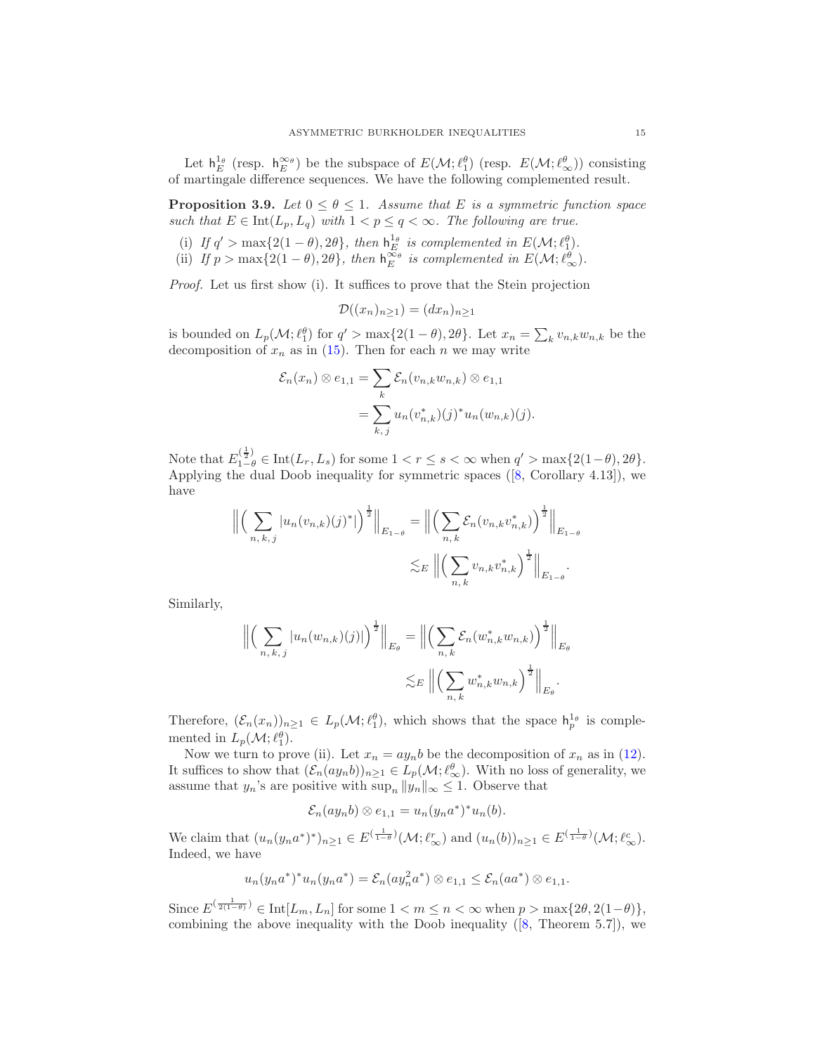Let $\mathsf{h}_E^{1_\theta}$ (resp. $\mathsf{h}_E^{\infty_\theta}$) be the subspace of $E(\mathcal{M};\ell_1^\theta)$ (resp. $E(\mathcal{M};\ell_\infty^\theta)$) consisting of martingale difference sequences. We have the following complemented result.

**Proposition 3.9.** *Let $0 \le \theta \le 1$. Assume that $E$ is a symmetric function space such that $E \in \mathrm{Int}(L_p, L_q)$ with $1 < p \le q < \infty$. The following are true.*

(i) *If $q' > \max\{2(1-\theta), 2\theta\}$, then $\mathsf{h}_E^{1_\theta}$ is complemented in $E(\mathcal{M};\ell_1^\theta)$.*
(ii) *If $p > \max\{2(1-\theta), 2\theta\}$, then $\mathsf{h}_E^{\infty_\theta}$ is complemented in $E(\mathcal{M};\ell_\infty^\theta)$.*

*Proof.* Let us first show (i). It suffices to prove that the Stein projection

$$\mathcal{D}((x_n)_{n\ge1}) = (dx_n)_{n\ge1}$$

is bounded on $L_p(\mathcal{M};\ell_1^\theta)$ for $q' > \max\{2(1-\theta), 2\theta\}$. Let $x_n = \sum_k v_{n,k}w_{n,k}$ be the decomposition of $x_n$ as in (15). Then for each $n$ we may write

$$\begin{aligned}
\mathcal{E}_n(x_n)\otimes e_{1,1} &= \sum_k \mathcal{E}_n(v_{n,k}w_{n,k})\otimes e_{1,1}\\
&= \sum_{k,\,j} u_n(v_{n,k}^*)(j)^* u_n(w_{n,k})(j).
\end{aligned}$$

Note that $E_{1-\theta}^{(\frac{1}{2})} \in \mathrm{Int}(L_r, L_s)$ for some $1 < r \le s < \infty$ when $q' > \max\{2(1-\theta), 2\theta\}$. Applying the dual Doob inequality for symmetric spaces ([8, Corollary 4.13]), we have

$$\begin{aligned}
\Big\|\Big(\sum_{n,\,k,\,j}|u_n(v_{n,k})(j)^*|\Big)^{\frac12}\Big\|_{E_{1-\theta}} &= \Big\|\Big(\sum_{n,\,k}\mathcal{E}_n(v_{n,k}v_{n,k}^*)\Big)^{\frac12}\Big\|_{E_{1-\theta}}\\
&\lesssim_E \Big\|\Big(\sum_{n,\,k}v_{n,k}v_{n,k}^*\Big)^{\frac12}\Big\|_{E_{1-\theta}}.
\end{aligned}$$

Similarly,

$$\begin{aligned}
\Big\|\Big(\sum_{n,\,k,\,j}|u_n(w_{n,k})(j)|\Big)^{\frac12}\Big\|_{E_\theta} &= \Big\|\Big(\sum_{n,\,k}\mathcal{E}_n(w_{n,k}^*w_{n,k})\Big)^{\frac12}\Big\|_{E_\theta}\\
&\lesssim_E \Big\|\Big(\sum_{n,\,k}w_{n,k}^*w_{n,k}\Big)^{\frac12}\Big\|_{E_\theta}.
\end{aligned}$$

Therefore, $(\mathcal{E}_n(x_n))_{n\ge1} \in L_p(\mathcal{M};\ell_1^\theta)$, which shows that the space $\mathsf{h}_p^{1_\theta}$ is complemented in $L_p(\mathcal{M};\ell_1^\theta)$.

Now we turn to prove (ii). Let $x_n = ay_nb$ be the decomposition of $x_n$ as in (12). It suffices to show that $(\mathcal{E}_n(ay_nb))_{n\ge1} \in L_p(\mathcal{M};\ell_\infty^\theta)$. With no loss of generality, we assume that $y_n$'s are positive with $\sup_n \|y_n\|_\infty \le 1$. Observe that

$$\mathcal{E}_n(ay_nb)\otimes e_{1,1} = u_n(y_na^*)^*u_n(b).$$

We claim that $(u_n(y_na^*)^*)_{n\ge1} \in E^{(\frac{1}{1-\theta})}(\mathcal{M};\ell_\infty^r)$ and $(u_n(b))_{n\ge1} \in E^{(\frac{1}{1-\theta})}(\mathcal{M};\ell_\infty^c)$. Indeed, we have

$$u_n(y_na^*)^*u_n(y_na^*) = \mathcal{E}_n(ay_n^2a^*)\otimes e_{1,1} \le \mathcal{E}_n(aa^*)\otimes e_{1,1}.$$

Since $E^{(\frac{1}{2(1-\theta)})} \in \mathrm{Int}[L_m, L_n]$ for some $1 < m \le n < \infty$ when $p > \max\{2\theta, 2(1-\theta)\}$, combining the above inequality with the Doob inequality ([8, Theorem 5.7]), we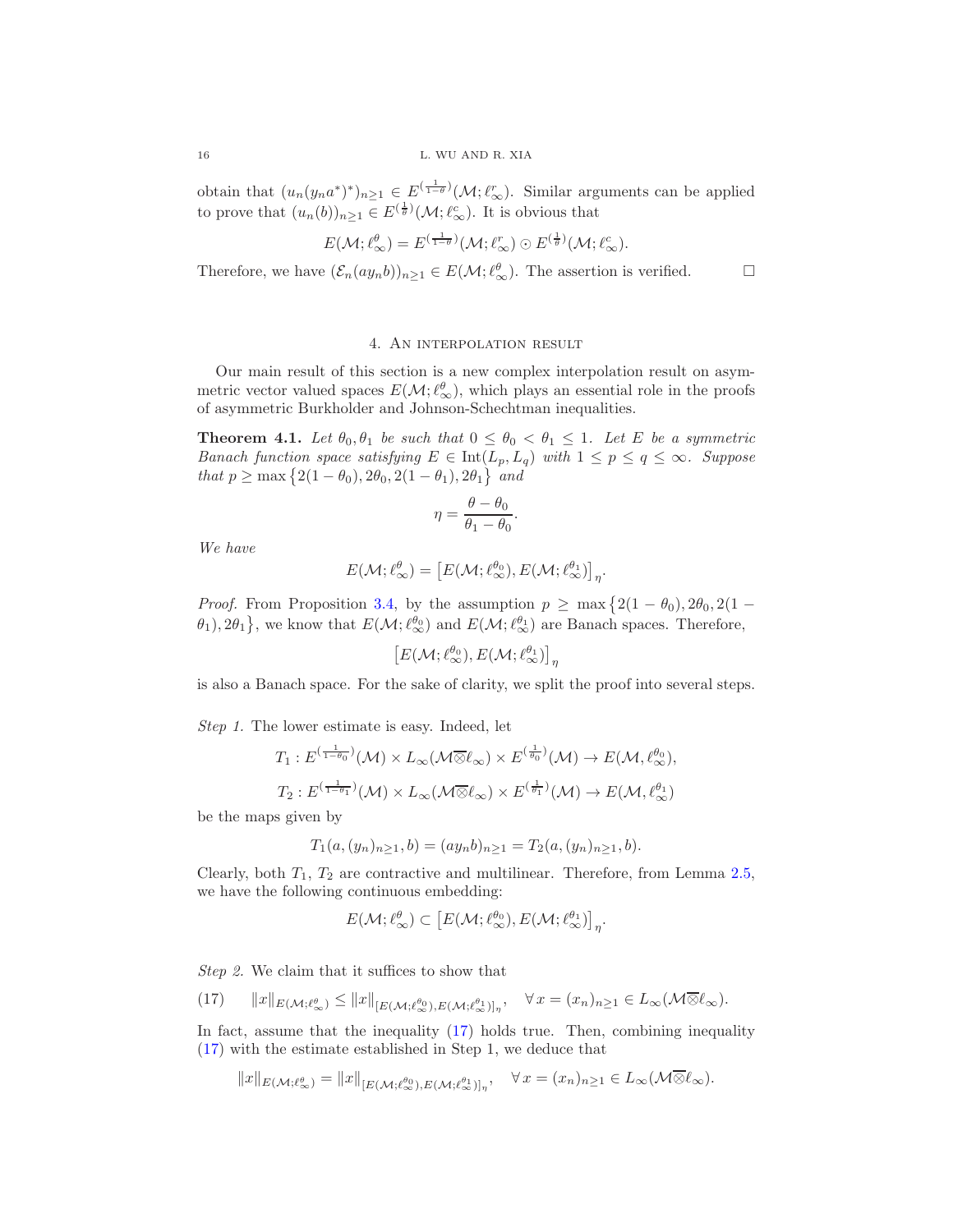obtain that $(u_n(y_n a^*)^*)_{n\geq 1} \in E^{(\frac{1}{1-\theta})}(\mathcal{M};\ell^r_\infty)$. Similar arguments can be applied to prove that $(u_n(b))_{n\geq 1} \in E^{(\frac{1}{\theta})}(\mathcal{M};\ell^c_\infty)$. It is obvious that

$$E(\mathcal{M};\ell^\theta_\infty) = E^{(\frac{1}{1-\theta})}(\mathcal{M};\ell^r_\infty) \odot E^{(\frac{1}{\theta})}(\mathcal{M};\ell^c_\infty).$$

Therefore, we have $(\mathcal{E}_n(ay_nb))_{n\geq 1} \in E(\mathcal{M};\ell^\theta_\infty)$. The assertion is verified. □

## 4. An interpolation result

Our main result of this section is a new complex interpolation result on asymmetric vector valued spaces $E(\mathcal{M};\ell^\theta_\infty)$, which plays an essential role in the proofs of asymmetric Burkholder and Johnson-Schechtman inequalities.

**Theorem 4.1.** *Let $\theta_0,\theta_1$ be such that $0 \leq \theta_0 < \theta_1 \leq 1$. Let $E$ be a symmetric Banach function space satisfying $E \in \mathrm{Int}(L_p, L_q)$ with $1 \leq p \leq q \leq \infty$. Suppose that $p \geq \max\{2(1-\theta_0), 2\theta_0, 2(1-\theta_1), 2\theta_1\}$ and*

$$\eta = \frac{\theta - \theta_0}{\theta_1 - \theta_0}.$$

*We have*

$$E(\mathcal{M};\ell^\theta_\infty) = \big[E(\mathcal{M};\ell^{\theta_0}_\infty), E(\mathcal{M};\ell^{\theta_1}_\infty)\big]_\eta.$$

*Proof.* From Proposition 3.4, by the assumption $p \geq \max\{2(1-\theta_0), 2\theta_0, 2(1-\theta_1), 2\theta_1\}$, we know that $E(\mathcal{M};\ell^{\theta_0}_\infty)$ and $E(\mathcal{M};\ell^{\theta_1}_\infty)$ are Banach spaces. Therefore,

$$\big[E(\mathcal{M};\ell^{\theta_0}_\infty), E(\mathcal{M};\ell^{\theta_1}_\infty)\big]_\eta$$

is also a Banach space. For the sake of clarity, we split the proof into several steps.

*Step 1.* The lower estimate is easy. Indeed, let

$$T_1 : E^{(\frac{1}{1-\theta_0})}(\mathcal{M}) \times L_\infty(\mathcal{M}\overline{\otimes}\ell_\infty) \times E^{(\frac{1}{\theta_0})}(\mathcal{M}) \to E(\mathcal{M},\ell^{\theta_0}_\infty),$$

$$T_2 : E^{(\frac{1}{1-\theta_1})}(\mathcal{M}) \times L_\infty(\mathcal{M}\overline{\otimes}\ell_\infty) \times E^{(\frac{1}{\theta_1})}(\mathcal{M}) \to E(\mathcal{M},\ell^{\theta_1}_\infty)$$

be the maps given by

$$T_1(a,(y_n)_{n\geq 1}, b) = (ay_nb)_{n\geq 1} = T_2(a,(y_n)_{n\geq 1}, b).$$

Clearly, both $T_1$, $T_2$ are contractive and multilinear. Therefore, from Lemma 2.5, we have the following continuous embedding:

$$E(\mathcal{M};\ell^\theta_\infty) \subset \big[E(\mathcal{M};\ell^{\theta_0}_\infty), E(\mathcal{M};\ell^{\theta_1}_\infty)\big]_\eta.$$

*Step 2.* We claim that it suffices to show that

$$\|x\|_{E(\mathcal{M};\ell^\theta_\infty)} \leq \|x\|_{[E(\mathcal{M};\ell^{\theta_0}_\infty),E(\mathcal{M};\ell^{\theta_1}_\infty)]_\eta}, \quad \forall\, x = (x_n)_{n\geq 1} \in L_\infty(\mathcal{M}\overline{\otimes}\ell_\infty). \tag{17}$$

In fact, assume that the inequality (17) holds true. Then, combining inequality (17) with the estimate established in Step 1, we deduce that

$$\|x\|_{E(\mathcal{M};\ell^\theta_\infty)} = \|x\|_{[E(\mathcal{M};\ell^{\theta_0}_\infty),E(\mathcal{M};\ell^{\theta_1}_\infty)]_\eta}, \quad \forall\, x = (x_n)_{n\geq 1} \in L_\infty(\mathcal{M}\overline{\otimes}\ell_\infty).$$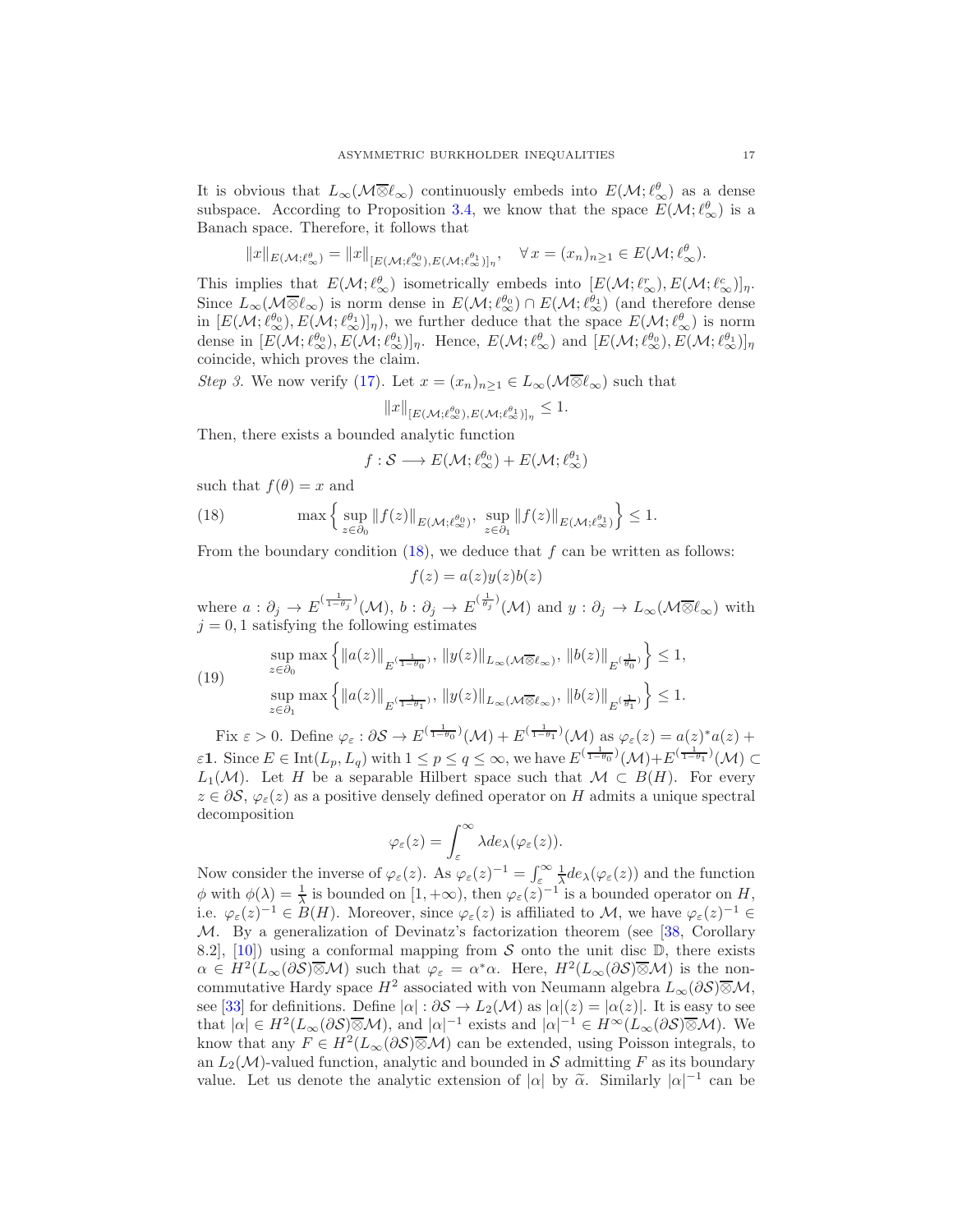It is obvious that $L_\infty(\mathcal{M}\overline{\otimes}\ell_\infty)$ continuously embeds into $E(\mathcal{M};\ell_\infty^\theta)$ as a dense subspace. According to Proposition 3.4, we know that the space $E(\mathcal{M};\ell_\infty^\theta)$ is a Banach space. Therefore, it follows that

$$\|x\|_{E(\mathcal{M};\ell_\infty^\theta)} = \|x\|_{[E(\mathcal{M};\ell_\infty^{\theta_0}),E(\mathcal{M};\ell_\infty^{\theta_1})]_\eta}, \quad \forall\, x=(x_n)_{n\geq 1}\in E(\mathcal{M};\ell_\infty^\theta).$$

This implies that $E(\mathcal{M};\ell_\infty^\theta)$ isometrically embeds into $[E(\mathcal{M};\ell_\infty^r),E(\mathcal{M};\ell_\infty^c)]_\eta$. Since $L_\infty(\mathcal{M}\overline{\otimes}\ell_\infty)$ is norm dense in $E(\mathcal{M};\ell_\infty^{\theta_0})\cap E(\mathcal{M};\ell_\infty^{\theta_1})$ (and therefore dense in $[E(\mathcal{M};\ell_\infty^{\theta_0}),E(\mathcal{M};\ell_\infty^{\theta_1})]_\eta$), we further deduce that the space $E(\mathcal{M};\ell_\infty^\theta)$ is norm dense in $[E(\mathcal{M};\ell_\infty^{\theta_0}),E(\mathcal{M};\ell_\infty^{\theta_1})]_\eta$. Hence, $E(\mathcal{M};\ell_\infty^\theta)$ and $[E(\mathcal{M};\ell_\infty^{\theta_0}),E(\mathcal{M};\ell_\infty^{\theta_1})]_\eta$ coincide, which proves the claim.

*Step 3.* We now verify (17). Let $x=(x_n)_{n\geq 1}\in L_\infty(\mathcal{M}\overline{\otimes}\ell_\infty)$ such that

$$\|x\|_{[E(\mathcal{M};\ell_\infty^{\theta_0}),E(\mathcal{M};\ell_\infty^{\theta_1})]_\eta}\leq 1.$$

Then, there exists a bounded analytic function

$$f:\mathcal{S}\longrightarrow E(\mathcal{M};\ell_\infty^{\theta_0})+E(\mathcal{M};\ell_\infty^{\theta_1})$$

such that $f(\theta)=x$ and

$$\max\Big\{\sup_{z\in\partial_0}\|f(z)\|_{E(\mathcal{M};\ell_\infty^{\theta_0})},\ \sup_{z\in\partial_1}\|f(z)\|_{E(\mathcal{M};\ell_\infty^{\theta_1})}\Big\}\leq 1. \tag{18}$$

From the boundary condition (18), we deduce that $f$ can be written as follows:

$$f(z)=a(z)y(z)b(z)$$

where $a:\partial_j\to E^{(\frac{1}{1-\theta_j})}(\mathcal{M})$, $b:\partial_j\to E^{(\frac{1}{\theta_j})}(\mathcal{M})$ and $y:\partial_j\to L_\infty(\mathcal{M}\overline{\otimes}\ell_\infty)$ with $j=0,1$ satisfying the following estimates

$$\begin{aligned}
&\sup_{z\in\partial_0}\max\Big\{\|a(z)\|_{E^{(\frac{1}{1-\theta_0})}},\ \|y(z)\|_{L_\infty(\mathcal{M}\overline{\otimes}\ell_\infty)},\ \|b(z)\|_{E^{(\frac{1}{\theta_0})}}\Big\}\leq 1,\\
&\sup_{z\in\partial_1}\max\Big\{\|a(z)\|_{E^{(\frac{1}{1-\theta_1})}},\ \|y(z)\|_{L_\infty(\mathcal{M}\overline{\otimes}\ell_\infty)},\ \|b(z)\|_{E^{(\frac{1}{\theta_1})}}\Big\}\leq 1.
\end{aligned}\tag{19}$$

Fix $\varepsilon>0$. Define $\varphi_\varepsilon:\partial\mathcal{S}\to E^{(\frac{1}{1-\theta_0})}(\mathcal{M})+E^{(\frac{1}{1-\theta_1})}(\mathcal{M})$ as $\varphi_\varepsilon(z)=a(z)^*a(z)+\varepsilon\mathbf{1}$. Since $E\in \mathrm{Int}(L_p,L_q)$ with $1\leq p\leq q\leq\infty$, we have $E^{(\frac{1}{1-\theta_0})}(\mathcal{M})+E^{(\frac{1}{1-\theta_1})}(\mathcal{M})\subset L_1(\mathcal{M})$. Let $H$ be a separable Hilbert space such that $\mathcal{M}\subset B(H)$. For every $z\in\partial\mathcal{S}$, $\varphi_\varepsilon(z)$ as a positive densely defined operator on $H$ admits a unique spectral decomposition

$$\varphi_\varepsilon(z)=\int_\varepsilon^\infty \lambda de_\lambda(\varphi_\varepsilon(z)).$$

Now consider the inverse of $\varphi_\varepsilon(z)$. As $\varphi_\varepsilon(z)^{-1}=\int_\varepsilon^\infty\frac{1}{\lambda}de_\lambda(\varphi_\varepsilon(z))$ and the function $\phi$ with $\phi(\lambda)=\frac{1}{\lambda}$ is bounded on $[1,+\infty)$, then $\varphi_\varepsilon(z)^{-1}$ is a bounded operator on $H$, i.e. $\varphi_\varepsilon(z)^{-1}\in B(H)$. Moreover, since $\varphi_\varepsilon(z)$ is affiliated to $\mathcal{M}$, we have $\varphi_\varepsilon(z)^{-1}\in\mathcal{M}$. By a generalization of Devinatz's factorization theorem (see [38, Corollary 8.2], [10]) using a conformal mapping from $\mathcal{S}$ onto the unit disc $\mathbb{D}$, there exists $\alpha\in H^2(L_\infty(\partial\mathcal{S})\overline{\otimes}\mathcal{M})$ such that $\varphi_\varepsilon=\alpha^*\alpha$. Here, $H^2(L_\infty(\partial\mathcal{S})\overline{\otimes}\mathcal{M})$ is the noncommutative Hardy space $H^2$ associated with von Neumann algebra $L_\infty(\partial\mathcal{S})\overline{\otimes}\mathcal{M}$, see [33] for definitions. Define $|\alpha|:\partial\mathcal{S}\to L_2(\mathcal{M})$ as $|\alpha|(z)=|\alpha(z)|$. It is easy to see that $|\alpha|\in H^2(L_\infty(\partial\mathcal{S})\overline{\otimes}\mathcal{M})$, and $|\alpha|^{-1}$ exists and $|\alpha|^{-1}\in H^\infty(L_\infty(\partial\mathcal{S})\overline{\otimes}\mathcal{M})$. We know that any $F\in H^2(L_\infty(\partial\mathcal{S})\overline{\otimes}\mathcal{M})$ can be extended, using Poisson integrals, to an $L_2(\mathcal{M})$-valued function, analytic and bounded in $\mathcal{S}$ admitting $F$ as its boundary value. Let us denote the analytic extension of $|\alpha|$ by $\widetilde{\alpha}$. Similarly $|\alpha|^{-1}$ can be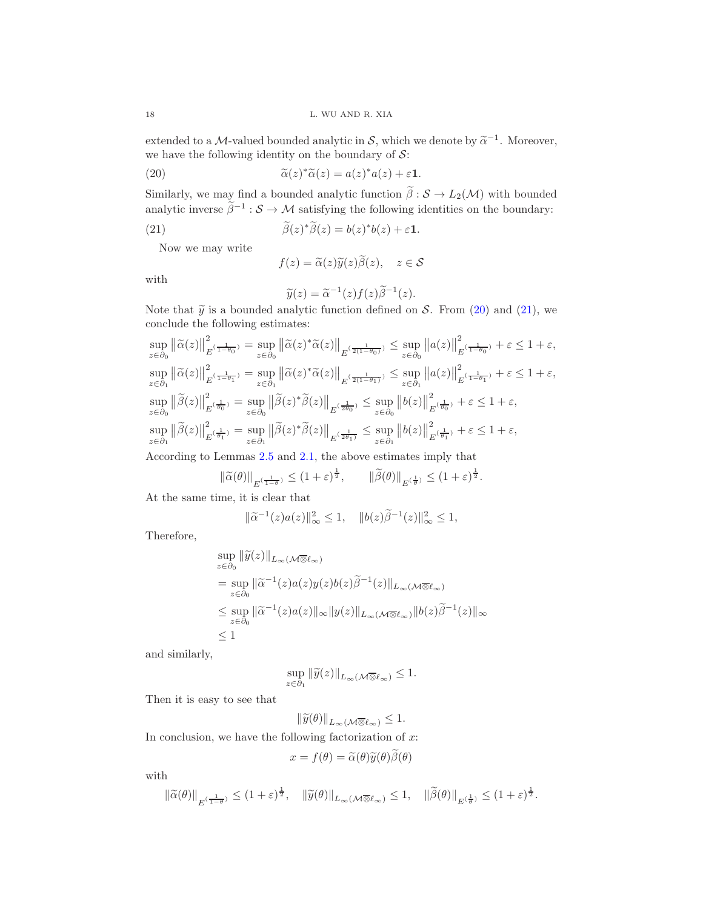extended to a $\mathcal{M}$-valued bounded analytic in $\mathcal{S}$, which we denote by $\widetilde{\alpha}^{-1}$. Moreover, we have the following identity on the boundary of $\mathcal{S}$:

$$\widetilde{\alpha}(z)^*\widetilde{\alpha}(z) = a(z)^*a(z) + \varepsilon\mathbf{1}. \tag{20}$$

Similarly, we may find a bounded analytic function $\widetilde{\beta} : \mathcal{S} \to L_2(\mathcal{M})$ with bounded analytic inverse $\widetilde{\beta}^{-1} : \mathcal{S} \to \mathcal{M}$ satisfying the following identities on the boundary:

$$\widetilde{\beta}(z)^*\widetilde{\beta}(z) = b(z)^*b(z) + \varepsilon\mathbf{1}. \tag{21}$$

Now we may write

$$f(z) = \widetilde{\alpha}(z)\widetilde{y}(z)\widetilde{\beta}(z), \quad z \in \mathcal{S}$$

with

$$\widetilde{y}(z) = \widetilde{\alpha}^{-1}(z)f(z)\widetilde{\beta}^{-1}(z).$$

Note that $\widetilde{y}$ is a bounded analytic function defined on $\mathcal{S}$. From (20) and (21), we conclude the following estimates:

$$\sup_{z\in\partial_0} \big\|\widetilde{\alpha}(z)\big\|^2_{E^{(\frac{1}{1-\theta_0})}} = \sup_{z\in\partial_0} \big\|\widetilde{\alpha}(z)^*\widetilde{\alpha}(z)\big\|_{E^{(\frac{1}{2(1-\theta_0)})}} \le \sup_{z\in\partial_0} \big\|a(z)\big\|^2_{E^{(\frac{1}{1-\theta_0})}} + \varepsilon \le 1+\varepsilon,$$

$$\sup_{z\in\partial_1} \big\|\widetilde{\alpha}(z)\big\|^2_{E^{(\frac{1}{1-\theta_1})}} = \sup_{z\in\partial_1} \big\|\widetilde{\alpha}(z)^*\widetilde{\alpha}(z)\big\|_{E^{(\frac{1}{2(1-\theta_1)})}} \le \sup_{z\in\partial_1} \big\|a(z)\big\|^2_{E^{(\frac{1}{1-\theta_1})}} + \varepsilon \le 1+\varepsilon,$$

$$\sup_{z\in\partial_0} \big\|\widetilde{\beta}(z)\big\|^2_{E^{(\frac{1}{\theta_0})}} = \sup_{z\in\partial_0} \big\|\widetilde{\beta}(z)^*\widetilde{\beta}(z)\big\|_{E^{(\frac{1}{2\theta_0})}} \le \sup_{z\in\partial_0} \big\|b(z)\big\|^2_{E^{(\frac{1}{\theta_0})}} + \varepsilon \le 1+\varepsilon,$$

$$\sup_{z\in\partial_1} \big\|\widetilde{\beta}(z)\big\|^2_{E^{(\frac{1}{\theta_1})}} = \sup_{z\in\partial_1} \big\|\widetilde{\beta}(z)^*\widetilde{\beta}(z)\big\|_{E^{(\frac{1}{2\theta_1})}} \le \sup_{z\in\partial_1} \big\|b(z)\big\|^2_{E^{(\frac{1}{\theta_1})}} + \varepsilon \le 1+\varepsilon,$$

According to Lemmas 2.5 and 2.1, the above estimates imply that

$$\|\widetilde{\alpha}(\theta)\|_{E^{(\frac{1}{1-\theta})}} \le (1+\varepsilon)^{\frac{1}{2}}, \qquad \|\widetilde{\beta}(\theta)\|_{E^{(\frac{1}{\theta})}} \le (1+\varepsilon)^{\frac{1}{2}}.$$

At the same time, it is clear that

$$\|\widetilde{\alpha}^{-1}(z)a(z)\|^2_\infty \le 1, \quad \|b(z)\widetilde{\beta}^{-1}(z)\|^2_\infty \le 1,$$

Therefore,

$$\begin{aligned}
&\sup_{z\in\partial_0} \|\widetilde{y}(z)\|_{L_\infty(\mathcal{M}\overline{\otimes}\ell_\infty)} \\
&= \sup_{z\in\partial_0} \|\widetilde{\alpha}^{-1}(z)a(z)y(z)b(z)\widetilde{\beta}^{-1}(z)\|_{L_\infty(\mathcal{M}\overline{\otimes}\ell_\infty)} \\
&\le \sup_{z\in\partial_0} \|\widetilde{\alpha}^{-1}(z)a(z)\|_\infty \|y(z)\|_{L_\infty(\mathcal{M}\overline{\otimes}\ell_\infty)} \|b(z)\widetilde{\beta}^{-1}(z)\|_\infty \\
&\le 1
\end{aligned}$$

and similarly,

$$\sup_{z\in\partial_1} \|\widetilde{y}(z)\|_{L_\infty(\mathcal{M}\overline{\otimes}\ell_\infty)} \le 1.$$

Then it is easy to see that

$$\|\widetilde{y}(\theta)\|_{L_\infty(\mathcal{M}\overline{\otimes}\ell_\infty)} \le 1.$$

In conclusion, we have the following factorization of $x$:

$$x = f(\theta) = \widetilde{\alpha}(\theta)\widetilde{y}(\theta)\widetilde{\beta}(\theta)$$

with

$$\|\widetilde{\alpha}(\theta)\|_{E^{(\frac{1}{1-\theta})}} \le (1+\varepsilon)^{\frac{1}{2}}, \quad \|\widetilde{y}(\theta)\|_{L_\infty(\mathcal{M}\overline{\otimes}\ell_\infty)} \le 1, \quad \|\widetilde{\beta}(\theta)\|_{E^{(\frac{1}{\theta})}} \le (1+\varepsilon)^{\frac{1}{2}}.$$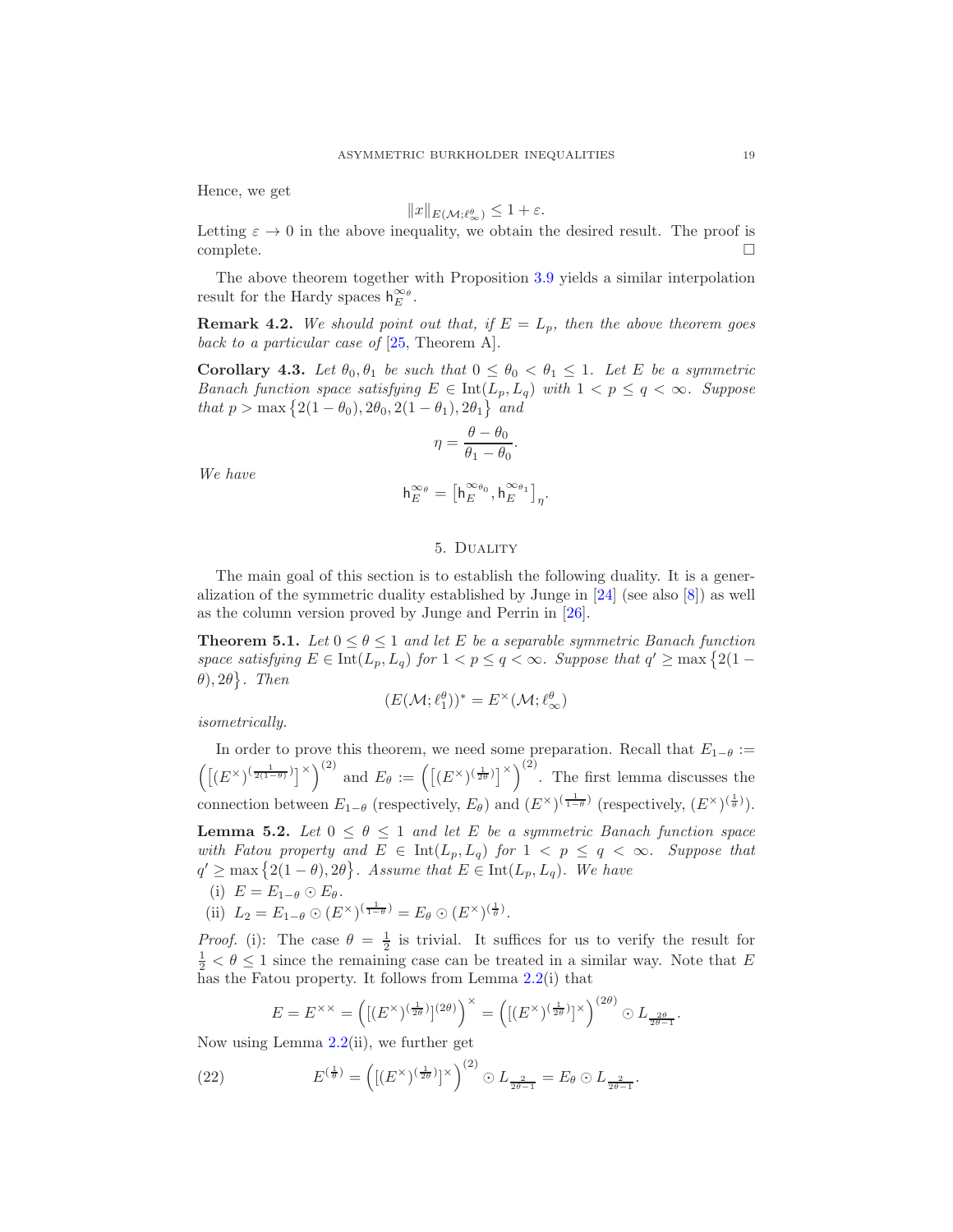Hence, we get

$$\|x\|_{E(\mathcal{M};\ell_\infty^\theta)} \leq 1+\varepsilon.$$

Letting $\varepsilon \to 0$ in the above inequality, we obtain the desired result. The proof is complete. $\square$

The above theorem together with Proposition 3.9 yields a similar interpolation result for the Hardy spaces $\mathsf{h}_E^{\infty_\theta}$.

**Remark 4.2.** *We should point out that, if $E = L_p$, then the above theorem goes back to a particular case of [25, Theorem A].*

**Corollary 4.3.** *Let $\theta_0, \theta_1$ be such that $0 \leq \theta_0 < \theta_1 \leq 1$. Let $E$ be a symmetric Banach function space satisfying $E \in \mathrm{Int}(L_p, L_q)$ with $1 < p \leq q < \infty$. Suppose that $p > \max\{2(1-\theta_0), 2\theta_0, 2(1-\theta_1), 2\theta_1\}$ and*

$$\eta = \frac{\theta-\theta_0}{\theta_1-\theta_0}.$$

*We have*

$$\mathsf{h}_E^{\infty_\theta} = \left[\mathsf{h}_E^{\infty_{\theta_0}}, \mathsf{h}_E^{\infty_{\theta_1}}\right]_\eta.$$

## 5. Duality

The main goal of this section is to establish the following duality. It is a generalization of the symmetric duality established by Junge in [24] (see also [8]) as well as the column version proved by Junge and Perrin in [26].

**Theorem 5.1.** *Let $0 \leq \theta \leq 1$ and let $E$ be a separable symmetric Banach function space satisfying $E \in \mathrm{Int}(L_p, L_q)$ for $1 < p \leq q < \infty$. Suppose that $q' \geq \max\{2(1-\theta), 2\theta\}$. Then*

$$(E(\mathcal{M};\ell_1^\theta))^* = E^\times(\mathcal{M};\ell_\infty^\theta)$$

*isometrically.*

In order to prove this theorem, we need some preparation. Recall that $E_{1-\theta} := \left(\left[(E^\times)^{(\frac{1}{2(1-\theta)})}\right]^\times\right)^{(2)}$ and $E_\theta := \left(\left[(E^\times)^{(\frac{1}{2\theta})}\right]^\times\right)^{(2)}$. The first lemma discusses the connection between $E_{1-\theta}$ (respectively, $E_\theta$) and $(E^\times)^{(\frac{1}{1-\theta})}$ (respectively, $(E^\times)^{(\frac{1}{\theta})}$).

**Lemma 5.2.** *Let $0 \leq \theta \leq 1$ and let $E$ be a symmetric Banach function space with Fatou property and $E \in \mathrm{Int}(L_p, L_q)$ for $1 < p \leq q < \infty$. Suppose that $q' \geq \max\{2(1-\theta), 2\theta\}$. Assume that $E \in \mathrm{Int}(L_p, L_q)$. We have*

(i) *$E = E_{1-\theta} \odot E_\theta$.*

(ii) *$L_2 = E_{1-\theta} \odot (E^\times)^{(\frac{1}{1-\theta})} = E_\theta \odot (E^\times)^{(\frac{1}{\theta})}$.*

*Proof.* (i): The case $\theta = \frac{1}{2}$ is trivial. It suffices for us to verify the result for $\frac{1}{2} < \theta \leq 1$ since the remaining case can be treated in a similar way. Note that $E$ has the Fatou property. It follows from Lemma 2.2(i) that

$$E = E^{\times\times} = \left([(E^\times)^{(\frac{1}{2\theta})}]^{(2\theta)}\right)^\times = \left([(E^\times)^{(\frac{1}{2\theta})}]^\times\right)^{(2\theta)} \odot L_{\frac{2\theta}{2\theta-1}}.$$

Now using Lemma 2.2(ii), we further get

$$E^{(\frac{1}{\theta})} = \left([(E^\times)^{(\frac{1}{2\theta})}]^\times\right)^{(2)} \odot L_{\frac{2}{2\theta-1}} = E_\theta \odot L_{\frac{2}{2\theta-1}}. \tag{22}$$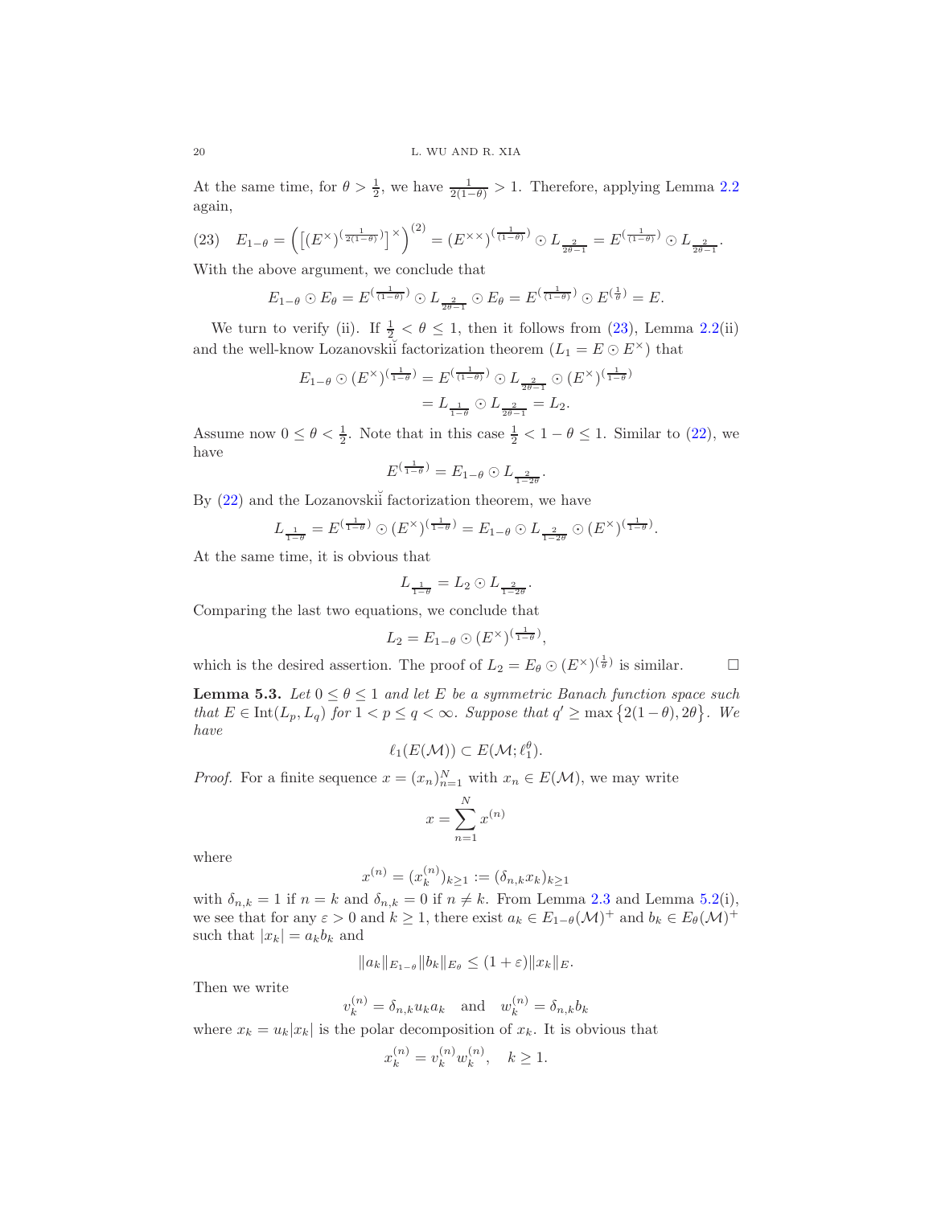At the same time, for $\theta > \frac{1}{2}$, we have $\frac{1}{2(1-\theta)} > 1$. Therefore, applying Lemma 2.2 again,

$$E_{1-\theta} = \left( \left[ (E^{\times})^{(\frac{1}{2(1-\theta)})} \right]^{\times} \right)^{(2)} = (E^{\times\times})^{(\frac{1}{(1-\theta)})} \odot L_{\frac{2}{2\theta-1}} = E^{(\frac{1}{(1-\theta)})} \odot L_{\frac{2}{2\theta-1}}. \tag{23}$$

With the above argument, we conclude that

$$E_{1-\theta} \odot E_{\theta} = E^{(\frac{1}{(1-\theta)})} \odot L_{\frac{2}{2\theta-1}} \odot E_{\theta} = E^{(\frac{1}{(1-\theta)})} \odot E^{(\frac{1}{\theta})} = E.$$

We turn to verify (ii). If $\frac{1}{2} < \theta \leq 1$, then it follows from (23), Lemma 2.2(ii) and the well-know Lozanovskiĭ factorization theorem ($L_1 = E \odot E^{\times}$) that

$$\begin{aligned} E_{1-\theta} \odot (E^{\times})^{(\frac{1}{1-\theta})} &= E^{(\frac{1}{(1-\theta)})} \odot L_{\frac{2}{2\theta-1}} \odot (E^{\times})^{(\frac{1}{1-\theta})} \\ &= L_{\frac{1}{1-\theta}} \odot L_{\frac{2}{2\theta-1}} = L_2. \end{aligned}$$

Assume now $0 \leq \theta < \frac{1}{2}$. Note that in this case $\frac{1}{2} < 1-\theta \leq 1$. Similar to (22), we have

$$E^{(\frac{1}{1-\theta})} = E_{1-\theta} \odot L_{\frac{2}{1-2\theta}}.$$

By (22) and the Lozanovskiĭ factorization theorem, we have

$$L_{\frac{1}{1-\theta}} = E^{(\frac{1}{1-\theta})} \odot (E^{\times})^{(\frac{1}{1-\theta})} = E_{1-\theta} \odot L_{\frac{2}{1-2\theta}} \odot (E^{\times})^{(\frac{1}{1-\theta})}.$$

At the same time, it is obvious that

$$L_{\frac{1}{1-\theta}} = L_2 \odot L_{\frac{2}{1-2\theta}}.$$

Comparing the last two equations, we conclude that

$$L_2 = E_{1-\theta} \odot (E^{\times})^{(\frac{1}{1-\theta})},$$

which is the desired assertion. The proof of $L_2 = E_{\theta} \odot (E^{\times})^{(\frac{1}{\theta})}$ is similar. $\square$

**Lemma 5.3.** *Let $0 \leq \theta \leq 1$ and let $E$ be a symmetric Banach function space such that $E \in \operatorname{Int}(L_p, L_q)$ for $1 < p \leq q < \infty$. Suppose that $q' \geq \max\{2(1-\theta), 2\theta\}$. We have*

$$\ell_1(E(\mathcal{M})) \subset E(\mathcal{M}; \ell_1^{\theta}).$$

*Proof.* For a finite sequence $x = (x_n)_{n=1}^N$ with $x_n \in E(\mathcal{M})$, we may write

$$x = \sum_{n=1}^{N} x^{(n)}$$

where

$$x^{(n)} = (x_k^{(n)})_{k \geq 1} := (\delta_{n,k} x_k)_{k \geq 1}$$

with $\delta_{n,k} = 1$ if $n = k$ and $\delta_{n,k} = 0$ if $n \neq k$. From Lemma 2.3 and Lemma 5.2(i), we see that for any $\varepsilon > 0$ and $k \geq 1$, there exist $a_k \in E_{1-\theta}(\mathcal{M})^+$ and $b_k \in E_{\theta}(\mathcal{M})^+$ such that $|x_k| = a_k b_k$ and

$$\|a_k\|_{E_{1-\theta}} \|b_k\|_{E_{\theta}} \leq (1+\varepsilon)\|x_k\|_E.$$

Then we write

$$v_k^{(n)} = \delta_{n,k} u_k a_k \quad \text{and} \quad w_k^{(n)} = \delta_{n,k} b_k$$

where $x_k = u_k |x_k|$ is the polar decomposition of $x_k$. It is obvious that

$$x_k^{(n)} = v_k^{(n)} w_k^{(n)}, \quad k \geq 1.$$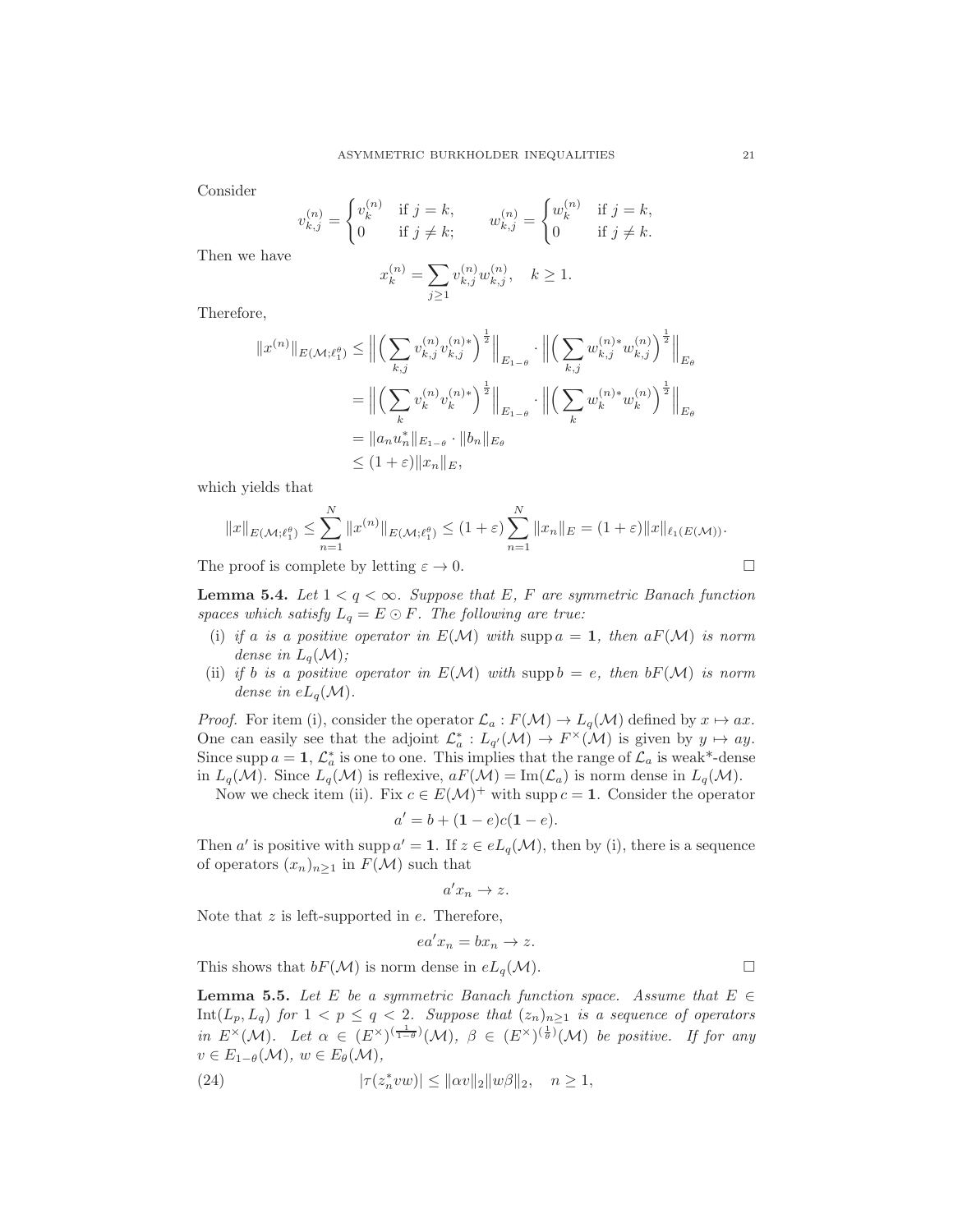Consider

$$v_{k,j}^{(n)} = \begin{cases} v_k^{(n)} & \text{if } j = k, \\ 0 & \text{if } j \neq k; \end{cases} \qquad w_{k,j}^{(n)} = \begin{cases} w_k^{(n)} & \text{if } j = k, \\ 0 & \text{if } j \neq k. \end{cases}$$

Then we have

$$x_k^{(n)} = \sum_{j \geq 1} v_{k,j}^{(n)} w_{k,j}^{(n)}, \quad k \geq 1.$$

Therefore,

$$\begin{aligned}
\|x^{(n)}\|_{E(\mathcal{M};\ell_1^\theta)} &\leq \Big\| \Big( \sum_{k,j} v_{k,j}^{(n)} v_{k,j}^{(n)*} \Big)^{\frac{1}{2}} \Big\|_{E_{1-\theta}} \cdot \Big\| \Big( \sum_{k,j} w_{k,j}^{(n)*} w_{k,j}^{(n)} \Big)^{\frac{1}{2}} \Big\|_{E_\theta} \\
&= \Big\| \Big( \sum_{k} v_{k}^{(n)} v_{k}^{(n)*} \Big)^{\frac{1}{2}} \Big\|_{E_{1-\theta}} \cdot \Big\| \Big( \sum_{k} w_{k}^{(n)*} w_{k}^{(n)} \Big)^{\frac{1}{2}} \Big\|_{E_\theta} \\
&= \|a_n u_n^*\|_{E_{1-\theta}} \cdot \|b_n\|_{E_\theta} \\
&\leq (1+\varepsilon)\|x_n\|_E,
\end{aligned}$$

which yields that

$$\|x\|_{E(\mathcal{M};\ell_1^\theta)} \leq \sum_{n=1}^N \|x^{(n)}\|_{E(\mathcal{M};\ell_1^\theta)} \leq (1+\varepsilon) \sum_{n=1}^N \|x_n\|_E = (1+\varepsilon)\|x\|_{\ell_1(E(\mathcal{M}))}.$$

The proof is complete by letting $\varepsilon \to 0$. □

**Lemma 5.4.** *Let $1 < q < \infty$. Suppose that $E$, $F$ are symmetric Banach function spaces which satisfy $L_q = E \odot F$. The following are true:*

- (i) *if $a$ is a positive operator in $E(\mathcal{M})$ with $\operatorname{supp} a = \mathbf{1}$, then $aF(\mathcal{M})$ is norm dense in $L_q(\mathcal{M})$;*
- (ii) *if $b$ is a positive operator in $E(\mathcal{M})$ with $\operatorname{supp} b = e$, then $bF(\mathcal{M})$ is norm dense in $eL_q(\mathcal{M})$.*

*Proof.* For item (i), consider the operator $\mathcal{L}_a : F(\mathcal{M}) \to L_q(\mathcal{M})$ defined by $x \mapsto ax$. One can easily see that the adjoint $\mathcal{L}_a^* : L_{q'}(\mathcal{M}) \to F^\times(\mathcal{M})$ is given by $y \mapsto ay$. Since $\operatorname{supp} a = \mathbf{1}$, $\mathcal{L}_a^*$ is one to one. This implies that the range of $\mathcal{L}_a$ is weak\*-dense in $L_q(\mathcal{M})$. Since $L_q(\mathcal{M})$ is reflexive, $aF(\mathcal{M}) = \operatorname{Im}(\mathcal{L}_a)$ is norm dense in $L_q(\mathcal{M})$.

Now we check item (ii). Fix $c \in E(\mathcal{M})^+$ with $\operatorname{supp} c = \mathbf{1}$. Consider the operator

$$a' = b + (\mathbf{1} - e)c(\mathbf{1} - e).$$

Then $a'$ is positive with $\operatorname{supp} a' = \mathbf{1}$. If $z \in eL_q(\mathcal{M})$, then by (i), there is a sequence of operators $(x_n)_{n \geq 1}$ in $F(\mathcal{M})$ such that

$$a' x_n \to z.$$

Note that $z$ is left-supported in $e$. Therefore,

$$e a' x_n = b x_n \to z.$$

This shows that $bF(\mathcal{M})$ is norm dense in $eL_q(\mathcal{M})$. □

**Lemma 5.5.** *Let $E$ be a symmetric Banach function space. Assume that $E \in \operatorname{Int}(L_p, L_q)$ for $1 < p \leq q < 2$. Suppose that $(z_n)_{n \geq 1}$ is a sequence of operators in $E^\times(\mathcal{M})$. Let $\alpha \in (E^\times)^{(\frac{1}{1-\theta})}(\mathcal{M})$, $\beta \in (E^\times)^{(\frac{1}{\theta})}(\mathcal{M})$ be positive. If for any $v \in E_{1-\theta}(\mathcal{M})$, $w \in E_\theta(\mathcal{M})$,*

$$|\tau(z_n^* v w)| \leq \|\alpha v\|_2 \|w \beta\|_2, \quad n \geq 1, \tag{24}$$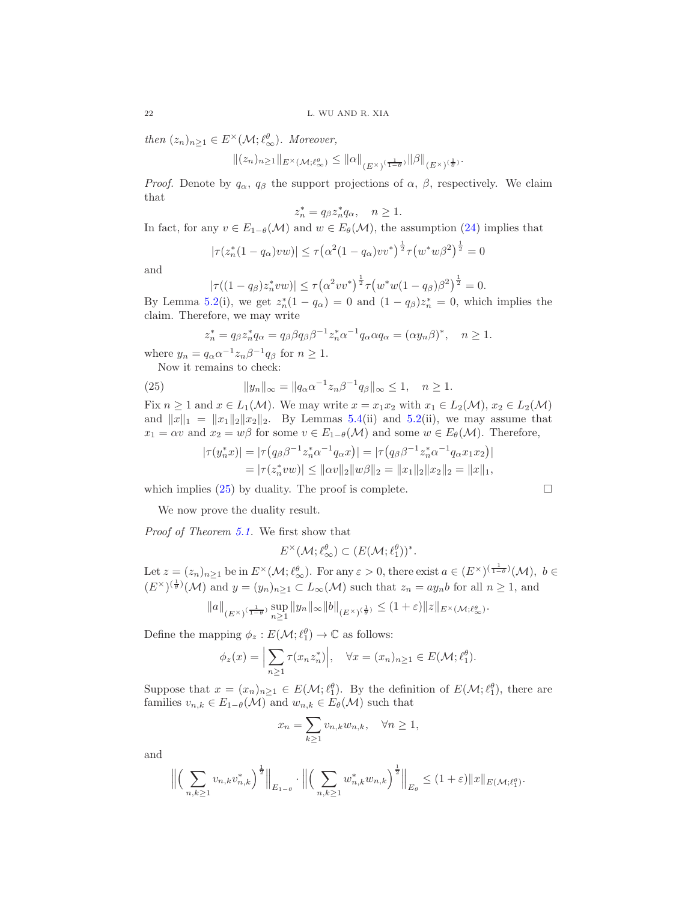*then* $(z_n)_{n\geq 1} \in E^\times(\mathcal{M}; \ell_\infty^\theta)$. *Moreover,*

$$\|(z_n)_{n\geq 1}\|_{E^\times(\mathcal{M};\ell_\infty^\theta)} \leq \|\alpha\|_{(E^\times)^{(\frac{1}{1-\theta})}} \|\beta\|_{(E^\times)^{(\frac{1}{\theta})}}.$$

*Proof.* Denote by $q_\alpha$, $q_\beta$ the support projections of $\alpha$, $\beta$, respectively. We claim that

$$z_n^* = q_\beta z_n^* q_\alpha, \quad n \geq 1.$$

In fact, for any $v \in E_{1-\theta}(\mathcal{M})$ and $w \in E_\theta(\mathcal{M})$, the assumption (24) implies that

$$|\tau(z_n^*(1-q_\alpha)vw)| \leq \tau\big(\alpha^2(1-q_\alpha)vv^*\big)^{\frac{1}{2}} \tau\big(w^*w\beta^2\big)^{\frac{1}{2}} = 0$$

and

$$|\tau((1-q_\beta)z_n^* vw)| \leq \tau\big(\alpha^2 vv^*\big)^{\frac{1}{2}} \tau\big(w^*w(1-q_\beta)\beta^2\big)^{\frac{1}{2}} = 0.$$

By Lemma 5.2(i), we get $z_n^*(1-q_\alpha) = 0$ and $(1-q_\beta)z_n^* = 0$, which implies the claim. Therefore, we may write

$$z_n^* = q_\beta z_n^* q_\alpha = q_\beta \beta q_\beta \beta^{-1} z_n^* \alpha^{-1} q_\alpha \alpha q_\alpha = (\alpha y_n \beta)^*, \quad n \geq 1.$$

where $y_n = q_\alpha \alpha^{-1} z_n \beta^{-1} q_\beta$ for $n \geq 1$.

Now it remains to check:

$$\|y_n\|_\infty = \|q_\alpha \alpha^{-1} z_n \beta^{-1} q_\beta\|_\infty \leq 1, \quad n \geq 1. \tag{25}$$

Fix $n \geq 1$ and $x \in L_1(\mathcal{M})$. We may write $x = x_1 x_2$ with $x_1 \in L_2(\mathcal{M})$, $x_2 \in L_2(\mathcal{M})$ and $\|x\|_1 = \|x_1\|_2 \|x_2\|_2$. By Lemmas 5.4(ii) and 5.2(ii), we may assume that $x_1 = \alpha v$ and $x_2 = w\beta$ for some $v \in E_{1-\theta}(\mathcal{M})$ and some $w \in E_\theta(\mathcal{M})$. Therefore,

$$\begin{aligned}
|\tau(y_n^* x)| &= |\tau\big(q_\beta \beta^{-1} z_n^* \alpha^{-1} q_\alpha x\big)| = |\tau\big(q_\beta \beta^{-1} z_n^* \alpha^{-1} q_\alpha x_1 x_2\big)| \\
&= |\tau(z_n^* vw)| \leq \|\alpha v\|_2 \|w\beta\|_2 = \|x_1\|_2 \|x_2\|_2 = \|x\|_1,
\end{aligned}$$

which implies (25) by duality. The proof is complete. $\square$

We now prove the duality result.

*Proof of Theorem 5.1.* We first show that

$$E^\times(\mathcal{M}; \ell_\infty^\theta) \subset (E(\mathcal{M}; \ell_1^\theta))^*.$$

Let $z = (z_n)_{n\geq 1}$ be in $E^\times(\mathcal{M}; \ell_\infty^\theta)$. For any $\varepsilon > 0$, there exist $a \in (E^\times)^{(\frac{1}{1-\theta})}(\mathcal{M})$, $b \in (E^\times)^{(\frac{1}{\theta})}(\mathcal{M})$ and $y = (y_n)_{n\geq 1} \subset L_\infty(\mathcal{M})$ such that $z_n = a y_n b$ for all $n \geq 1$, and

$$\|a\|_{(E^\times)^{(\frac{1}{1-\theta})}} \sup_{n\geq 1} \|y_n\|_\infty \|b\|_{(E^\times)^{(\frac{1}{\theta})}} \leq (1+\varepsilon)\|z\|_{E^\times(\mathcal{M};\ell_\infty^\theta)}.$$

Define the mapping $\phi_z : E(\mathcal{M}; \ell_1^\theta) \to \mathbb{C}$ as follows:

$$\phi_z(x) = \Big|\sum_{n\geq 1} \tau(x_n z_n^*)\Big|, \quad \forall x = (x_n)_{n\geq 1} \in E(\mathcal{M}; \ell_1^\theta).$$

Suppose that $x = (x_n)_{n\geq 1} \in E(\mathcal{M}; \ell_1^\theta)$. By the definition of $E(\mathcal{M}; \ell_1^\theta)$, there are families $v_{n,k} \in E_{1-\theta}(\mathcal{M})$ and $w_{n,k} \in E_\theta(\mathcal{M})$ such that

$$x_n = \sum_{k\geq 1} v_{n,k} w_{n,k}, \quad \forall n \geq 1,$$

and

$$\Big\|\Big(\sum_{n,k\geq 1} v_{n,k} v_{n,k}^*\Big)^{\frac{1}{2}}\Big\|_{E_{1-\theta}} \cdot \Big\|\Big(\sum_{n,k\geq 1} w_{n,k}^* w_{n,k}\Big)^{\frac{1}{2}}\Big\|_{E_\theta} \leq (1+\varepsilon)\|x\|_{E(\mathcal{M};\ell_1^\theta)}.$$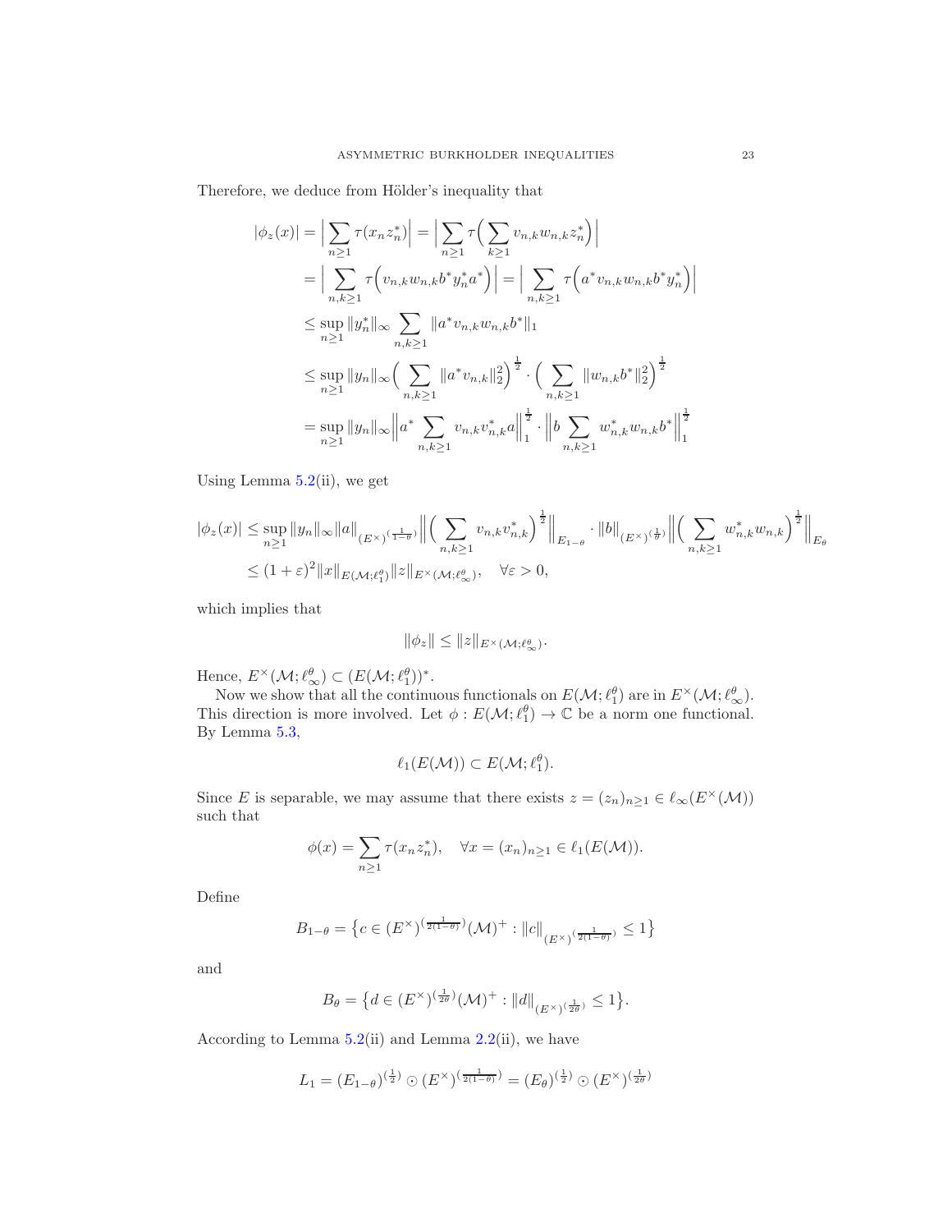Therefore, we deduce from Hölder's inequality that

$$
\begin{aligned}
|\phi_z(x)| &= \Big|\sum_{n\ge 1}\tau(x_n z_n^*)\Big| = \Big|\sum_{n\ge 1}\tau\Big(\sum_{k\ge 1} v_{n,k}w_{n,k}z_n^*\Big)\Big| \\
&= \Big|\sum_{n,k\ge 1}\tau\Big(v_{n,k}w_{n,k}b^*y_n^*a^*\Big)\Big| = \Big|\sum_{n,k\ge 1}\tau\Big(a^*v_{n,k}w_{n,k}b^*y_n^*\Big)\Big| \\
&\le \sup_{n\ge 1}\|y_n^*\|_\infty \sum_{n,k\ge 1}\|a^*v_{n,k}w_{n,k}b^*\|_1 \\
&\le \sup_{n\ge 1}\|y_n\|_\infty \Big(\sum_{n,k\ge 1}\|a^*v_{n,k}\|_2^2\Big)^{\frac12}\cdot\Big(\sum_{n,k\ge 1}\|w_{n,k}b^*\|_2^2\Big)^{\frac12} \\
&= \sup_{n\ge 1}\|y_n\|_\infty \Big\|a^*\sum_{n,k\ge 1}v_{n,k}v_{n,k}^*a\Big\|_1^{\frac12}\cdot\Big\|b\sum_{n,k\ge 1}w_{n,k}^*w_{n,k}b^*\Big\|_1^{\frac12}
\end{aligned}
$$

Using Lemma 5.2(ii), we get

$$
\begin{aligned}
|\phi_z(x)| &\le \sup_{n\ge 1}\|y_n\|_\infty \|a\|_{(E^\times)^{(\frac{1}{1-\theta})}}\Big\|\Big(\sum_{n,k\ge 1}v_{n,k}v_{n,k}^*\Big)^{\frac12}\Big\|_{E_{1-\theta}}\cdot\|b\|_{(E^\times)^{(\frac{1}{\theta})}}\Big\|\Big(\sum_{n,k\ge 1}w_{n,k}^*w_{n,k}\Big)^{\frac12}\Big\|_{E_\theta} \\
&\le (1+\varepsilon)^2\|x\|_{E(\mathcal{M};\ell_1^\theta)}\|z\|_{E^\times(\mathcal{M};\ell_\infty^\theta)},\quad \forall\varepsilon>0,
\end{aligned}
$$

which implies that

$$
\|\phi_z\| \le \|z\|_{E^\times(\mathcal{M};\ell_\infty^\theta)}.
$$

Hence, $E^\times(\mathcal{M};\ell_\infty^\theta)\subset (E(\mathcal{M};\ell_1^\theta))^*$.

Now we show that all the continuous functionals on $E(\mathcal{M};\ell_1^\theta)$ are in $E^\times(\mathcal{M};\ell_\infty^\theta)$. This direction is more involved. Let $\phi : E(\mathcal{M};\ell_1^\theta)\to\mathbb{C}$ be a norm one functional. By Lemma 5.3,

$$
\ell_1(E(\mathcal{M}))\subset E(\mathcal{M};\ell_1^\theta).
$$

Since $E$ is separable, we may assume that there exists $z=(z_n)_{n\ge 1}\in\ell_\infty(E^\times(\mathcal{M}))$ such that

$$
\phi(x)=\sum_{n\ge 1}\tau(x_n z_n^*),\quad \forall x=(x_n)_{n\ge 1}\in\ell_1(E(\mathcal{M})).
$$

Define

$$
B_{1-\theta}=\big\{c\in (E^\times)^{(\frac{1}{2(1-\theta)})}(\mathcal{M})^+ : \|c\|_{(E^\times)^{(\frac{1}{2(1-\theta)})}}\le 1\big\}
$$

and

$$
B_{\theta}=\big\{d\in (E^\times)^{(\frac{1}{2\theta})}(\mathcal{M})^+ : \|d\|_{(E^\times)^{(\frac{1}{2\theta})}}\le 1\big\}.
$$

According to Lemma 5.2(ii) and Lemma 2.2(ii), we have

$$
L_1=(E_{1-\theta})^{(\frac12)}\odot (E^\times)^{(\frac{1}{2(1-\theta)})}=(E_\theta)^{(\frac12)}\odot (E^\times)^{(\frac{1}{2\theta})}
$$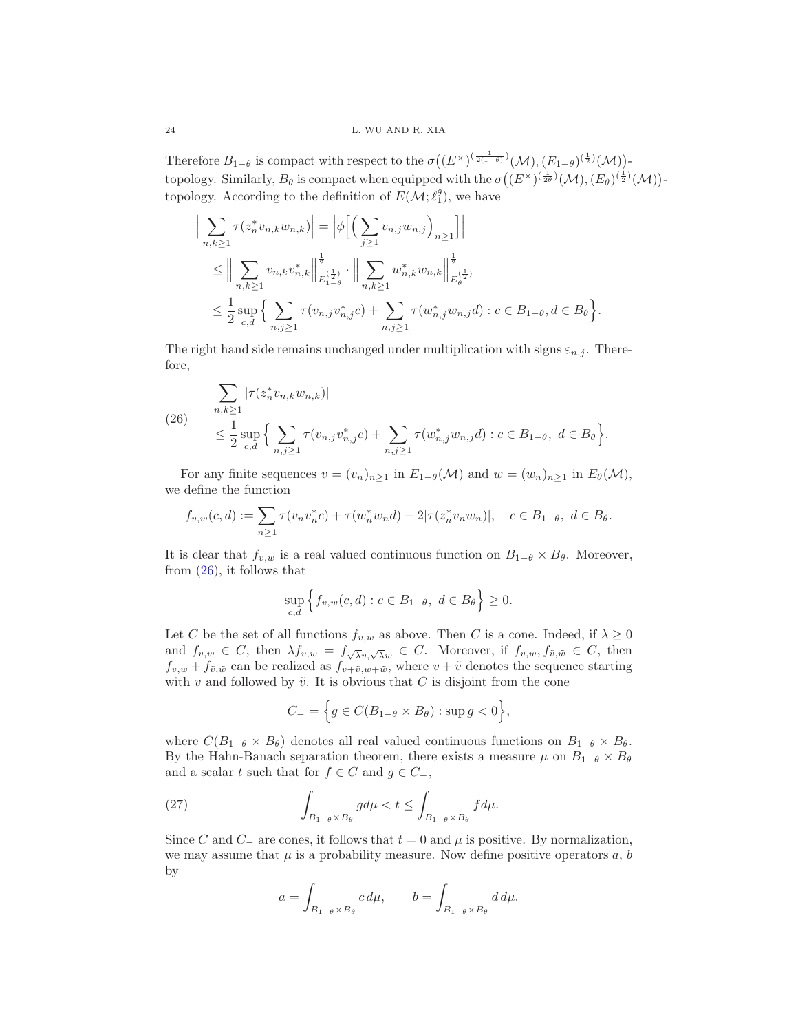Therefore $B_{1-\theta}$ is compact with respect to the $\sigma\big((E^\times)^{(\frac{1}{2(1-\theta)})}(\mathcal{M}),(E_{1-\theta})^{(\frac{1}{2})}(\mathcal{M})\big)$-topology. Similarly, $B_\theta$ is compact when equipped with the $\sigma\big((E^\times)^{(\frac{1}{2\theta})}(\mathcal{M}),(E_\theta)^{(\frac{1}{2})}(\mathcal{M})\big)$-topology. According to the definition of $E(\mathcal{M};\ell_1^\theta)$, we have

$$
\begin{aligned}
\Big|\sum_{n,k\geq 1}\tau(z_n^* v_{n,k}w_{n,k})\Big| &= \Big|\phi\Big[\Big(\sum_{j\geq 1} v_{n,j}w_{n,j}\Big)_{n\geq 1}\Big]\Big| \\
&\leq \Big\|\sum_{n,k\geq 1} v_{n,k}v_{n,k}^*\Big\|^{\frac{1}{2}}_{E_{1-\theta}^{(\frac{1}{2})}}\cdot\Big\|\sum_{n,k\geq 1} w_{n,k}^* w_{n,k}\Big\|^{\frac{1}{2}}_{E_\theta^{(\frac{1}{2})}} \\
&\leq \frac{1}{2}\sup_{c,d}\Big\{\sum_{n,j\geq 1}\tau(v_{n,j}v_{n,j}^* c)+\sum_{n,j\geq 1}\tau(w_{n,j}^* w_{n,j}d): c\in B_{1-\theta}, d\in B_\theta\Big\}.
\end{aligned}
$$

The right hand side remains unchanged under multiplication with signs $\varepsilon_{n,j}$. Therefore,

$$
\begin{aligned}
&\sum_{n,k\geq 1}|\tau(z_n^* v_{n,k}w_{n,k})| \\
(26)\qquad &\leq \frac{1}{2}\sup_{c,d}\Big\{\sum_{n,j\geq 1}\tau(v_{n,j}v_{n,j}^* c)+\sum_{n,j\geq 1}\tau(w_{n,j}^* w_{n,j}d): c\in B_{1-\theta},\ d\in B_\theta\Big\}.
\end{aligned}
$$

For any finite sequences $v=(v_n)_{n\geq 1}$ in $E_{1-\theta}(\mathcal{M})$ and $w=(w_n)_{n\geq 1}$ in $E_\theta(\mathcal{M})$, we define the function

$$
f_{v,w}(c,d):=\sum_{n\geq 1}\tau(v_n v_n^* c)+\tau(w_n^* w_n d)-2|\tau(z_n^* v_n w_n)|,\quad c\in B_{1-\theta},\ d\in B_\theta.
$$

It is clear that $f_{v,w}$ is a real valued continuous function on $B_{1-\theta}\times B_\theta$. Moreover, from (26), it follows that

$$
\sup_{c,d}\Big\{f_{v,w}(c,d): c\in B_{1-\theta},\ d\in B_\theta\Big\}\geq 0.
$$

Let $C$ be the set of all functions $f_{v,w}$ as above. Then $C$ is a cone. Indeed, if $\lambda\geq 0$ and $f_{v,w}\in C$, then $\lambda f_{v,w}=f_{\sqrt{\lambda}v,\sqrt{\lambda}w}\in C$. Moreover, if $f_{v,w},f_{\tilde{v},\tilde{w}}\in C$, then $f_{v,w}+f_{\tilde{v},\tilde{w}}$ can be realized as $f_{v+\tilde{v},w+\tilde{w}}$, where $v+\tilde{v}$ denotes the sequence starting with $v$ and followed by $\tilde{v}$. It is obvious that $C$ is disjoint from the cone

$$
C_-=\Big\{g\in C(B_{1-\theta}\times B_\theta):\sup g<0\Big\},
$$

where $C(B_{1-\theta}\times B_\theta)$ denotes all real valued continuous functions on $B_{1-\theta}\times B_\theta$. By the Hahn-Banach separation theorem, there exists a measure $\mu$ on $B_{1-\theta}\times B_\theta$ and a scalar $t$ such that for $f\in C$ and $g\in C_-$,

$$
\int_{B_{1-\theta}\times B_\theta} g\,d\mu < t \leq \int_{B_{1-\theta}\times B_\theta} f\,d\mu. \tag{27}
$$

Since $C$ and $C_-$ are cones, it follows that $t=0$ and $\mu$ is positive. By normalization, we may assume that $\mu$ is a probability measure. Now define positive operators $a$, $b$ by

$$
a=\int_{B_{1-\theta}\times B_\theta} c\,d\mu,\qquad b=\int_{B_{1-\theta}\times B_\theta} d\,d\mu.
$$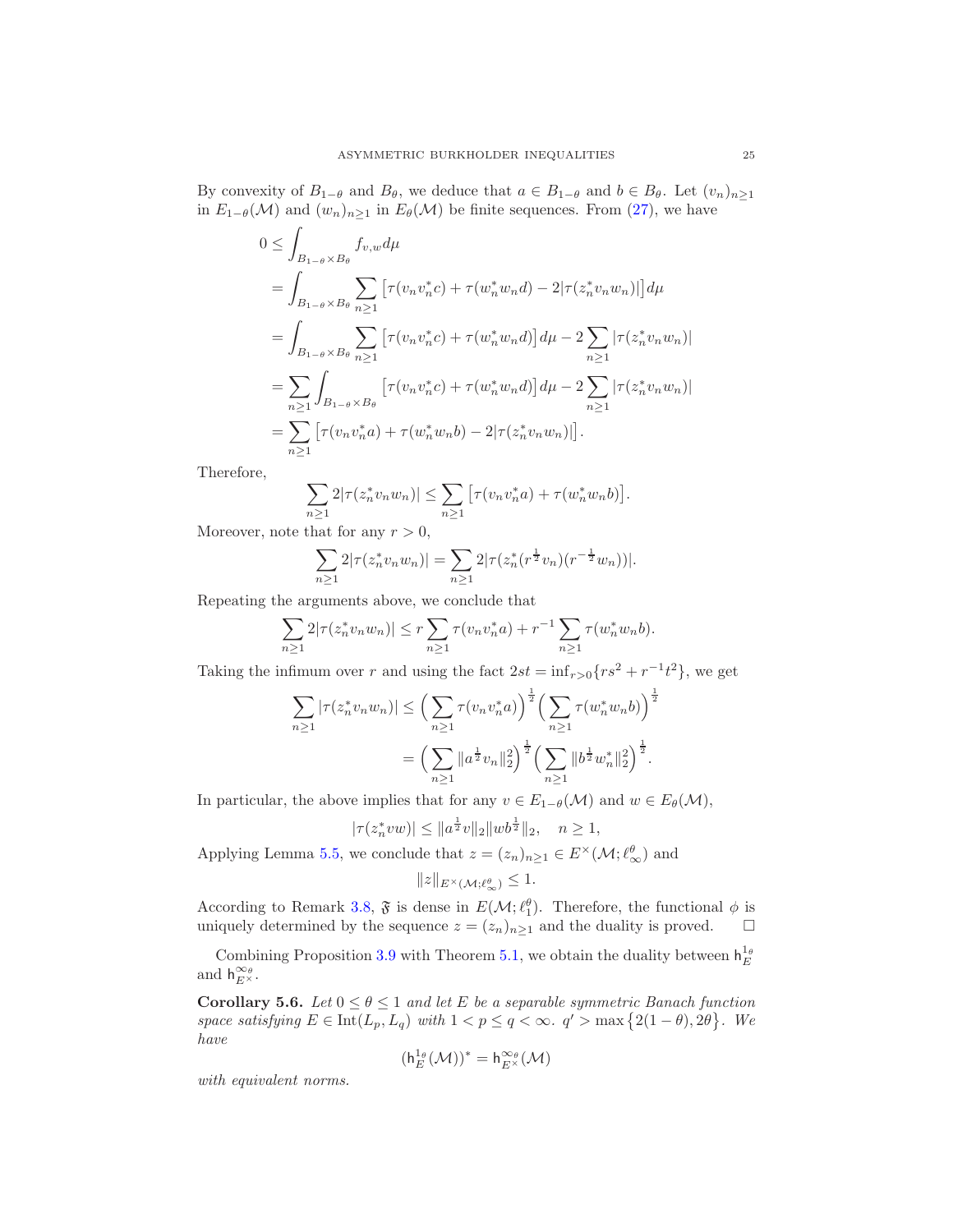By convexity of $B_{1-\theta}$ and $B_\theta$, we deduce that $a \in B_{1-\theta}$ and $b \in B_\theta$. Let $(v_n)_{n\geq 1}$ in $E_{1-\theta}(\mathcal{M})$ and $(w_n)_{n\geq 1}$ in $E_\theta(\mathcal{M})$ be finite sequences. From (27), we have

$$
\begin{aligned}
0 &\leq \int_{B_{1-\theta}\times B_\theta} f_{v,w} d\mu \\
&= \int_{B_{1-\theta}\times B_\theta} \sum_{n\geq 1} \big[\tau(v_n v_n^* c) + \tau(w_n^* w_n d) - 2|\tau(z_n^* v_n w_n)|\big] d\mu \\
&= \int_{B_{1-\theta}\times B_\theta} \sum_{n\geq 1} \big[\tau(v_n v_n^* c) + \tau(w_n^* w_n d)\big] d\mu - 2\sum_{n\geq 1} |\tau(z_n^* v_n w_n)| \\
&= \sum_{n\geq 1} \int_{B_{1-\theta}\times B_\theta} \big[\tau(v_n v_n^* c) + \tau(w_n^* w_n d)\big] d\mu - 2\sum_{n\geq 1} |\tau(z_n^* v_n w_n)| \\
&= \sum_{n\geq 1} \big[\tau(v_n v_n^* a) + \tau(w_n^* w_n b) - 2|\tau(z_n^* v_n w_n)|\big].
\end{aligned}
$$

Therefore,

$$
\sum_{n\geq 1} 2|\tau(z_n^* v_n w_n)| \leq \sum_{n\geq 1} \big[\tau(v_n v_n^* a) + \tau(w_n^* w_n b)\big].
$$

Moreover, note that for any $r > 0$,

$$
\sum_{n\geq 1} 2|\tau(z_n^* v_n w_n)| = \sum_{n\geq 1} 2|\tau(z_n^* (r^{\frac{1}{2}} v_n)(r^{-\frac{1}{2}} w_n))|.
$$

Repeating the arguments above, we conclude that

$$
\sum_{n\geq 1} 2|\tau(z_n^* v_n w_n)| \leq r \sum_{n\geq 1} \tau(v_n v_n^* a) + r^{-1} \sum_{n\geq 1} \tau(w_n^* w_n b).
$$

Taking the infimum over $r$ and using the fact $2st = \inf_{r>0}\{rs^2 + r^{-1}t^2\}$, we get

$$
\begin{aligned}
\sum_{n\geq 1} |\tau(z_n^* v_n w_n)| &\leq \Big(\sum_{n\geq 1} \tau(v_n v_n^* a)\Big)^{\frac{1}{2}} \Big(\sum_{n\geq 1} \tau(w_n^* w_n b)\Big)^{\frac{1}{2}} \\
&= \Big(\sum_{n\geq 1} \|a^{\frac{1}{2}} v_n\|_2^2\Big)^{\frac{1}{2}} \Big(\sum_{n\geq 1} \|b^{\frac{1}{2}} w_n^*\|_2^2\Big)^{\frac{1}{2}}.
\end{aligned}
$$

In particular, the above implies that for any $v \in E_{1-\theta}(\mathcal{M})$ and $w \in E_\theta(\mathcal{M})$,

$$
|\tau(z_n^* v w)| \leq \|a^{\frac{1}{2}} v\|_2 \|w b^{\frac{1}{2}}\|_2, \quad n \geq 1,
$$

Applying Lemma 5.5, we conclude that $z = (z_n)_{n\geq 1} \in E^\times(\mathcal{M}; \ell_\infty^\theta)$ and

$$
\|z\|_{E^\times(\mathcal{M};\ell_\infty^\theta)} \leq 1.
$$

According to Remark 3.8, $\mathfrak{F}$ is dense in $E(\mathcal{M}; \ell_1^\theta)$. Therefore, the functional $\phi$ is uniquely determined by the sequence $z = (z_n)_{n\geq 1}$ and the duality is proved. $\square$

Combining Proposition 3.9 with Theorem 5.1, we obtain the duality between $\mathsf{h}_E^{1_\theta}$ and $\mathsf{h}_{E^\times}^{\infty_\theta}$.

**Corollary 5.6.** *Let $0 \leq \theta \leq 1$ and let $E$ be a separable symmetric Banach function space satisfying $E \in \mathrm{Int}(L_p, L_q)$ with $1 < p \leq q < \infty$. $q' > \max\{2(1-\theta), 2\theta\}$. We have*

$$
(\mathsf{h}_E^{1_\theta}(\mathcal{M}))^* = \mathsf{h}_{E^\times}^{\infty_\theta}(\mathcal{M})
$$

*with equivalent norms.*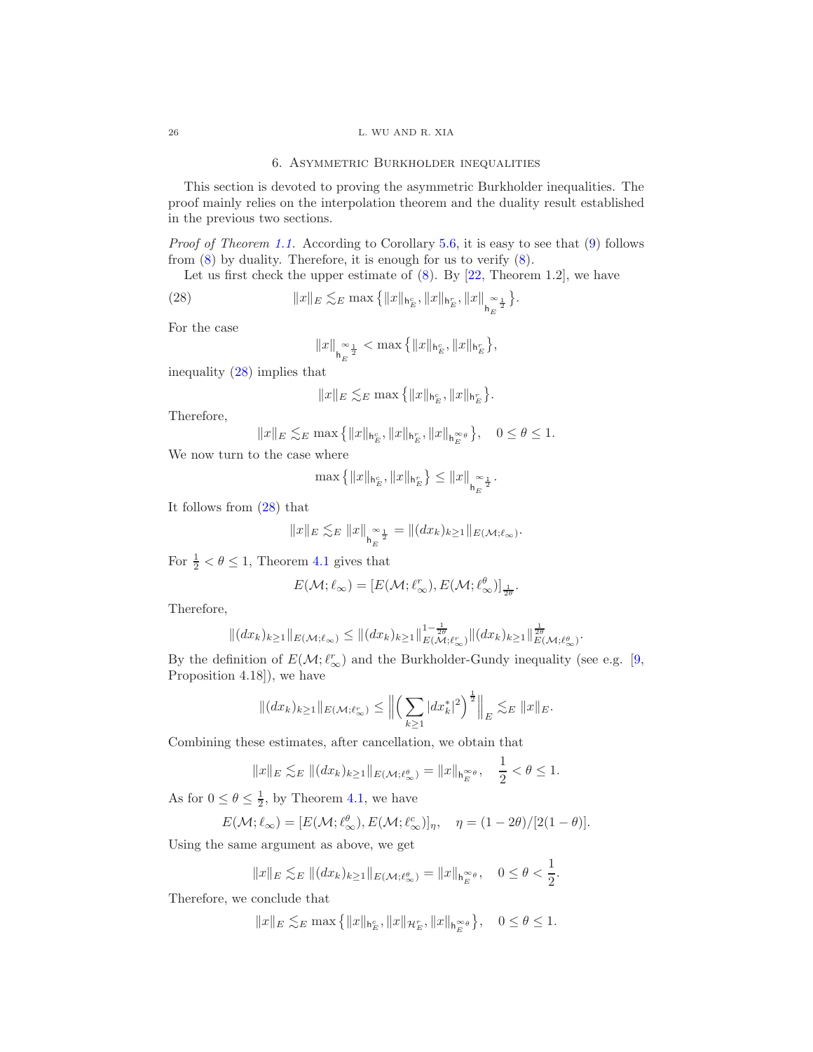## 6. Asymmetric Burkholder inequalities

This section is devoted to proving the asymmetric Burkholder inequalities. The proof mainly relies on the interpolation theorem and the duality result established in the previous two sections.

*Proof of Theorem 1.1.* According to Corollary 5.6, it is easy to see that (9) follows from (8) by duality. Therefore, it is enough for us to verify (8).

Let us first check the upper estimate of (8). By [22, Theorem 1.2], we have

$$\|x\|_E \lesssim_E \max\big\{\|x\|_{\mathsf{h}_E^c}, \|x\|_{\mathsf{h}_E^r}, \|x\|_{\mathsf{h}_E^{\infty \frac{1}{2}}}\big\}. \tag{28}$$

For the case

$$\|x\|_{\mathsf{h}_E^{\infty \frac{1}{2}}} < \max\big\{\|x\|_{\mathsf{h}_E^c}, \|x\|_{\mathsf{h}_E^r}\big\},$$

inequality (28) implies that

$$\|x\|_E \lesssim_E \max\big\{\|x\|_{\mathsf{h}_E^c}, \|x\|_{\mathsf{h}_E^r}\big\}.$$

Therefore,

$$\|x\|_E \lesssim_E \max\big\{\|x\|_{\mathsf{h}_E^c}, \|x\|_{\mathsf{h}_E^r}, \|x\|_{\mathsf{h}_E^{\infty\theta}}\big\}, \quad 0 \le \theta \le 1.$$

We now turn to the case where

$$\max\big\{\|x\|_{\mathsf{h}_E^c}, \|x\|_{\mathsf{h}_E^r}\big\} \le \|x\|_{\mathsf{h}_E^{\infty \frac{1}{2}}}.$$

It follows from (28) that

$$\|x\|_E \lesssim_E \|x\|_{\mathsf{h}_E^{\infty \frac{1}{2}}} = \|(dx_k)_{k\ge 1}\|_{E(\mathcal{M};\ell_\infty)}.$$

For $\frac{1}{2} < \theta \le 1$, Theorem 4.1 gives that

$$E(\mathcal{M};\ell_\infty) = [E(\mathcal{M};\ell_\infty^r), E(\mathcal{M};\ell_\infty^\theta)]_{\frac{1}{2\theta}}.$$

Therefore,

$$\|(dx_k)_{k\ge1}\|_{E(\mathcal{M};\ell_\infty)} \le \|(dx_k)_{k\ge1}\|_{E(\mathcal{M};\ell_\infty^r)}^{1-\frac{1}{2\theta}} \|(dx_k)_{k\ge1}\|_{E(\mathcal{M};\ell_\infty^\theta)}^{\frac{1}{2\theta}}.$$

By the definition of $E(\mathcal{M};\ell_\infty^r)$ and the Burkholder-Gundy inequality (see e.g. [9, Proposition 4.18]), we have

$$\|(dx_k)_{k\ge1}\|_{E(\mathcal{M};\ell_\infty^r)} \le \Big\|\Big(\sum_{k\ge1}|dx_k^*|^2\Big)^{\frac{1}{2}}\Big\|_E \lesssim_E \|x\|_E.$$

Combining these estimates, after cancellation, we obtain that

$$\|x\|_E \lesssim_E \|(dx_k)_{k\ge1}\|_{E(\mathcal{M};\ell_\infty^\theta)} = \|x\|_{\mathsf{h}_E^{\infty\theta}}, \quad \frac{1}{2} < \theta \le 1.$$

As for $0 \le \theta \le \frac{1}{2}$, by Theorem 4.1, we have

$$E(\mathcal{M};\ell_\infty) = [E(\mathcal{M};\ell_\infty^\theta), E(\mathcal{M};\ell_\infty^c)]_\eta, \quad \eta = (1-2\theta)/[2(1-\theta)].$$

Using the same argument as above, we get

$$\|x\|_E \lesssim_E \|(dx_k)_{k\ge1}\|_{E(\mathcal{M};\ell_\infty^\theta)} = \|x\|_{\mathsf{h}_E^{\infty\theta}}, \quad 0 \le \theta < \frac{1}{2}.$$

Therefore, we conclude that

$$\|x\|_E \lesssim_E \max\big\{\|x\|_{\mathsf{h}_E^c}, \|x\|_{\mathcal{H}_E^r}, \|x\|_{\mathsf{h}_E^{\infty\theta}}\big\}, \quad 0 \le \theta \le 1.$$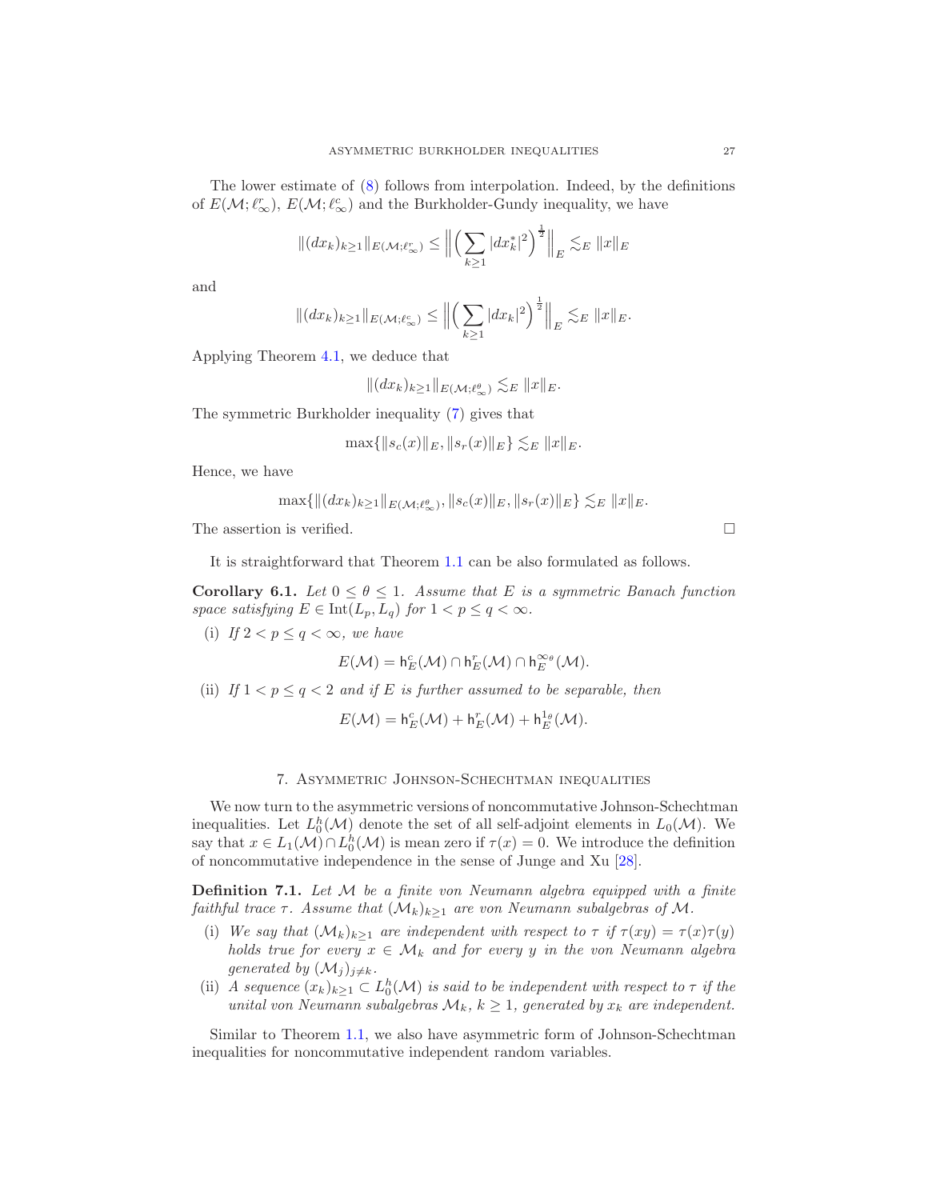The lower estimate of (8) follows from interpolation. Indeed, by the definitions of $E(\mathcal{M};\ell_\infty^r)$, $E(\mathcal{M};\ell_\infty^c)$ and the Burkholder-Gundy inequality, we have

$$\|(dx_k)_{k\geq 1}\|_{E(\mathcal{M};\ell_\infty^r)} \leq \Big\|\Big(\sum_{k\geq 1}|dx_k^*|^2\Big)^{\frac{1}{2}}\Big\|_E \lesssim_E \|x\|_E$$

and

$$\|(dx_k)_{k\geq 1}\|_{E(\mathcal{M};\ell_\infty^c)} \leq \Big\|\Big(\sum_{k\geq 1}|dx_k|^2\Big)^{\frac{1}{2}}\Big\|_E \lesssim_E \|x\|_E.$$

Applying Theorem 4.1, we deduce that

$$\|(dx_k)_{k\geq 1}\|_{E(\mathcal{M};\ell_\infty^\theta)} \lesssim_E \|x\|_E.$$

The symmetric Burkholder inequality (7) gives that

$$\max\{\|s_c(x)\|_E, \|s_r(x)\|_E\} \lesssim_E \|x\|_E.$$

Hence, we have

$$\max\{\|(dx_k)_{k\geq 1}\|_{E(\mathcal{M};\ell_\infty^\theta)}, \|s_c(x)\|_E, \|s_r(x)\|_E\} \lesssim_E \|x\|_E.$$

The assertion is verified. $\square$

It is straightforward that Theorem 1.1 can be also formulated as follows.

**Corollary 6.1.** *Let $0 \leq \theta \leq 1$. Assume that $E$ is a symmetric Banach function space satisfying $E \in \mathrm{Int}(L_p, L_q)$ for $1 < p \leq q < \infty$.*

(i) *If $2 < p \leq q < \infty$, we have*

$$E(\mathcal{M}) = \mathsf{h}_E^c(\mathcal{M}) \cap \mathsf{h}_E^r(\mathcal{M}) \cap \mathsf{h}_E^{\infty_\theta}(\mathcal{M}).$$

(ii) *If $1 < p \leq q < 2$ and if $E$ is further assumed to be separable, then*

$$E(\mathcal{M}) = \mathsf{h}_E^c(\mathcal{M}) + \mathsf{h}_E^r(\mathcal{M}) + \mathsf{h}_E^{1_\theta}(\mathcal{M}).$$

## 7. Asymmetric Johnson-Schechtman inequalities

We now turn to the asymmetric versions of noncommutative Johnson-Schechtman inequalities. Let $L_0^h(\mathcal{M})$ denote the set of all self-adjoint elements in $L_0(\mathcal{M})$. We say that $x \in L_1(\mathcal{M}) \cap L_0^h(\mathcal{M})$ is mean zero if $\tau(x) = 0$. We introduce the definition of noncommutative independence in the sense of Junge and Xu [28].

**Definition 7.1.** *Let $\mathcal{M}$ be a finite von Neumann algebra equipped with a finite faithful trace $\tau$. Assume that $(\mathcal{M}_k)_{k\geq 1}$ are von Neumann subalgebras of $\mathcal{M}$.*

(i) *We say that $(\mathcal{M}_k)_{k\geq 1}$ are independent with respect to $\tau$ if $\tau(xy) = \tau(x)\tau(y)$ holds true for every $x \in \mathcal{M}_k$ and for every $y$ in the von Neumann algebra generated by $(\mathcal{M}_j)_{j\neq k}$.*

(ii) *A sequence $(x_k)_{k\geq 1} \subset L_0^h(\mathcal{M})$ is said to be independent with respect to $\tau$ if the unital von Neumann subalgebras $\mathcal{M}_k$, $k \geq 1$, generated by $x_k$ are independent.*

Similar to Theorem 1.1, we also have asymmetric form of Johnson-Schechtman inequalities for noncommutative independent random variables.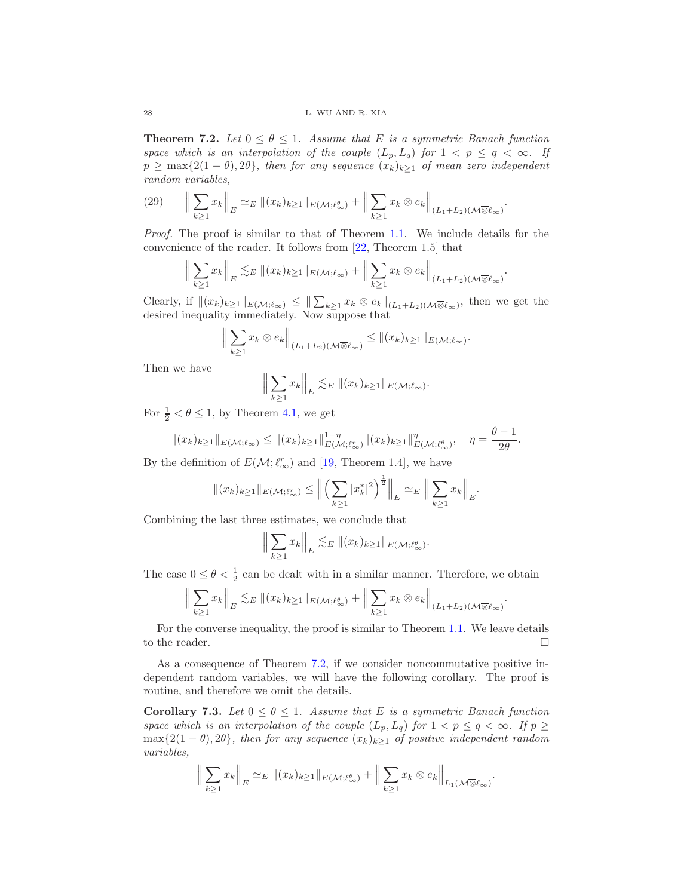**Theorem 7.2.** *Let $0 \le \theta \le 1$. Assume that $E$ is a symmetric Banach function space which is an interpolation of the couple $(L_p, L_q)$ for $1 < p \le q < \infty$. If $p \ge \max\{2(1-\theta), 2\theta\}$, then for any sequence $(x_k)_{k\ge1}$ of mean zero independent random variables,*

$$\Big\|\sum_{k\ge1} x_k\Big\|_E \simeq_E \|(x_k)_{k\ge1}\|_{E(\mathcal{M};\ell_\infty^\theta)} + \Big\|\sum_{k\ge1} x_k \otimes e_k\Big\|_{(L_1+L_2)(\mathcal{M}\overline{\otimes}\ell_\infty)}. \tag{29}$$

*Proof.* The proof is similar to that of Theorem 1.1. We include details for the convenience of the reader. It follows from [22, Theorem 1.5] that

$$\Big\|\sum_{k\ge1} x_k\Big\|_E \lesssim_E \|(x_k)_{k\ge1}\|_{E(\mathcal{M};\ell_\infty)} + \Big\|\sum_{k\ge1} x_k \otimes e_k\Big\|_{(L_1+L_2)(\mathcal{M}\overline{\otimes}\ell_\infty)}.$$

Clearly, if $\|(x_k)_{k\ge1}\|_{E(\mathcal{M};\ell_\infty)} \le \|\sum_{k\ge1} x_k \otimes e_k\|_{(L_1+L_2)(\mathcal{M}\overline{\otimes}\ell_\infty)}$, then we get the desired inequality immediately. Now suppose that

$$\Big\|\sum_{k\ge1} x_k \otimes e_k\Big\|_{(L_1+L_2)(\mathcal{M}\overline{\otimes}\ell_\infty)} \le \|(x_k)_{k\ge1}\|_{E(\mathcal{M};\ell_\infty)}.$$

Then we have

$$\Big\|\sum_{k\ge1} x_k\Big\|_E \lesssim_E \|(x_k)_{k\ge1}\|_{E(\mathcal{M};\ell_\infty)}.$$

For $\frac{1}{2} < \theta \le 1$, by Theorem 4.1, we get

$$\|(x_k)_{k\ge1}\|_{E(\mathcal{M};\ell_\infty)} \le \|(x_k)_{k\ge1}\|^{1-\eta}_{E(\mathcal{M};\ell_\infty^r)} \|(x_k)_{k\ge1}\|^{\eta}_{E(\mathcal{M};\ell_\infty^\theta)}, \quad \eta = \frac{\theta-1}{2\theta}.$$

By the definition of $E(\mathcal{M};\ell_\infty^r)$ and [19, Theorem 1.4], we have

$$\|(x_k)_{k\ge1}\|_{E(\mathcal{M};\ell_\infty^r)} \le \Big\|\Big(\sum_{k\ge1}|x_k^*|^2\Big)^{\frac{1}{2}}\Big\|_E \simeq_E \Big\|\sum_{k\ge1} x_k\Big\|_E.$$

Combining the last three estimates, we conclude that

$$\Big\|\sum_{k\ge1} x_k\Big\|_E \lesssim_E \|(x_k)_{k\ge1}\|_{E(\mathcal{M};\ell_\infty^\theta)}.$$

The case $0 \le \theta < \frac{1}{2}$ can be dealt with in a similar manner. Therefore, we obtain

$$\Big\|\sum_{k\ge1} x_k\Big\|_E \lesssim_E \|(x_k)_{k\ge1}\|_{E(\mathcal{M};\ell_\infty^\theta)} + \Big\|\sum_{k\ge1} x_k \otimes e_k\Big\|_{(L_1+L_2)(\mathcal{M}\overline{\otimes}\ell_\infty)}.$$

For the converse inequality, the proof is similar to Theorem 1.1. We leave details to the reader. □

As a consequence of Theorem 7.2, if we consider noncommutative positive independent random variables, we will have the following corollary. The proof is routine, and therefore we omit the details.

**Corollary 7.3.** *Let $0 \le \theta \le 1$. Assume that $E$ is a symmetric Banach function space which is an interpolation of the couple $(L_p, L_q)$ for $1 < p \le q < \infty$. If $p \ge \max\{2(1-\theta), 2\theta\}$, then for any sequence $(x_k)_{k\ge1}$ of positive independent random variables,*

$$\Big\|\sum_{k\ge1} x_k\Big\|_E \simeq_E \|(x_k)_{k\ge1}\|_{E(\mathcal{M};\ell_\infty^\theta)} + \Big\|\sum_{k\ge1} x_k \otimes e_k\Big\|_{L_1(\mathcal{M}\overline{\otimes}\ell_\infty)}.$$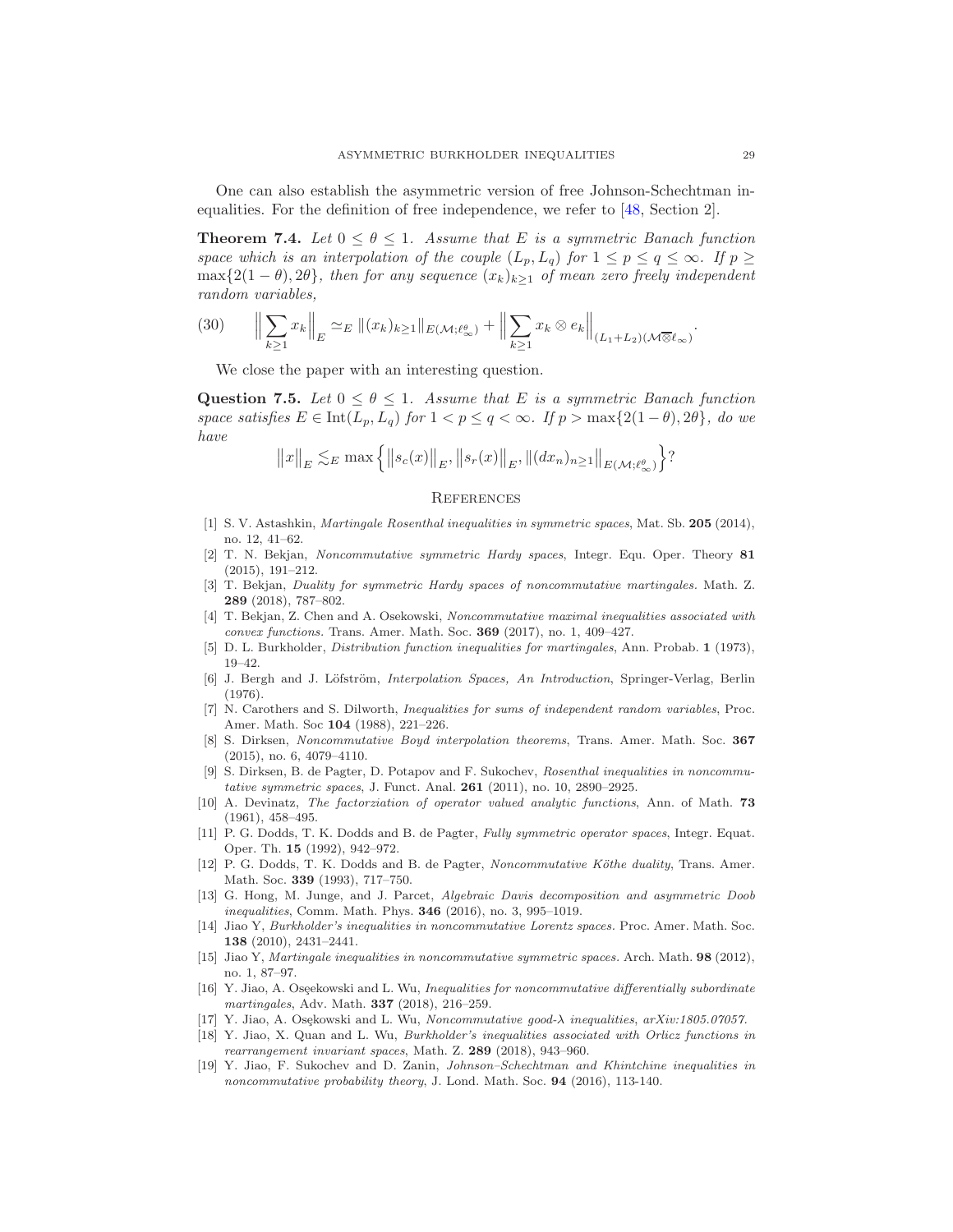One can also establish the asymmetric version of free Johnson-Schechtman inequalities. For the definition of free independence, we refer to [48, Section 2].

**Theorem 7.4.** *Let $0 \leq \theta \leq 1$. Assume that $E$ is a symmetric Banach function space which is an interpolation of the couple $(L_p, L_q)$ for $1 \leq p \leq q \leq \infty$. If $p \geq \max\{2(1-\theta), 2\theta\}$, then for any sequence $(x_k)_{k\geq 1}$ of mean zero freely independent random variables,*

$$\Big\| \sum_{k\geq 1} x_k \Big\|_E \simeq_E \|(x_k)_{k\geq 1}\|_{E(\mathcal{M};\ell_\infty^\theta)} + \Big\| \sum_{k\geq 1} x_k \otimes e_k \Big\|_{(L_1+L_2)(\mathcal{M}\overline{\otimes}\ell_\infty)}. \tag{30}$$

We close the paper with an interesting question.

**Question 7.5.** *Let $0 \leq \theta \leq 1$. Assume that $E$ is a symmetric Banach function space satisfies $E \in \mathrm{Int}(L_p, L_q)$ for $1 < p \leq q < \infty$. If $p > \max\{2(1-\theta), 2\theta\}$, do we have*

$$\big\|x\big\|_E \lesssim_E \max\Big\{ \big\|s_c(x)\big\|_E, \big\|s_r(x)\big\|_E, \|(dx_n)_{n\geq 1}\|_{E(\mathcal{M};\ell_\infty^\theta)} \Big\}?$$

## References

[1] S. V. Astashkin, *Martingale Rosenthal inequalities in symmetric spaces*, Mat. Sb. **205** (2014), no. 12, 41–62.

[2] T. N. Bekjan, *Noncommutative symmetric Hardy spaces*, Integr. Equ. Oper. Theory **81** (2015), 191–212.

[3] T. Bekjan, *Duality for symmetric Hardy spaces of noncommutative martingales.* Math. Z. **289** (2018), 787–802.

[4] T. Bekjan, Z. Chen and A. Osekowski, *Noncommutative maximal inequalities associated with convex functions.* Trans. Amer. Math. Soc. **369** (2017), no. 1, 409–427.

[5] D. L. Burkholder, *Distribution function inequalities for martingales*, Ann. Probab. **1** (1973), 19–42.

[6] J. Bergh and J. Löfström, *Interpolation Spaces, An Introduction*, Springer-Verlag, Berlin (1976).

[7] N. Carothers and S. Dilworth, *Inequalities for sums of independent random variables*, Proc. Amer. Math. Soc **104** (1988), 221–226.

[8] S. Dirksen, *Noncommutative Boyd interpolation theorems*, Trans. Amer. Math. Soc. **367** (2015), no. 6, 4079–4110.

[9] S. Dirksen, B. de Pagter, D. Potapov and F. Sukochev, *Rosenthal inequalities in noncommutative symmetric spaces*, J. Funct. Anal. **261** (2011), no. 10, 2890–2925.

[10] A. Devinatz, *The factorziation of operator valued analytic functions*, Ann. of Math. **73** (1961), 458–495.

[11] P. G. Dodds, T. K. Dodds and B. de Pagter, *Fully symmetric operator spaces*, Integr. Equat. Oper. Th. **15** (1992), 942–972.

[12] P. G. Dodds, T. K. Dodds and B. de Pagter, *Noncommutative Köthe duality*, Trans. Amer. Math. Soc. **339** (1993), 717–750.

[13] G. Hong, M. Junge, and J. Parcet, *Algebraic Davis decomposition and asymmetric Doob inequalities*, Comm. Math. Phys. **346** (2016), no. 3, 995–1019.

[14] Jiao Y, *Burkholder's inequalities in noncommutative Lorentz spaces.* Proc. Amer. Math. Soc. **138** (2010), 2431–2441.

[15] Jiao Y, *Martingale inequalities in noncommutative symmetric spaces.* Arch. Math. **98** (2012), no. 1, 87–97.

[16] Y. Jiao, A. Osęekowski and L. Wu, *Inequalities for noncommutative differentially subordinate martingales*, Adv. Math. **337** (2018), 216–259.

[17] Y. Jiao, A. Osękowski and L. Wu, *Noncommutative good-λ inequalities*, *arXiv:1805.07057.*

[18] Y. Jiao, X. Quan and L. Wu, *Burkholder's inequalities associated with Orlicz functions in rearrangement invariant spaces*, Math. Z. **289** (2018), 943–960.

[19] Y. Jiao, F. Sukochev and D. Zanin, *Johnson–Schechtman and Khintchine inequalities in noncommutative probability theory*, J. Lond. Math. Soc. **94** (2016), 113-140.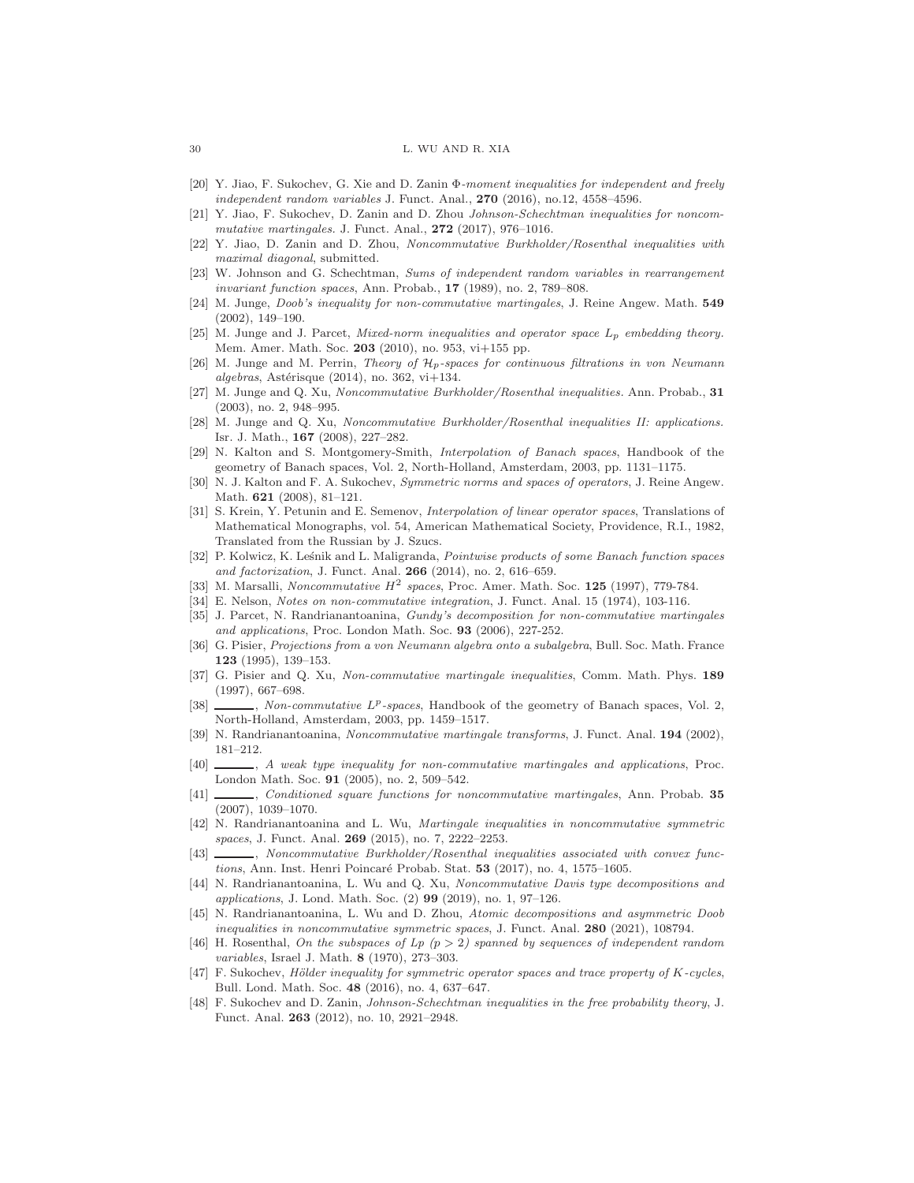[20] Y. Jiao, F. Sukochev, G. Xie and D. Zanin *Φ-moment inequalities for independent and freely independent random variables* J. Funct. Anal., **270** (2016), no.12, 4558–4596.

[21] Y. Jiao, F. Sukochev, D. Zanin and D. Zhou *Johnson-Schechtman inequalities for noncommutative martingales*. J. Funct. Anal., **272** (2017), 976–1016.

[22] Y. Jiao, D. Zanin and D. Zhou, *Noncommutative Burkholder/Rosenthal inequalities with maximal diagonal*, submitted.

[23] W. Johnson and G. Schechtman, *Sums of independent random variables in rearrangement invariant function spaces*, Ann. Probab., **17** (1989), no. 2, 789–808.

[24] M. Junge, *Doob's inequality for non-commutative martingales*, J. Reine Angew. Math. **549** (2002), 149–190.

[25] M. Junge and J. Parcet, *Mixed-norm inequalities and operator space $L_p$ embedding theory*. Mem. Amer. Math. Soc. **203** (2010), no. 953, vi+155 pp.

[26] M. Junge and M. Perrin, *Theory of $\mathcal{H}_p$-spaces for continuous filtrations in von Neumann algebras*, Astérisque (2014), no. 362, vi+134.

[27] M. Junge and Q. Xu, *Noncommutative Burkholder/Rosenthal inequalities*. Ann. Probab., **31** (2003), no. 2, 948–995.

[28] M. Junge and Q. Xu, *Noncommutative Burkholder/Rosenthal inequalities II: applications*. Isr. J. Math., **167** (2008), 227–282.

[29] N. Kalton and S. Montgomery-Smith, *Interpolation of Banach spaces*, Handbook of the geometry of Banach spaces, Vol. 2, North-Holland, Amsterdam, 2003, pp. 1131–1175.

[30] N. J. Kalton and F. A. Sukochev, *Symmetric norms and spaces of operators*, J. Reine Angew. Math. **621** (2008), 81–121.

[31] S. Krein, Y. Petunin and E. Semenov, *Interpolation of linear operator spaces*, Translations of Mathematical Monographs, vol. 54, American Mathematical Society, Providence, R.I., 1982, Translated from the Russian by J. Szucs.

[32] P. Kolwicz, K. Leśnik and L. Maligranda, *Pointwise products of some Banach function spaces and factorization*, J. Funct. Anal. **266** (2014), no. 2, 616–659.

[33] M. Marsalli, *Noncommutative $H^2$ spaces*, Proc. Amer. Math. Soc. **125** (1997), 779-784.

[34] E. Nelson, *Notes on non-commutative integration*, J. Funct. Anal. 15 (1974), 103-116.

[35] J. Parcet, N. Randrianantoanina, *Gundy's decomposition for non-commutative martingales and applications*, Proc. London Math. Soc. **93** (2006), 227-252.

[36] G. Pisier, *Projections from a von Neumann algebra onto a subalgebra*, Bull. Soc. Math. France **123** (1995), 139–153.

[37] G. Pisier and Q. Xu, *Non-commutative martingale inequalities*, Comm. Math. Phys. **189** (1997), 667–698.

[38] ______, *Non-commutative $L^p$-spaces*, Handbook of the geometry of Banach spaces, Vol. 2, North-Holland, Amsterdam, 2003, pp. 1459–1517.

[39] N. Randrianantoanina, *Noncommutative martingale transforms*, J. Funct. Anal. **194** (2002), 181–212.

[40] ______, *A weak type inequality for non-commutative martingales and applications*, Proc. London Math. Soc. **91** (2005), no. 2, 509–542.

[41] ______, *Conditioned square functions for noncommutative martingales*, Ann. Probab. **35** (2007), 1039–1070.

[42] N. Randrianantoanina and L. Wu, *Martingale inequalities in noncommutative symmetric spaces*, J. Funct. Anal. **269** (2015), no. 7, 2222–2253.

[43] ______, *Noncommutative Burkholder/Rosenthal inequalities associated with convex functions*, Ann. Inst. Henri Poincaré Probab. Stat. **53** (2017), no. 4, 1575–1605.

[44] N. Randrianantoanina, L. Wu and Q. Xu, *Noncommutative Davis type decompositions and applications*, J. Lond. Math. Soc. (2) **99** (2019), no. 1, 97–126.

[45] N. Randrianantoanina, L. Wu and D. Zhou, *Atomic decompositions and asymmetric Doob inequalities in noncommutative symmetric spaces*, J. Funct. Anal. **280** (2021), 108794.

[46] H. Rosenthal, *On the subspaces of Lp (p > 2) spanned by sequences of independent random variables*, Israel J. Math. **8** (1970), 273–303.

[47] F. Sukochev, *Hölder inequality for symmetric operator spaces and trace property of K-cycles*, Bull. Lond. Math. Soc. **48** (2016), no. 4, 637–647.

[48] F. Sukochev and D. Zanin, *Johnson-Schechtman inequalities in the free probability theory*, J. Funct. Anal. **263** (2012), no. 10, 2921–2948.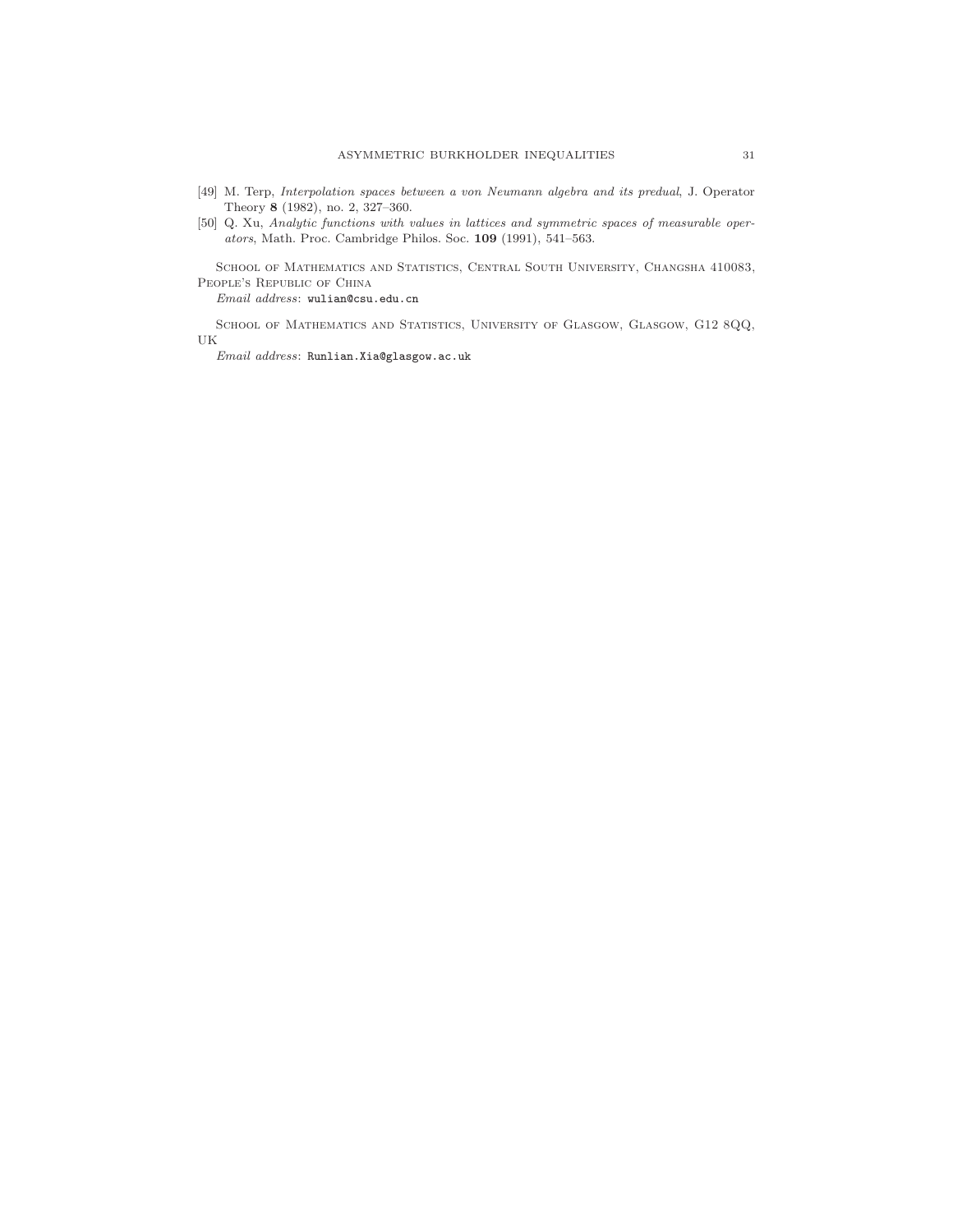[49] M. Terp, *Interpolation spaces between a von Neumann algebra and its predual*, J. Operator Theory **8** (1982), no. 2, 327–360.

[50] Q. Xu, *Analytic functions with values in lattices and symmetric spaces of measurable operators*, Math. Proc. Cambridge Philos. Soc. **109** (1991), 541–563.

School of Mathematics and Statistics, Central South University, Changsha 410083, People's Republic of China

*Email address*: `wulian@csu.edu.cn`

School of Mathematics and Statistics, University of Glasgow, Glasgow, G12 8QQ, UK

*Email address*: `Runlian.Xia@glasgow.ac.uk`